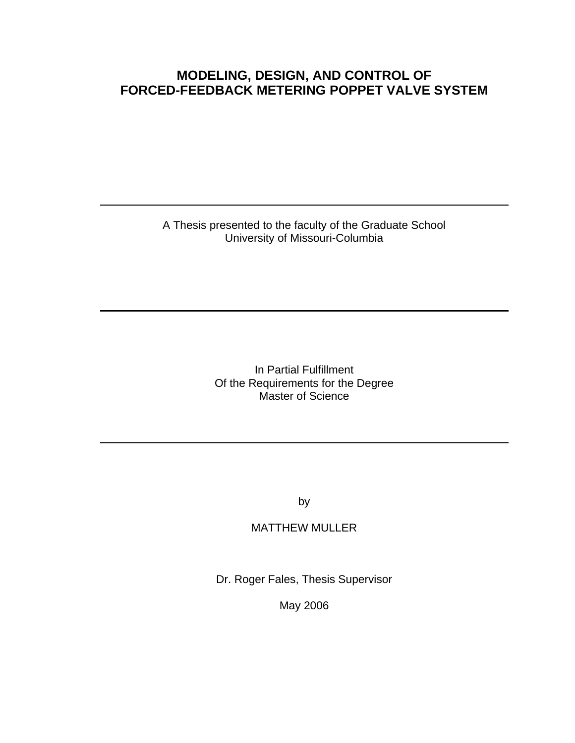# MODELING, DESIGN, AND CONTROL OF FORCED-FEEDBACK METERING POPPET VALVE SYSTEM

---

A Thesis presented to the faculty of the Graduate School
University of Missouri-Columbia

---

In Partial Fulfillment
Of the Requirements for the Degree
Master of Science

---

by

MATTHEW MULLER

Dr. Roger Fales, Thesis Supervisor

May 2006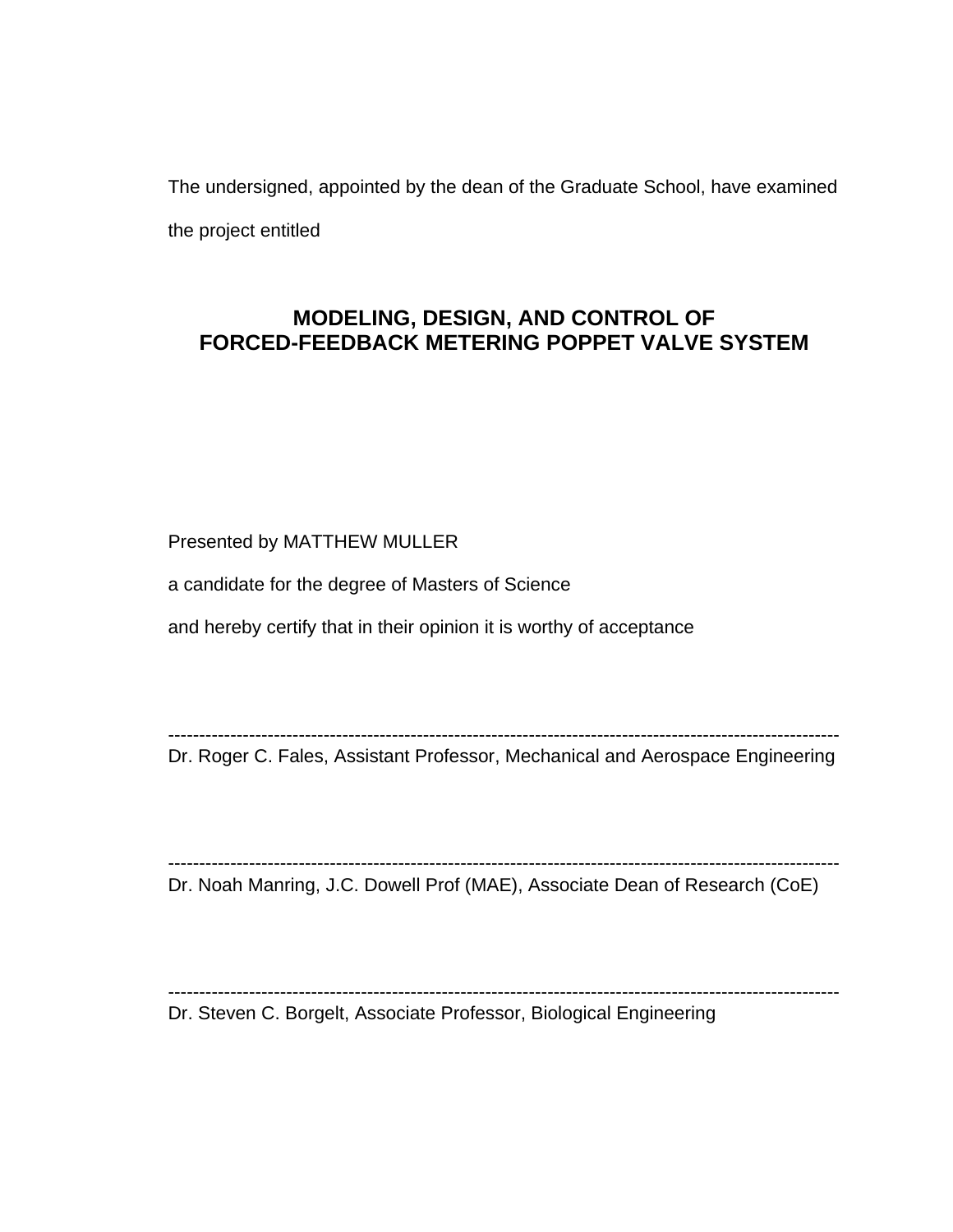The undersigned, appointed by the dean of the Graduate School, have examined the project entitled

**MODELING, DESIGN, AND CONTROL OF FORCED-FEEDBACK METERING POPPET VALVE SYSTEM**

Presented by MATTHEW MULLER

a candidate for the degree of Masters of Science

and hereby certify that in their opinion it is worthy of acceptance

---

Dr. Roger C. Fales, Assistant Professor, Mechanical and Aerospace Engineering

---

Dr. Noah Manring, J.C. Dowell Prof (MAE), Associate Dean of Research (CoE)

---

Dr. Steven C. Borgelt, Associate Professor, Biological Engineering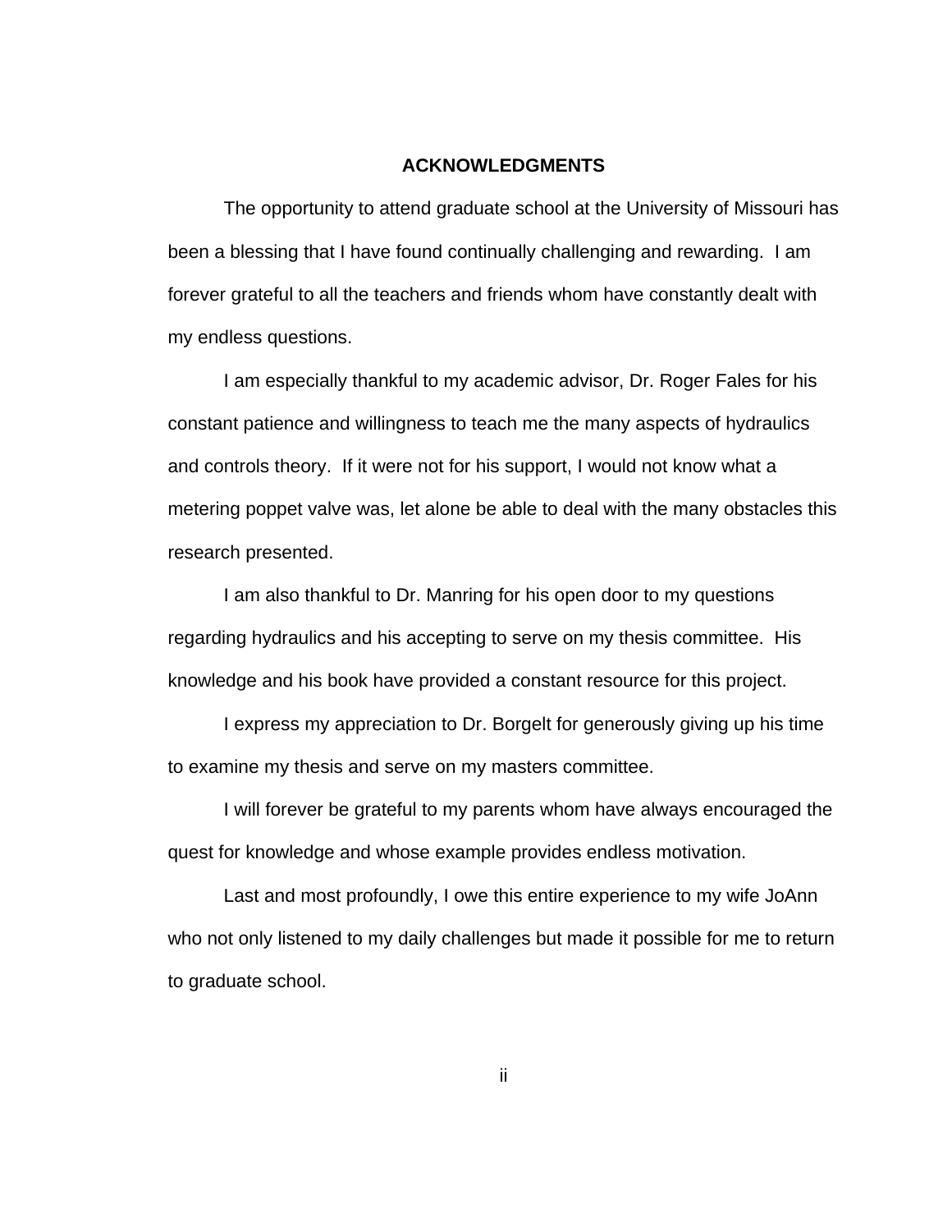## ACKNOWLEDGMENTS

The opportunity to attend graduate school at the University of Missouri has been a blessing that I have found continually challenging and rewarding. I am forever grateful to all the teachers and friends whom have constantly dealt with my endless questions.

I am especially thankful to my academic advisor, Dr. Roger Fales for his constant patience and willingness to teach me the many aspects of hydraulics and controls theory. If it were not for his support, I would not know what a metering poppet valve was, let alone be able to deal with the many obstacles this research presented.

I am also thankful to Dr. Manring for his open door to my questions regarding hydraulics and his accepting to serve on my thesis committee. His knowledge and his book have provided a constant resource for this project.

I express my appreciation to Dr. Borgelt for generously giving up his time to examine my thesis and serve on my masters committee.

I will forever be grateful to my parents whom have always encouraged the quest for knowledge and whose example provides endless motivation.

Last and most profoundly, I owe this entire experience to my wife JoAnn who not only listened to my daily challenges but made it possible for me to return to graduate school.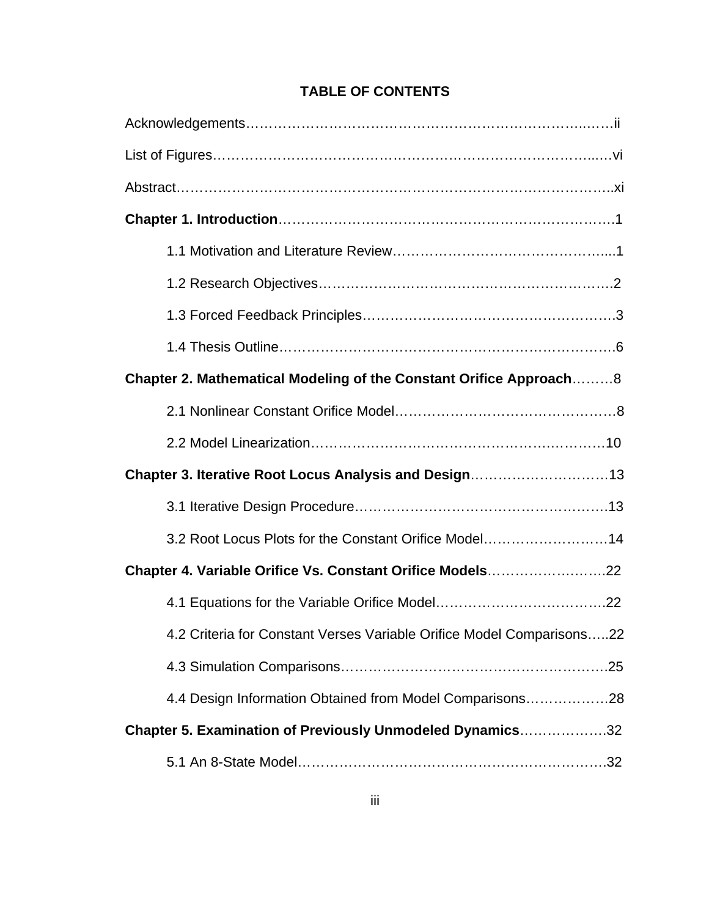# TABLE OF CONTENTS

Acknowledgements……………………………………………………………………….……ii

List of Figures…………………………………………………………………………...…vi

Abstract……………………………………………………………………………………..xi

**Chapter 1. Introduction**…………………………………………………………………1

1.1 Motivation and Literature Review……………………………………….....1

1.2 Research Objectives……………………………………………………….2

1.3 Forced Feedback Principles……………………………………………….3

1.4 Thesis Outline……………………………………………………………….6

**Chapter 2. Mathematical Modeling of the Constant Orifice Approach**………8

2.1 Nonlinear Constant Orifice Model…………………………………………8

2.2 Model Linearization……………………………………………………….10

**Chapter 3. Iterative Root Locus Analysis and Design**…………………………13

3.1 Iterative Design Procedure………………………………………………13

3.2 Root Locus Plots for the Constant Orifice Model………………………14

**Chapter 4. Variable Orifice Vs. Constant Orifice Models**…………………….22

4.1 Equations for the Variable Orifice Model……………………………….22

4.2 Criteria for Constant Verses Variable Orifice Model Comparisons…..22

4.3 Simulation Comparisons…………………………………………………25

4.4 Design Information Obtained from Model Comparisons………………28

**Chapter 5. Examination of Previously Unmodeled Dynamics**……………….32

5.1 An 8-State Model………………………………………………………….32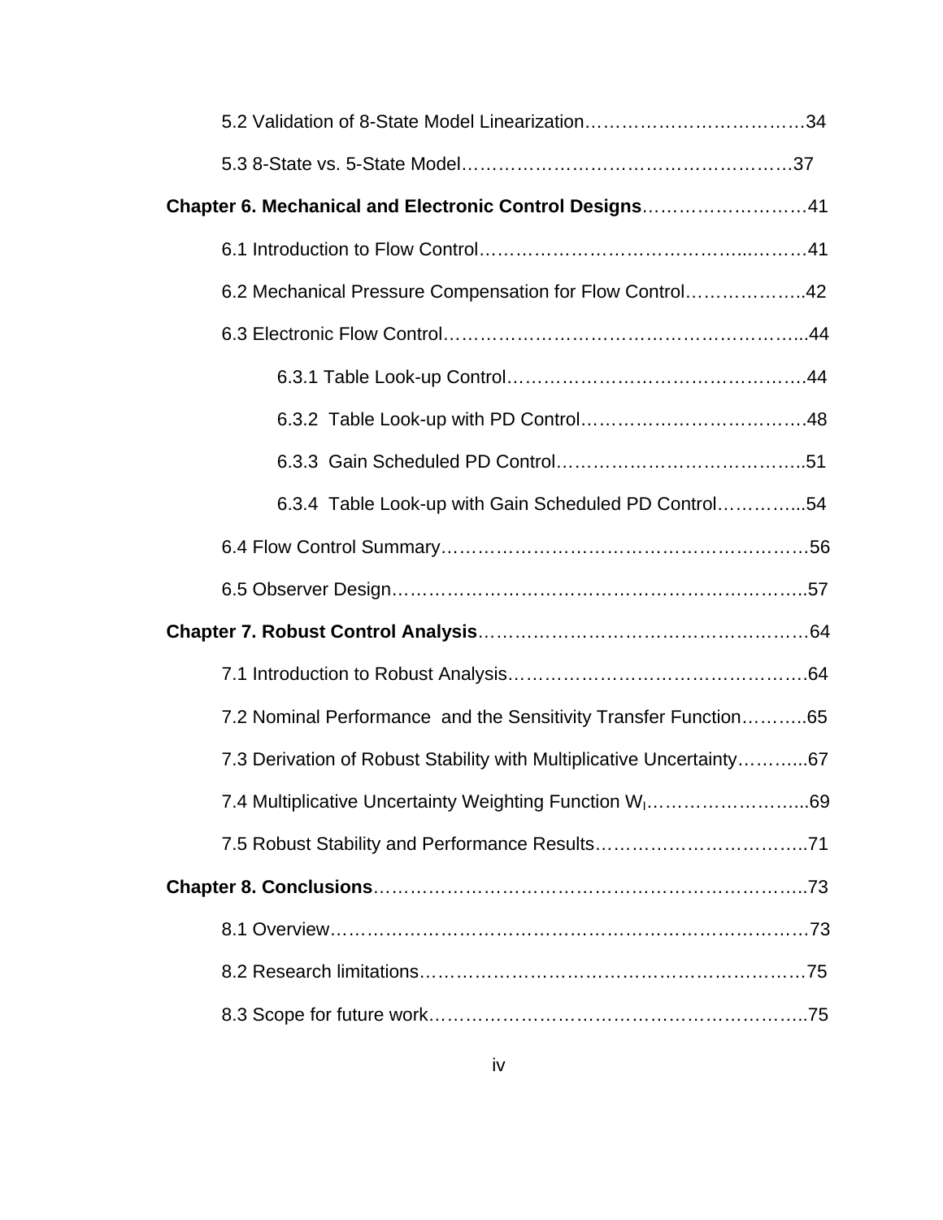5.2 Validation of 8-State Model Linearization……………………………….34

5.3 8-State vs. 5-State Model……………………………………………….37

**Chapter 6. Mechanical and Electronic Control Designs**………………………41

6.1 Introduction to Flow Control……………………………………...………41

6.2 Mechanical Pressure Compensation for Flow Control………………..42

6.3 Electronic Flow Control…………………………………………………...44

6.3.1 Table Look-up Control………………………………………….44

6.3.2 Table Look-up with PD Control……………………………….48

6.3.3 Gain Scheduled PD Control…………………………………..51

6.3.4 Table Look-up with Gain Scheduled PD Control…………...54

6.4 Flow Control Summary……………………………………………………56

6.5 Observer Design…………………………………………………………..57

**Chapter 7. Robust Control Analysis**……………………………………………64

7.1 Introduction to Robust Analysis…………………………………………64

7.2 Nominal Performance and the Sensitivity Transfer Function………..65

7.3 Derivation of Robust Stability with Multiplicative Uncertainty………...67

7.4 Multiplicative Uncertainty Weighting Function $W_I$……………………...69

7.5 Robust Stability and Performance Results……………………………..71

**Chapter 8. Conclusions**…………………………………………………………..73

8.1 Overview…………………………………………………………………73

8.2 Research limitations………………………………………………………75

8.3 Scope for future work……………………………………………………..75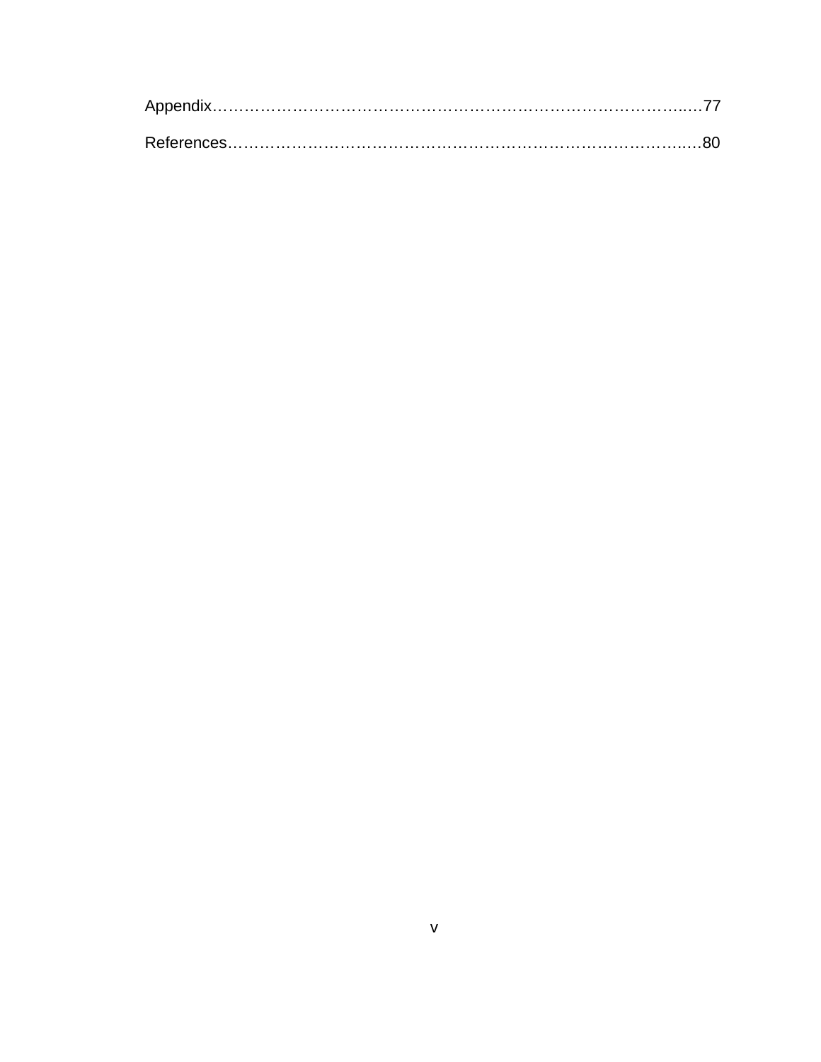Appendix……………………………………………………………………………………77

References…………………………………………………………………………………80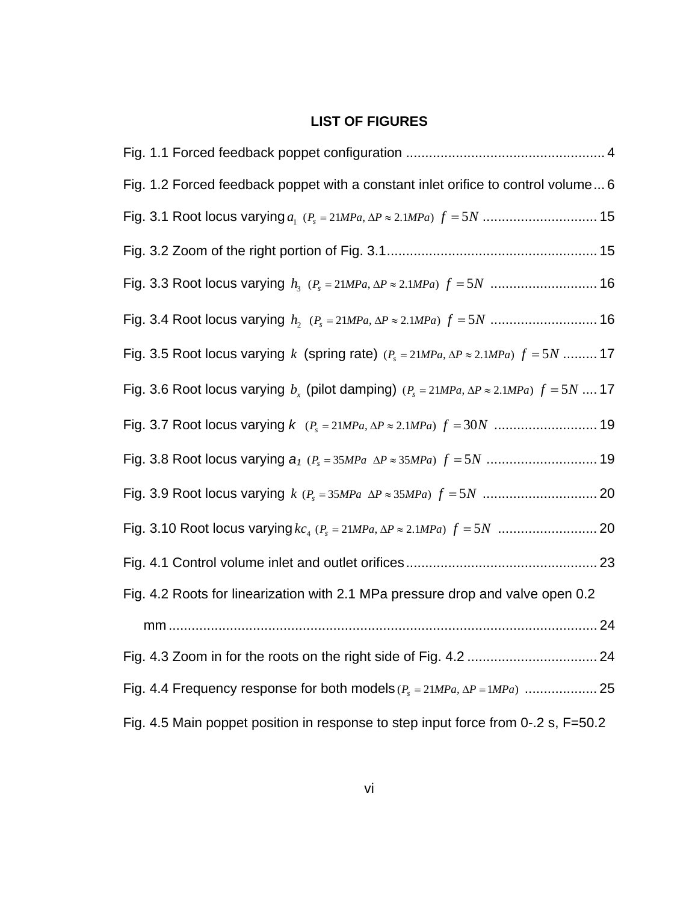# LIST OF FIGURES

Fig. 1.1 Forced feedback poppet configuration .................................................... 4

Fig. 1.2 Forced feedback poppet with a constant inlet orifice to control volume ... 6

Fig. 3.1 Root locus varying $a_1$ $(P_s = 21MPa, \Delta P \approx 2.1MPa)$ $f = 5N$ .............................. 15

Fig. 3.2 Zoom of the right portion of Fig. 3.1....................................................... 15

Fig. 3.3 Root locus varying $h_3$ $(P_s = 21MPa, \Delta P \approx 2.1MPa)$ $f = 5N$ ............................ 16

Fig. 3.4 Root locus varying $h_2$ $(P_s = 21MPa, \Delta P \approx 2.1MPa)$ $f = 5N$ ............................ 16

Fig. 3.5 Root locus varying $k$ (spring rate) $(P_s = 21MPa, \Delta P \approx 2.1MPa)$ $f = 5N$ ......... 17

Fig. 3.6 Root locus varying $b_x$ (pilot damping) $(P_s = 21MPa, \Delta P \approx 2.1MPa)$ $f = 5N$ .... 17

Fig. 3.7 Root locus varying $k$ $(P_s = 21MPa, \Delta P \approx 2.1MPa)$ $f = 30N$ ........................... 19

Fig. 3.8 Root locus varying $a_1$ $(P_s = 35MPa \;\; \Delta P \approx 35MPa)$ $f = 5N$ ............................. 19

Fig. 3.9 Root locus varying $k$ $(P_s = 35MPa \;\; \Delta P \approx 35MPa)$ $f = 5N$ .............................. 20

Fig. 3.10 Root locus varying $kc_4$ $(P_s = 21MPa, \Delta P \approx 2.1MPa)$ $f = 5N$ .......................... 20

Fig. 4.1 Control volume inlet and outlet orifices.................................................. 23

Fig. 4.2 Roots for linearization with 2.1 MPa pressure drop and valve open 0.2 mm ................................................................................................................ 24

Fig. 4.3 Zoom in for the roots on the right side of Fig. 4.2 .................................. 24

Fig. 4.4 Frequency response for both models $(P_s = 21MPa, \Delta P = 1MPa)$ ................... 25

Fig. 4.5 Main poppet position in response to step input force from 0-.2 s, F=50.2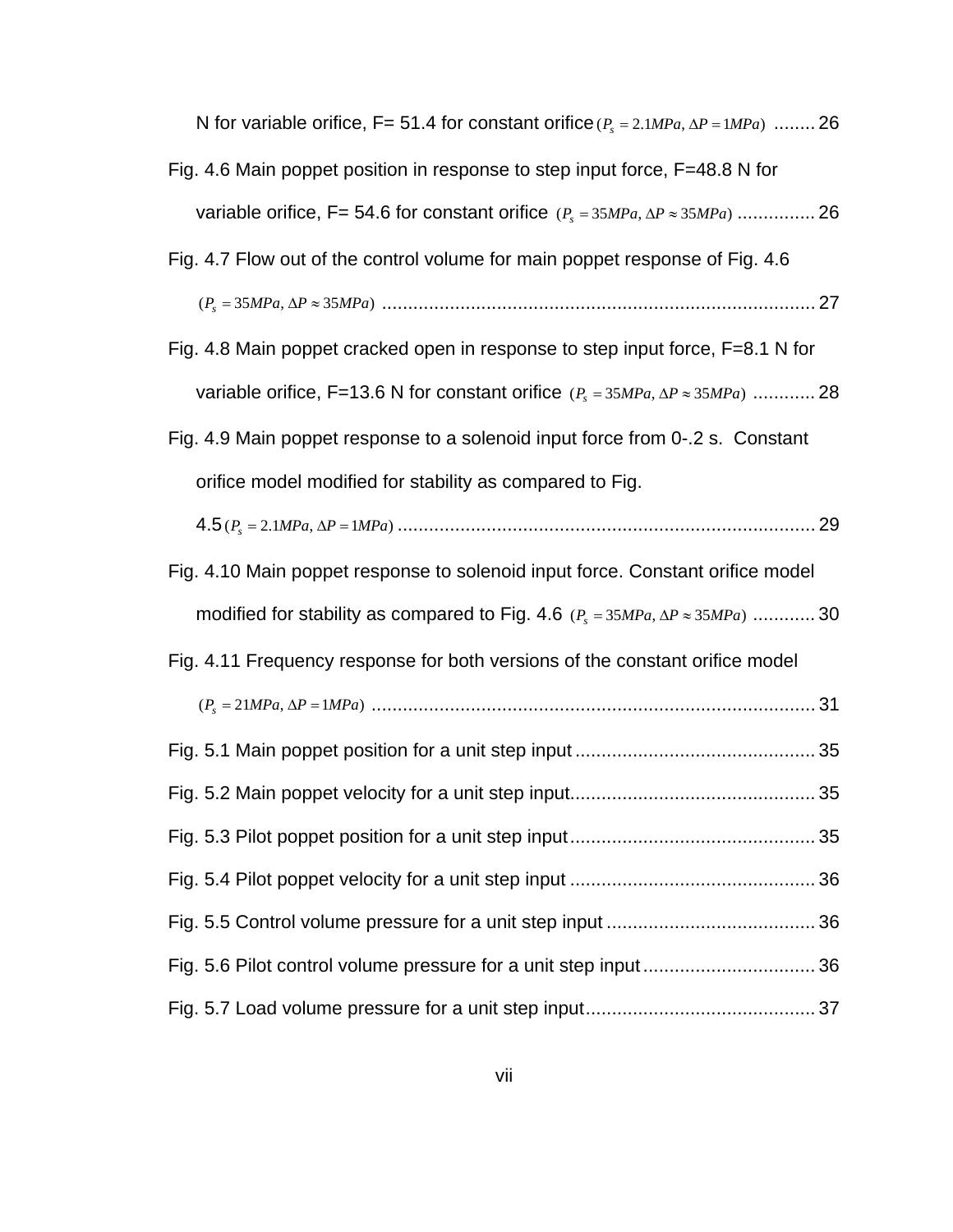N for variable orifice, F= 51.4 for constant orifice $(P_s = 2.1MPa, \Delta P = 1MPa)$ ........ 26

Fig. 4.6 Main poppet position in response to step input force, F=48.8 N for variable orifice, F= 54.6 for constant orifice $(P_s = 35MPa, \Delta P \approx 35MPa)$ ............... 26

Fig. 4.7 Flow out of the control volume for main poppet response of Fig. 4.6 $(P_s = 35MPa, \Delta P \approx 35MPa)$ .................................................................................. 27

Fig. 4.8 Main poppet cracked open in response to step input force, F=8.1 N for variable orifice, F=13.6 N for constant orifice $(P_s = 35MPa, \Delta P \approx 35MPa)$ ............ 28

Fig. 4.9 Main poppet response to a solenoid input force from 0-.2 s. Constant orifice model modified for stability as compared to Fig. 4.5 $(P_s = 2.1MPa, \Delta P = 1MPa)$ ................................................................................ 29

Fig. 4.10 Main poppet response to solenoid input force. Constant orifice model modified for stability as compared to Fig. 4.6 $(P_s = 35MPa, \Delta P \approx 35MPa)$ ............ 30

Fig. 4.11 Frequency response for both versions of the constant orifice model $(P_s = 21MPa, \Delta P = 1MPa)$ ..................................................................................... 31

Fig. 5.1 Main poppet position for a unit step input .............................................. 35

Fig. 5.2 Main poppet velocity for a unit step input.............................................. 35

Fig. 5.3 Pilot poppet position for a unit step input.............................................. 35

Fig. 5.4 Pilot poppet velocity for a unit step input ............................................... 36

Fig. 5.5 Control volume pressure for a unit step input ........................................ 36

Fig. 5.6 Pilot control volume pressure for a unit step input................................. 36

Fig. 5.7 Load volume pressure for a unit step input............................................ 37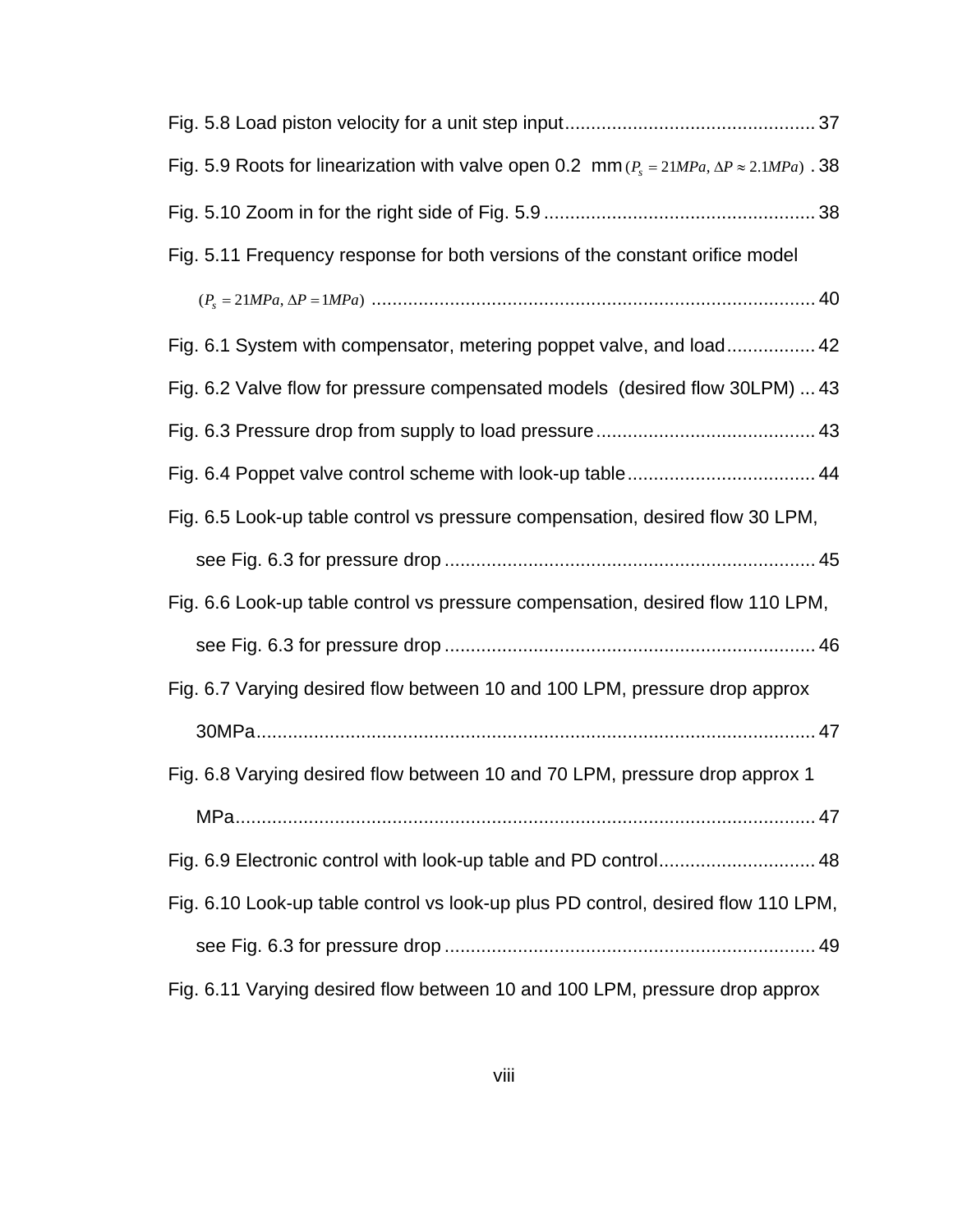Fig. 5.8 Load piston velocity for a unit step input ................................................ 37

Fig. 5.9 Roots for linearization with valve open 0.2 mm $(P_s = 21MPa, \Delta P \approx 2.1MPa)$ . 38

Fig. 5.10 Zoom in for the right side of Fig. 5.9 .................................................... 38

Fig. 5.11 Frequency response for both versions of the constant orifice model $(P_s = 21MPa, \Delta P = 1MPa)$ ..................................................................................... 40

Fig. 6.1 System with compensator, metering poppet valve, and load ................. 42

Fig. 6.2 Valve flow for pressure compensated models (desired flow 30LPM) ... 43

Fig. 6.3 Pressure drop from supply to load pressure .......................................... 43

Fig. 6.4 Poppet valve control scheme with look-up table .................................... 44

Fig. 6.5 Look-up table control vs pressure compensation, desired flow 30 LPM, see Fig. 6.3 for pressure drop ....................................................................... 45

Fig. 6.6 Look-up table control vs pressure compensation, desired flow 110 LPM, see Fig. 6.3 for pressure drop ....................................................................... 46

Fig. 6.7 Varying desired flow between 10 and 100 LPM, pressure drop approx 30MPa ........................................................................................................... 47

Fig. 6.8 Varying desired flow between 10 and 70 LPM, pressure drop approx 1 MPa .............................................................................................................. 47

Fig. 6.9 Electronic control with look-up table and PD control .............................. 48

Fig. 6.10 Look-up table control vs look-up plus PD control, desired flow 110 LPM, see Fig. 6.3 for pressure drop ....................................................................... 49

Fig. 6.11 Varying desired flow between 10 and 100 LPM, pressure drop approx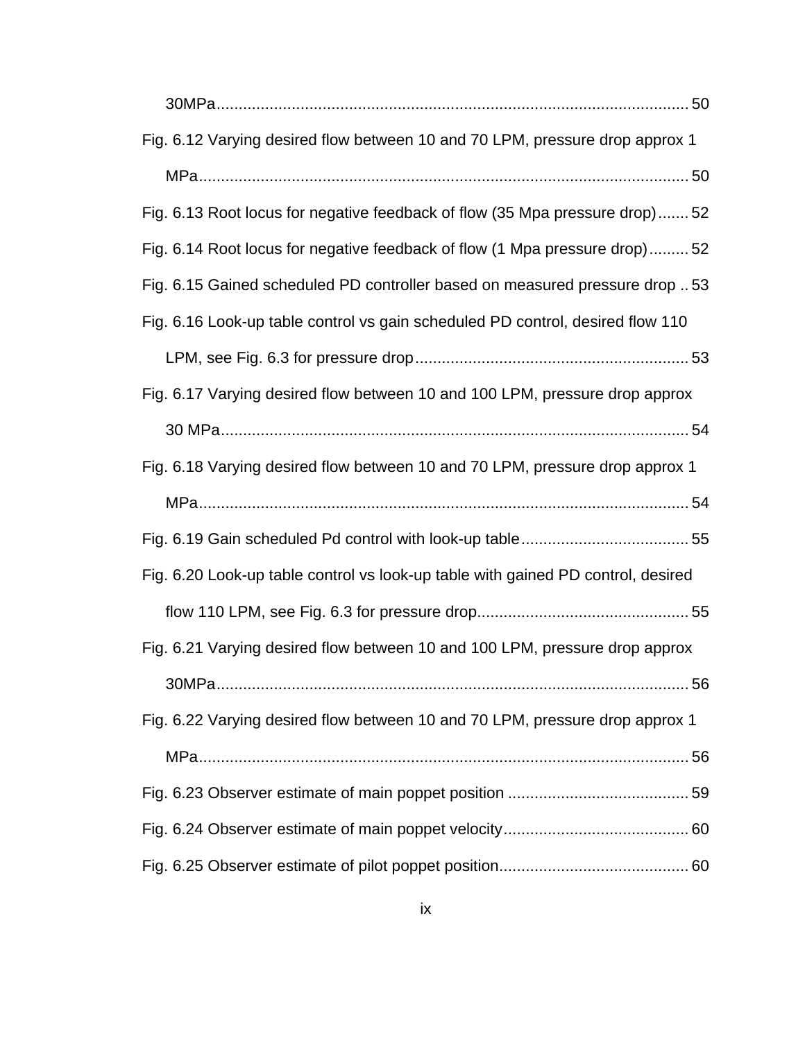30MPa........................................................................................................... 50

Fig. 6.12 Varying desired flow between 10 and 70 LPM, pressure drop approx 1 MPa............................................................................................................... 50

Fig. 6.13 Root locus for negative feedback of flow (35 Mpa pressure drop)....... 52

Fig. 6.14 Root locus for negative feedback of flow (1 Mpa pressure drop)......... 52

Fig. 6.15 Gained scheduled PD controller based on measured pressure drop .. 53

Fig. 6.16 Look-up table control vs gain scheduled PD control, desired flow 110 LPM, see Fig. 6.3 for pressure drop............................................................. 53

Fig. 6.17 Varying desired flow between 10 and 100 LPM, pressure drop approx 30 MPa.......................................................................................................... 54

Fig. 6.18 Varying desired flow between 10 and 70 LPM, pressure drop approx 1 MPa............................................................................................................... 54

Fig. 6.19 Gain scheduled Pd control with look-up table...................................... 55

Fig. 6.20 Look-up table control vs look-up table with gained PD control, desired flow 110 LPM, see Fig. 6.3 for pressure drop............................................... 55

Fig. 6.21 Varying desired flow between 10 and 100 LPM, pressure drop approx 30MPa........................................................................................................... 56

Fig. 6.22 Varying desired flow between 10 and 70 LPM, pressure drop approx 1 MPa............................................................................................................... 56

Fig. 6.23 Observer estimate of main poppet position ......................................... 59

Fig. 6.24 Observer estimate of main poppet velocity.......................................... 60

Fig. 6.25 Observer estimate of pilot poppet position........................................... 60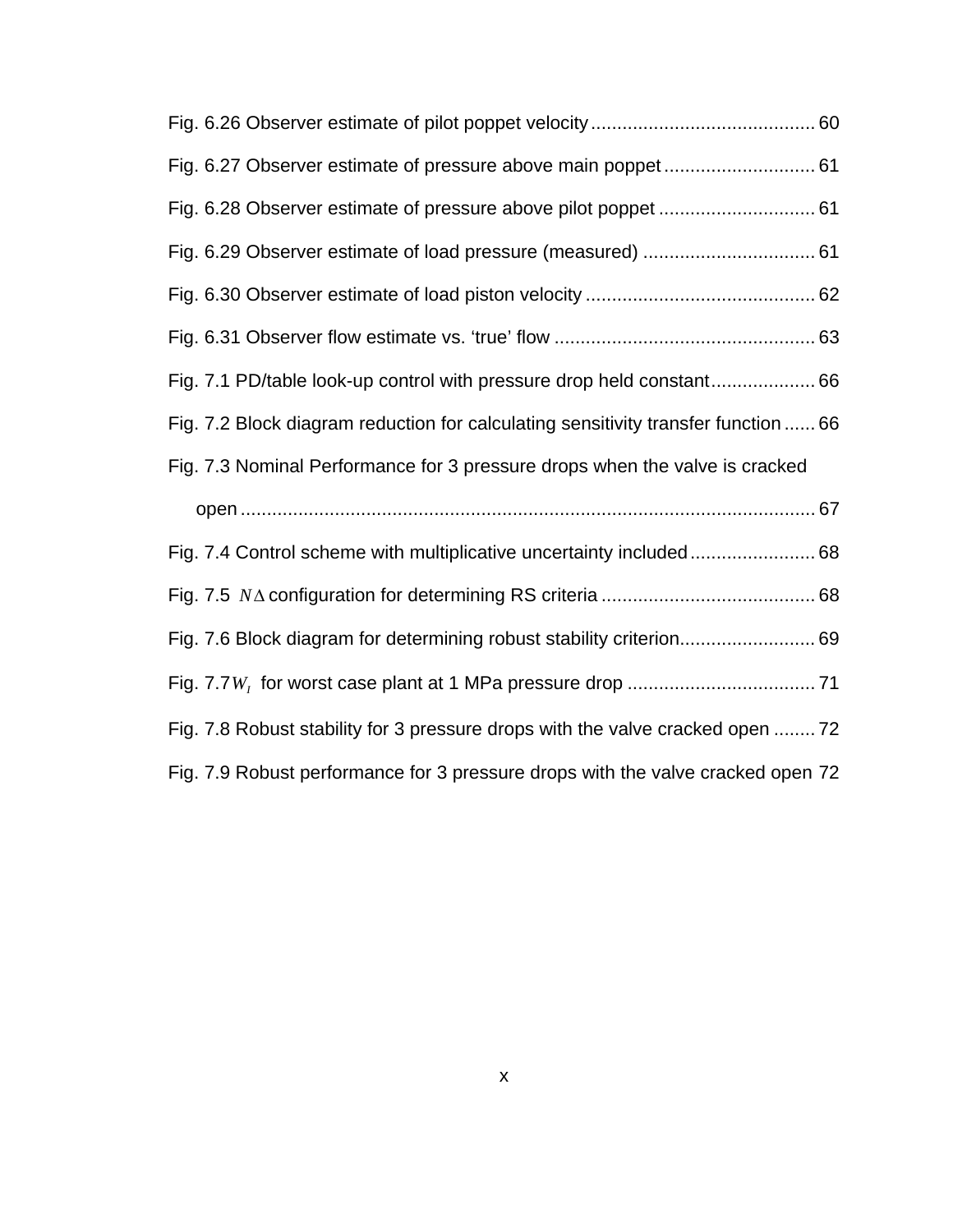Fig. 6.26 Observer estimate of pilot poppet velocity .......................................... 60

Fig. 6.27 Observer estimate of pressure above main poppet ............................ 61

Fig. 6.28 Observer estimate of pressure above pilot poppet ............................. 61

Fig. 6.29 Observer estimate of load pressure (measured) ................................ 61

Fig. 6.30 Observer estimate of load piston velocity ........................................... 62

Fig. 6.31 Observer flow estimate vs. ‘true’ flow ................................................. 63

Fig. 7.1 PD/table look-up control with pressure drop held constant.................... 66

Fig. 7.2 Block diagram reduction for calculating sensitivity transfer function ...... 66

Fig. 7.3 Nominal Performance for 3 pressure drops when the valve is cracked open .......................................................................................................... 67

Fig. 7.4 Control scheme with multiplicative uncertainty included ....................... 68

Fig. 7.5 $N\Delta$ configuration for determining RS criteria ........................................ 68

Fig. 7.6 Block diagram for determining robust stability criterion......................... 69

Fig. 7.7 $W_I$ for worst case plant at 1 MPa pressure drop .................................... 71

Fig. 7.8 Robust stability for 3 pressure drops with the valve cracked open ........ 72

Fig. 7.9 Robust performance for 3 pressure drops with the valve cracked open 72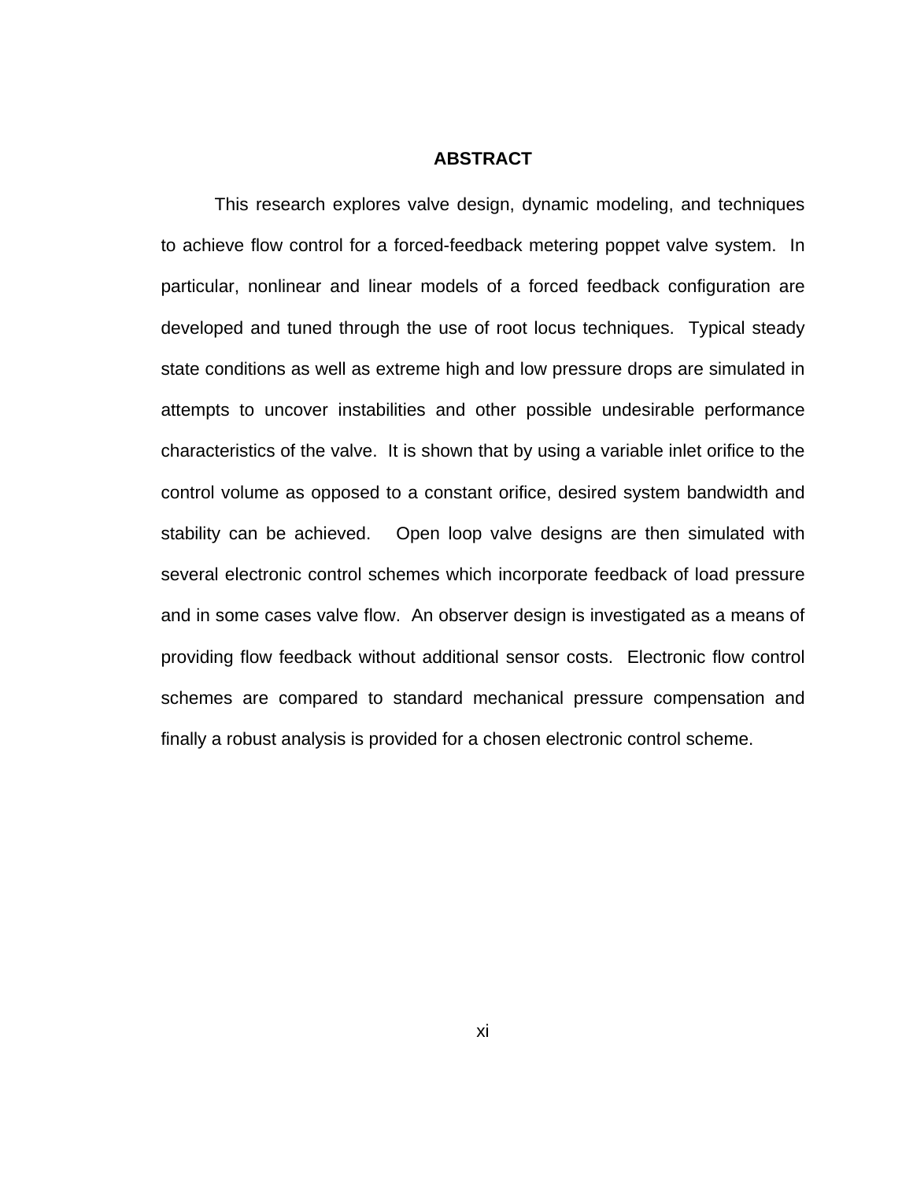## ABSTRACT

This research explores valve design, dynamic modeling, and techniques to achieve flow control for a forced-feedback metering poppet valve system. In particular, nonlinear and linear models of a forced feedback configuration are developed and tuned through the use of root locus techniques. Typical steady state conditions as well as extreme high and low pressure drops are simulated in attempts to uncover instabilities and other possible undesirable performance characteristics of the valve. It is shown that by using a variable inlet orifice to the control volume as opposed to a constant orifice, desired system bandwidth and stability can be achieved. Open loop valve designs are then simulated with several electronic control schemes which incorporate feedback of load pressure and in some cases valve flow. An observer design is investigated as a means of providing flow feedback without additional sensor costs. Electronic flow control schemes are compared to standard mechanical pressure compensation and finally a robust analysis is provided for a chosen electronic control scheme.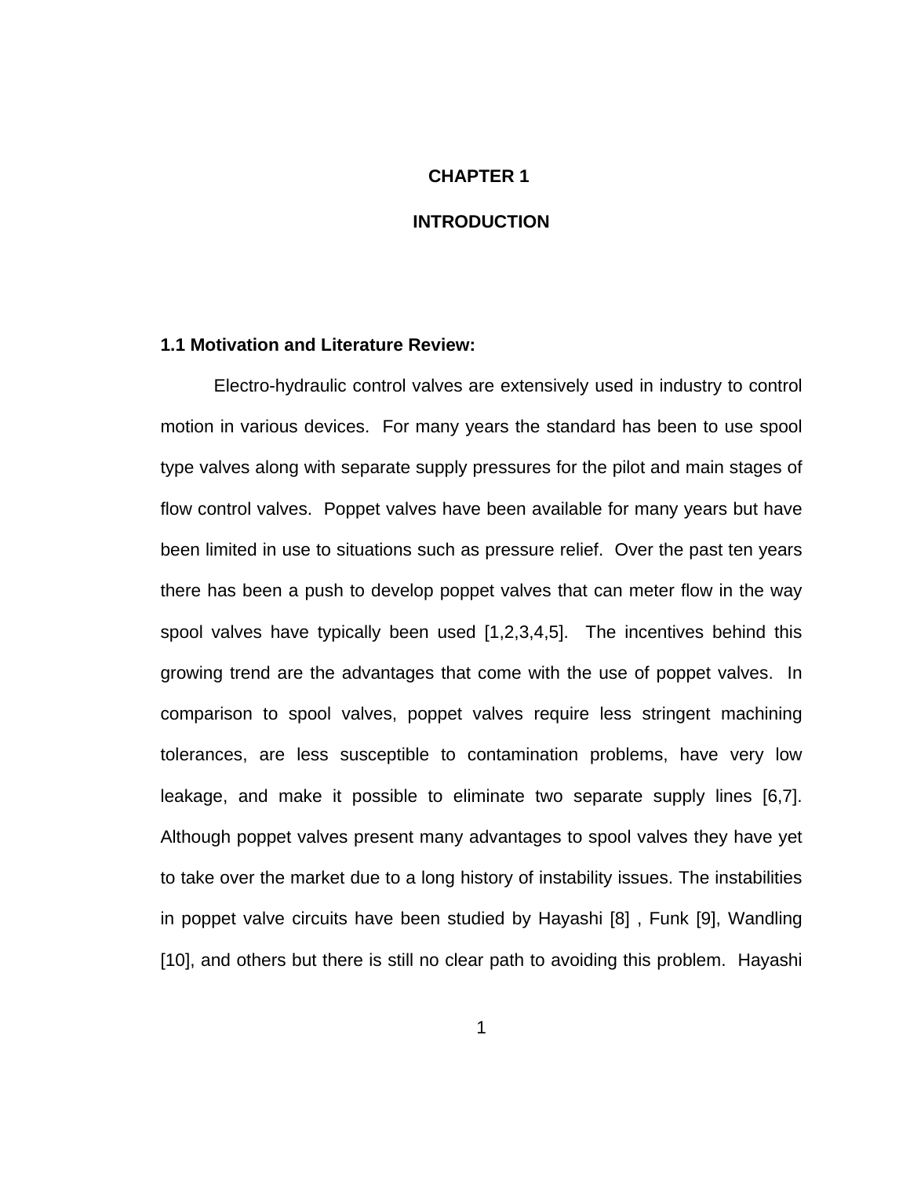# CHAPTER 1

# INTRODUCTION

## 1.1 Motivation and Literature Review:

Electro-hydraulic control valves are extensively used in industry to control motion in various devices. For many years the standard has been to use spool type valves along with separate supply pressures for the pilot and main stages of flow control valves. Poppet valves have been available for many years but have been limited in use to situations such as pressure relief. Over the past ten years there has been a push to develop poppet valves that can meter flow in the way spool valves have typically been used [1,2,3,4,5]. The incentives behind this growing trend are the advantages that come with the use of poppet valves. In comparison to spool valves, poppet valves require less stringent machining tolerances, are less susceptible to contamination problems, have very low leakage, and make it possible to eliminate two separate supply lines [6,7]. Although poppet valves present many advantages to spool valves they have yet to take over the market due to a long history of instability issues. The instabilities in poppet valve circuits have been studied by Hayashi [8] , Funk [9], Wandling [10], and others but there is still no clear path to avoiding this problem. Hayashi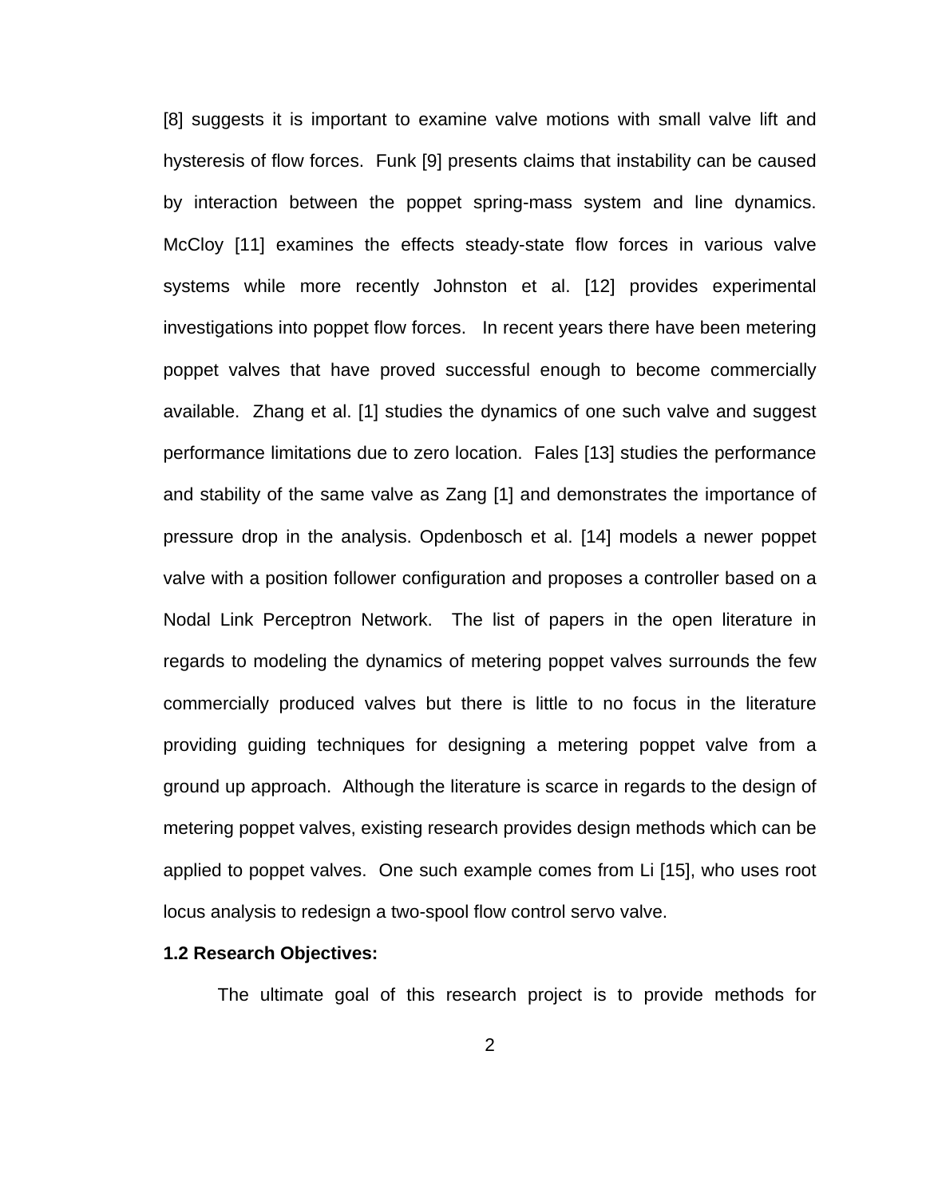[8] suggests it is important to examine valve motions with small valve lift and hysteresis of flow forces. Funk [9] presents claims that instability can be caused by interaction between the poppet spring-mass system and line dynamics. McCloy [11] examines the effects steady-state flow forces in various valve systems while more recently Johnston et al. [12] provides experimental investigations into poppet flow forces. In recent years there have been metering poppet valves that have proved successful enough to become commercially available. Zhang et al. [1] studies the dynamics of one such valve and suggest performance limitations due to zero location. Fales [13] studies the performance and stability of the same valve as Zang [1] and demonstrates the importance of pressure drop in the analysis. Opdenbosch et al. [14] models a newer poppet valve with a position follower configuration and proposes a controller based on a Nodal Link Perceptron Network. The list of papers in the open literature in regards to modeling the dynamics of metering poppet valves surrounds the few commercially produced valves but there is little to no focus in the literature providing guiding techniques for designing a metering poppet valve from a ground up approach. Although the literature is scarce in regards to the design of metering poppet valves, existing research provides design methods which can be applied to poppet valves. One such example comes from Li [15], who uses root locus analysis to redesign a two-spool flow control servo valve.

**1.2 Research Objectives:**

The ultimate goal of this research project is to provide methods for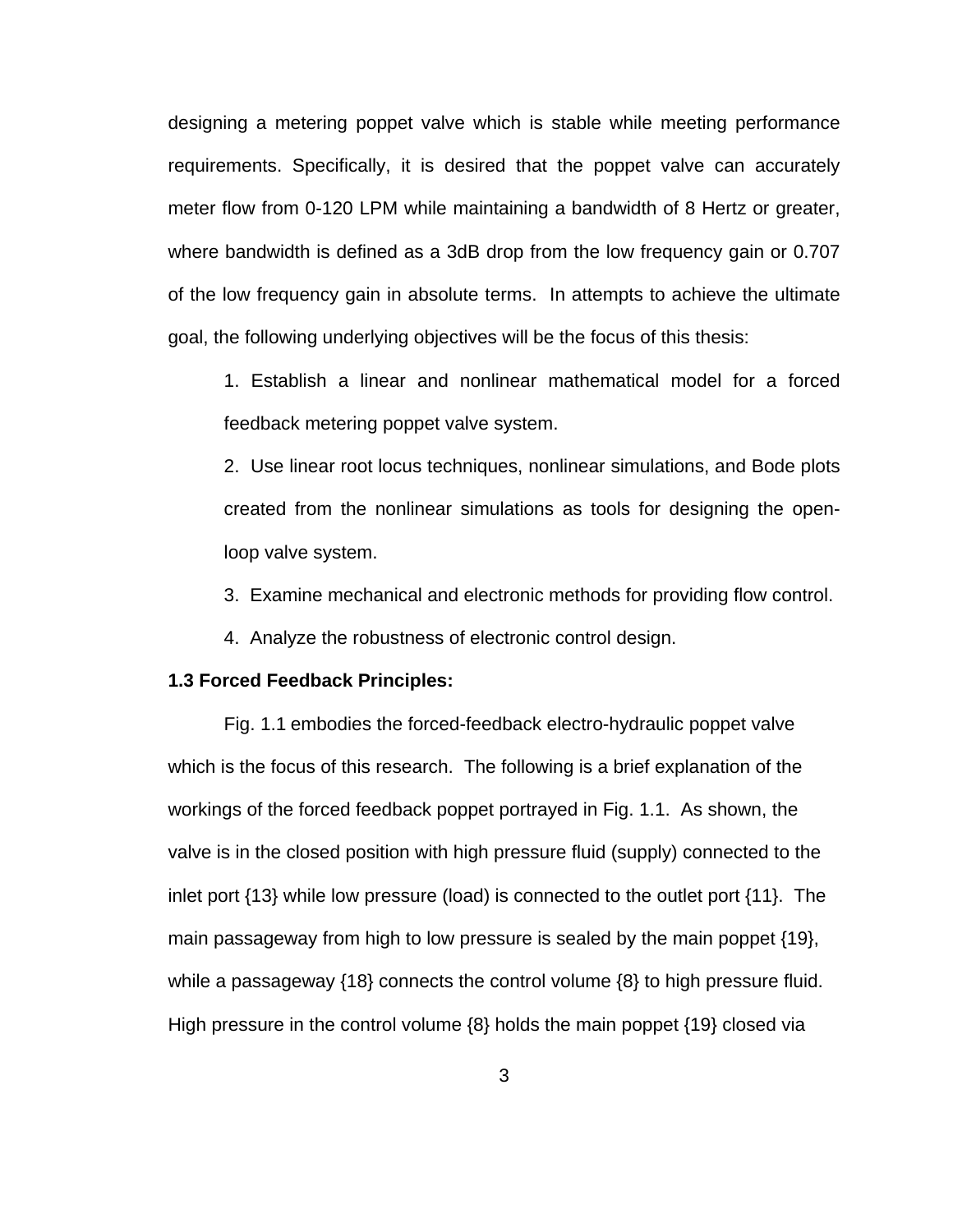designing a metering poppet valve which is stable while meeting performance requirements. Specifically, it is desired that the poppet valve can accurately meter flow from 0-120 LPM while maintaining a bandwidth of 8 Hertz or greater, where bandwidth is defined as a 3dB drop from the low frequency gain or 0.707 of the low frequency gain in absolute terms. In attempts to achieve the ultimate goal, the following underlying objectives will be the focus of this thesis:

1. Establish a linear and nonlinear mathematical model for a forced feedback metering poppet valve system.
2. Use linear root locus techniques, nonlinear simulations, and Bode plots created from the nonlinear simulations as tools for designing the open-loop valve system.
3. Examine mechanical and electronic methods for providing flow control.
4. Analyze the robustness of electronic control design.

### 1.3 Forced Feedback Principles:

Fig. 1.1 embodies the forced-feedback electro-hydraulic poppet valve which is the focus of this research. The following is a brief explanation of the workings of the forced feedback poppet portrayed in Fig. 1.1. As shown, the valve is in the closed position with high pressure fluid (supply) connected to the inlet port {13} while low pressure (load) is connected to the outlet port {11}. The main passageway from high to low pressure is sealed by the main poppet {19}, while a passageway {18} connects the control volume {8} to high pressure fluid. High pressure in the control volume {8} holds the main poppet {19} closed via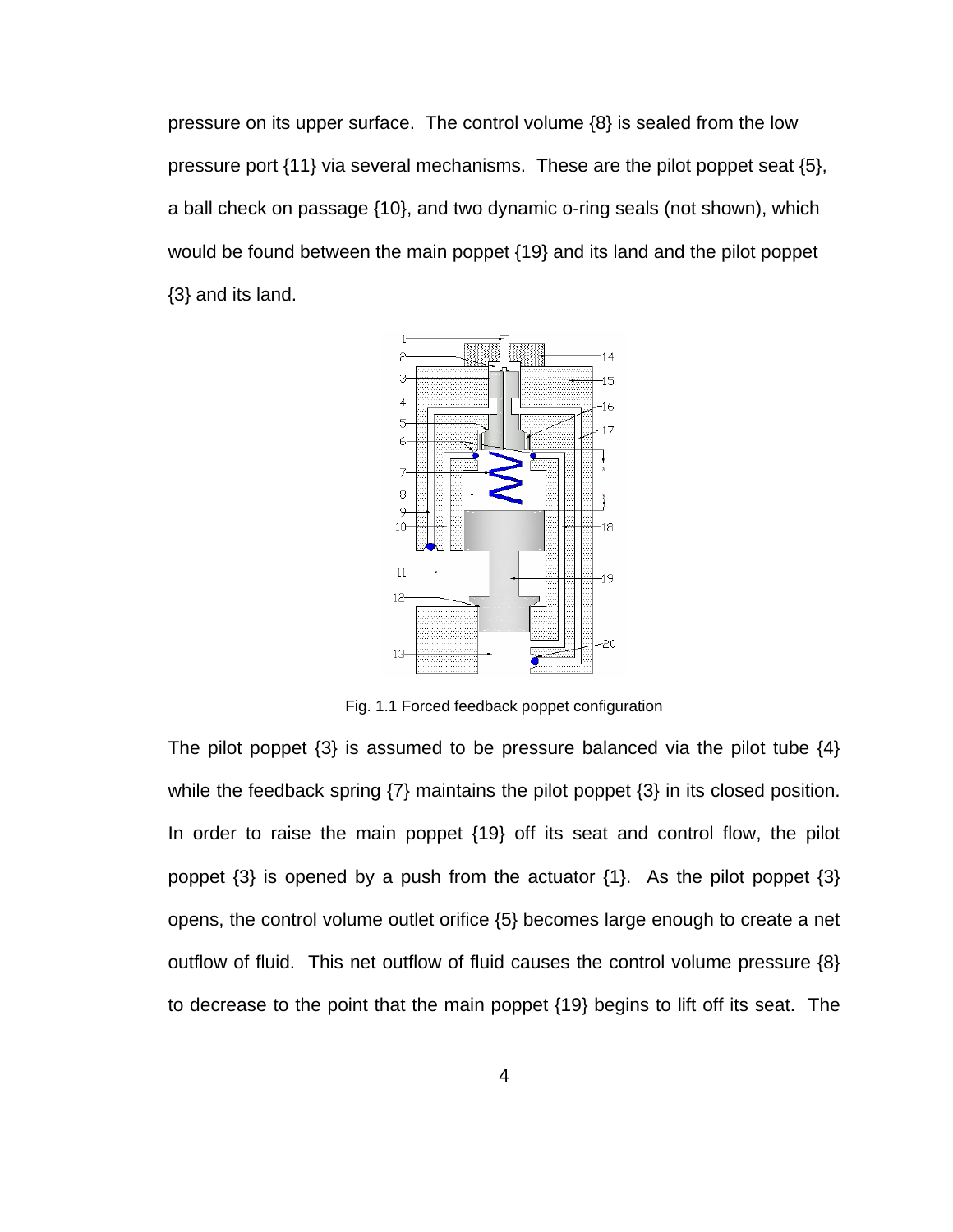pressure on its upper surface. The control volume {8} is sealed from the low pressure port {11} via several mechanisms. These are the pilot poppet seat {5}, a ball check on passage {10}, and two dynamic o-ring seals (not shown), which would be found between the main poppet {19} and its land and the pilot poppet {3} and its land.

Fig. 1.1 Forced feedback poppet configuration

The pilot poppet {3} is assumed to be pressure balanced via the pilot tube {4} while the feedback spring {7} maintains the pilot poppet {3} in its closed position. In order to raise the main poppet {19} off its seat and control flow, the pilot poppet {3} is opened by a push from the actuator {1}. As the pilot poppet {3} opens, the control volume outlet orifice {5} becomes large enough to create a net outflow of fluid. This net outflow of fluid causes the control volume pressure {8} to decrease to the point that the main poppet {19} begins to lift off its seat. The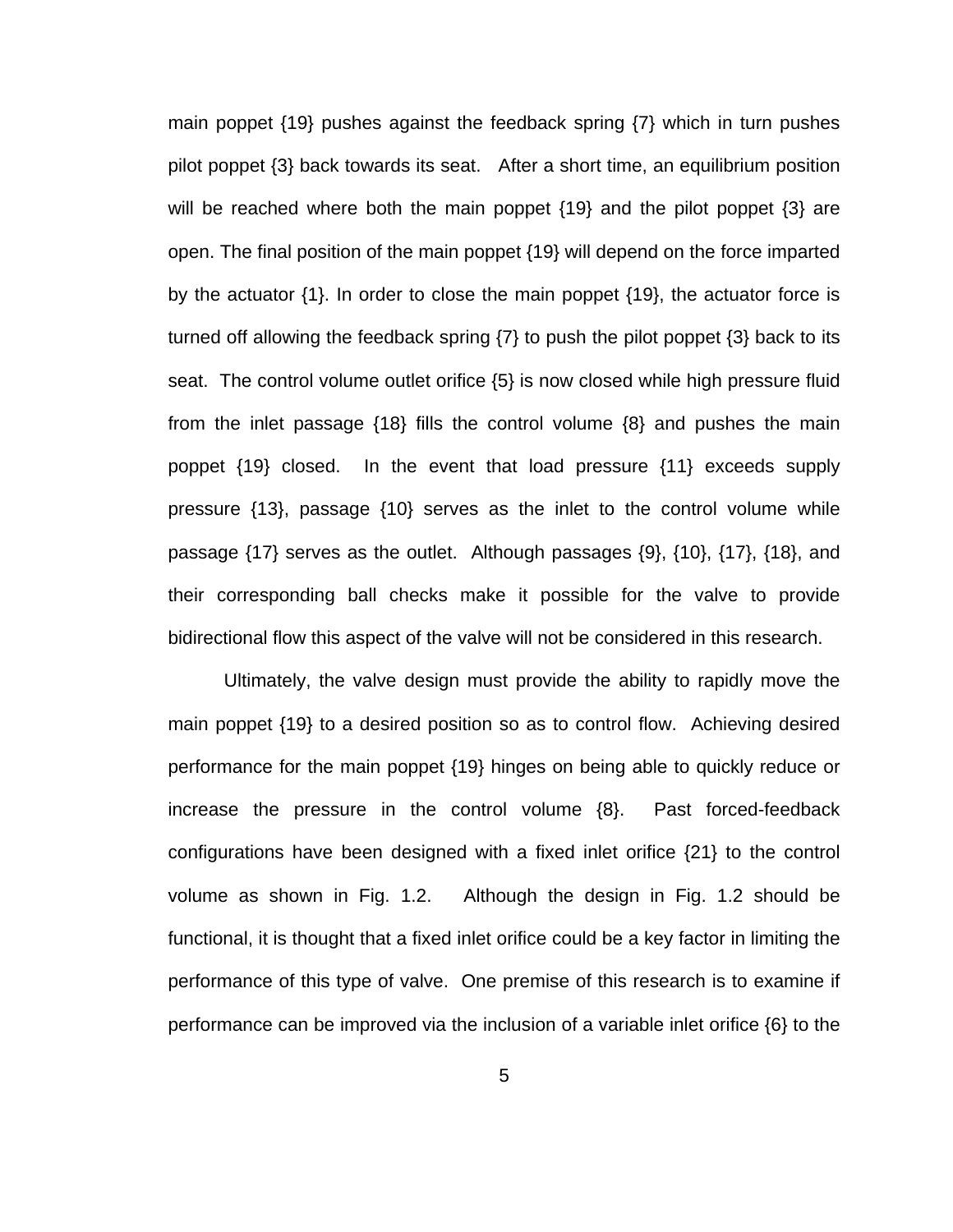main poppet {19} pushes against the feedback spring {7} which in turn pushes pilot poppet {3} back towards its seat. After a short time, an equilibrium position will be reached where both the main poppet {19} and the pilot poppet {3} are open. The final position of the main poppet {19} will depend on the force imparted by the actuator {1}. In order to close the main poppet {19}, the actuator force is turned off allowing the feedback spring {7} to push the pilot poppet {3} back to its seat. The control volume outlet orifice {5} is now closed while high pressure fluid from the inlet passage {18} fills the control volume {8} and pushes the main poppet {19} closed. In the event that load pressure {11} exceeds supply pressure {13}, passage {10} serves as the inlet to the control volume while passage {17} serves as the outlet. Although passages {9}, {10}, {17}, {18}, and their corresponding ball checks make it possible for the valve to provide bidirectional flow this aspect of the valve will not be considered in this research.

Ultimately, the valve design must provide the ability to rapidly move the main poppet {19} to a desired position so as to control flow. Achieving desired performance for the main poppet {19} hinges on being able to quickly reduce or increase the pressure in the control volume {8}. Past forced-feedback configurations have been designed with a fixed inlet orifice {21} to the control volume as shown in Fig. 1.2. Although the design in Fig. 1.2 should be functional, it is thought that a fixed inlet orifice could be a key factor in limiting the performance of this type of valve. One premise of this research is to examine if performance can be improved via the inclusion of a variable inlet orifice {6} to the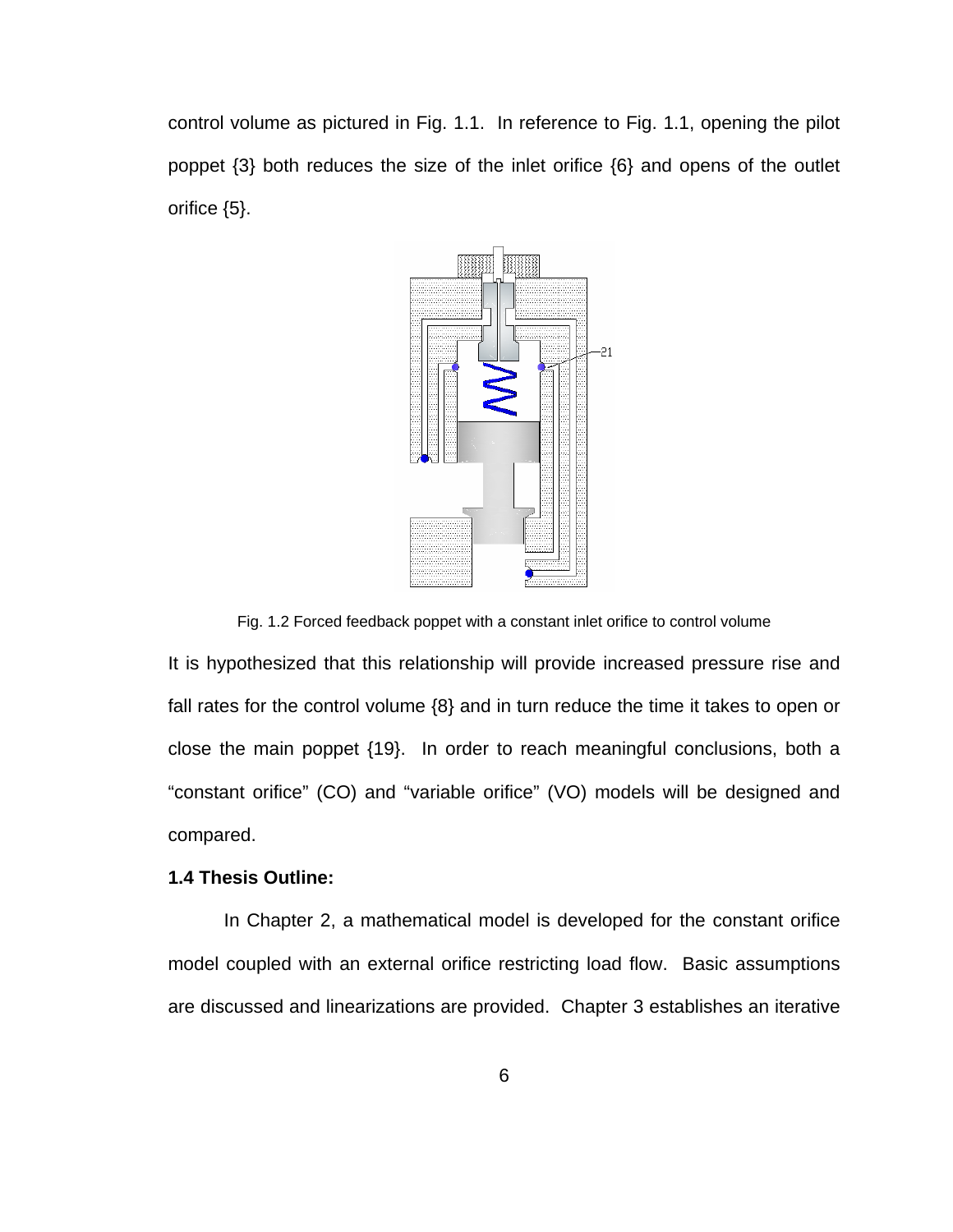control volume as pictured in Fig. 1.1. In reference to Fig. 1.1, opening the pilot poppet {3} both reduces the size of the inlet orifice {6} and opens of the outlet orifice {5}.

Fig. 1.2 Forced feedback poppet with a constant inlet orifice to control volume

It is hypothesized that this relationship will provide increased pressure rise and fall rates for the control volume {8} and in turn reduce the time it takes to open or close the main poppet {19}. In order to reach meaningful conclusions, both a "constant orifice" (CO) and "variable orifice" (VO) models will be designed and compared.

**1.4 Thesis Outline:**

In Chapter 2, a mathematical model is developed for the constant orifice model coupled with an external orifice restricting load flow. Basic assumptions are discussed and linearizations are provided. Chapter 3 establishes an iterative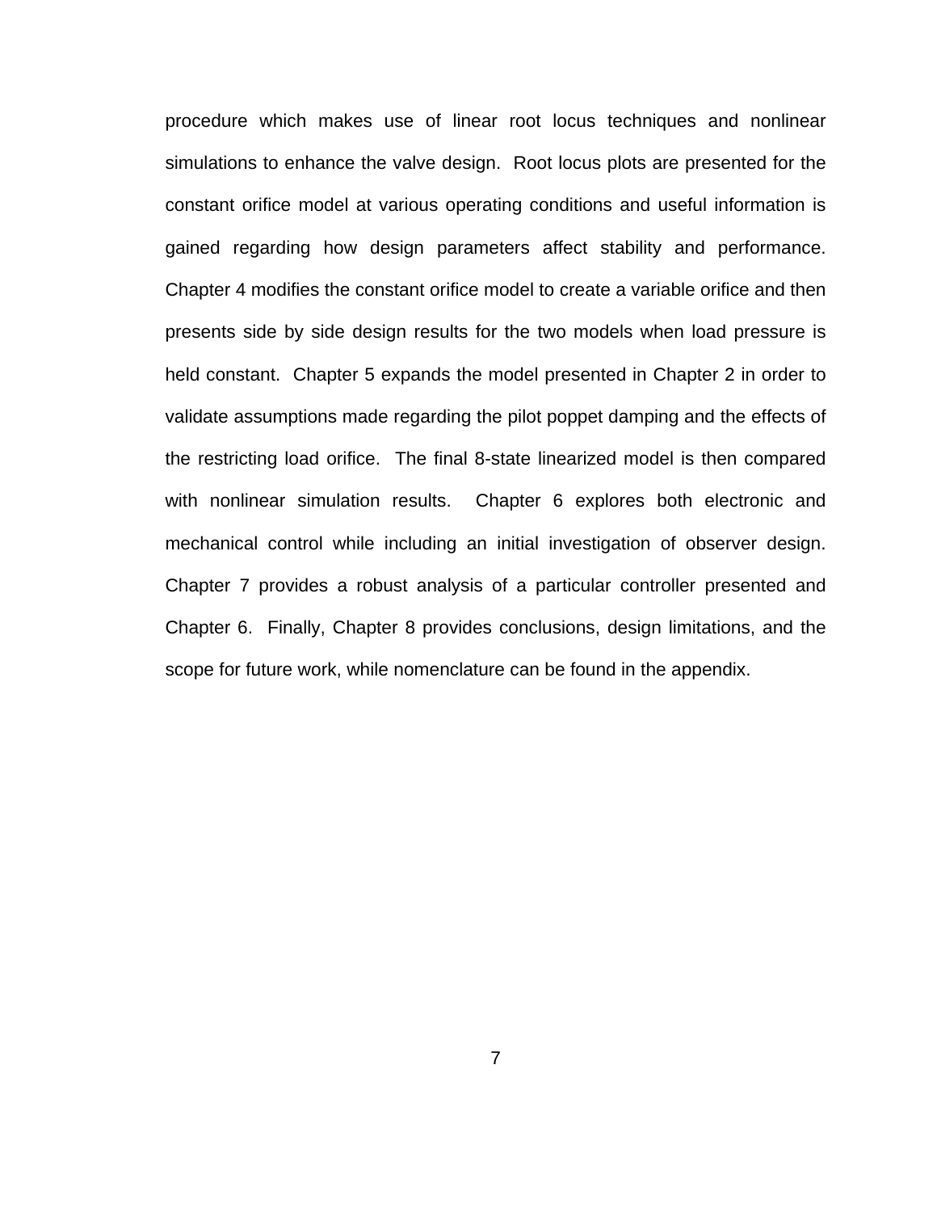procedure which makes use of linear root locus techniques and nonlinear simulations to enhance the valve design. Root locus plots are presented for the constant orifice model at various operating conditions and useful information is gained regarding how design parameters affect stability and performance. Chapter 4 modifies the constant orifice model to create a variable orifice and then presents side by side design results for the two models when load pressure is held constant. Chapter 5 expands the model presented in Chapter 2 in order to validate assumptions made regarding the pilot poppet damping and the effects of the restricting load orifice. The final 8-state linearized model is then compared with nonlinear simulation results. Chapter 6 explores both electronic and mechanical control while including an initial investigation of observer design. Chapter 7 provides a robust analysis of a particular controller presented and Chapter 6. Finally, Chapter 8 provides conclusions, design limitations, and the scope for future work, while nomenclature can be found in the appendix.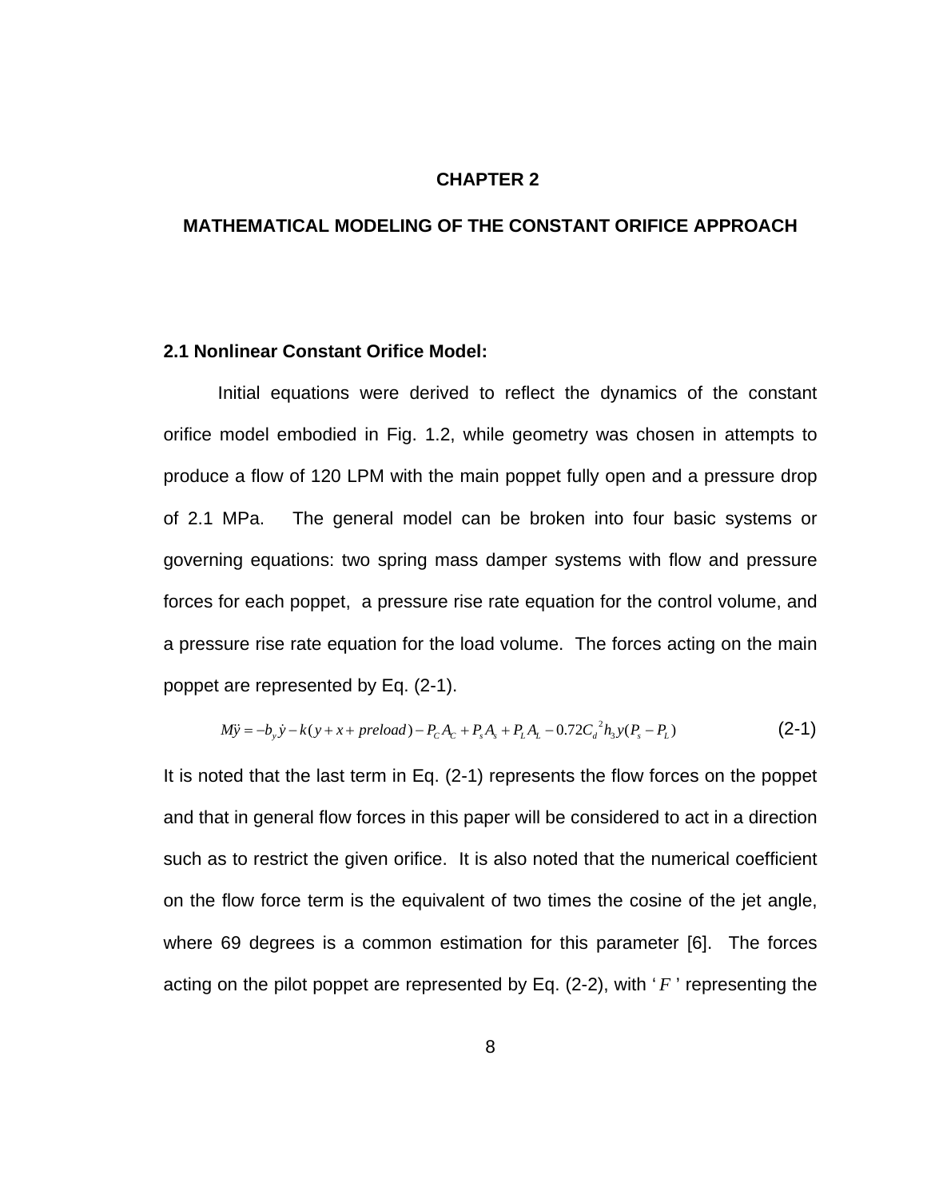# CHAPTER 2

# MATHEMATICAL MODELING OF THE CONSTANT ORIFICE APPROACH

## 2.1 Nonlinear Constant Orifice Model:

Initial equations were derived to reflect the dynamics of the constant orifice model embodied in Fig. 1.2, while geometry was chosen in attempts to produce a flow of 120 LPM with the main poppet fully open and a pressure drop of 2.1 MPa. The general model can be broken into four basic systems or governing equations: two spring mass damper systems with flow and pressure forces for each poppet, a pressure rise rate equation for the control volume, and a pressure rise rate equation for the load volume. The forces acting on the main poppet are represented by Eq. (2-1).

$$M\ddot{y} = -b_y\dot{y} - k(y + x + preload) - P_C A_C + P_s A_s + P_L A_L - 0.72 C_d{}^2 h_3 y(P_s - P_L) \tag{2-1}$$

It is noted that the last term in Eq. (2-1) represents the flow forces on the poppet and that in general flow forces in this paper will be considered to act in a direction such as to restrict the given orifice. It is also noted that the numerical coefficient on the flow force term is the equivalent of two times the cosine of the jet angle, where 69 degrees is a common estimation for this parameter [6]. The forces acting on the pilot poppet are represented by Eq. (2-2), with '$F$' representing the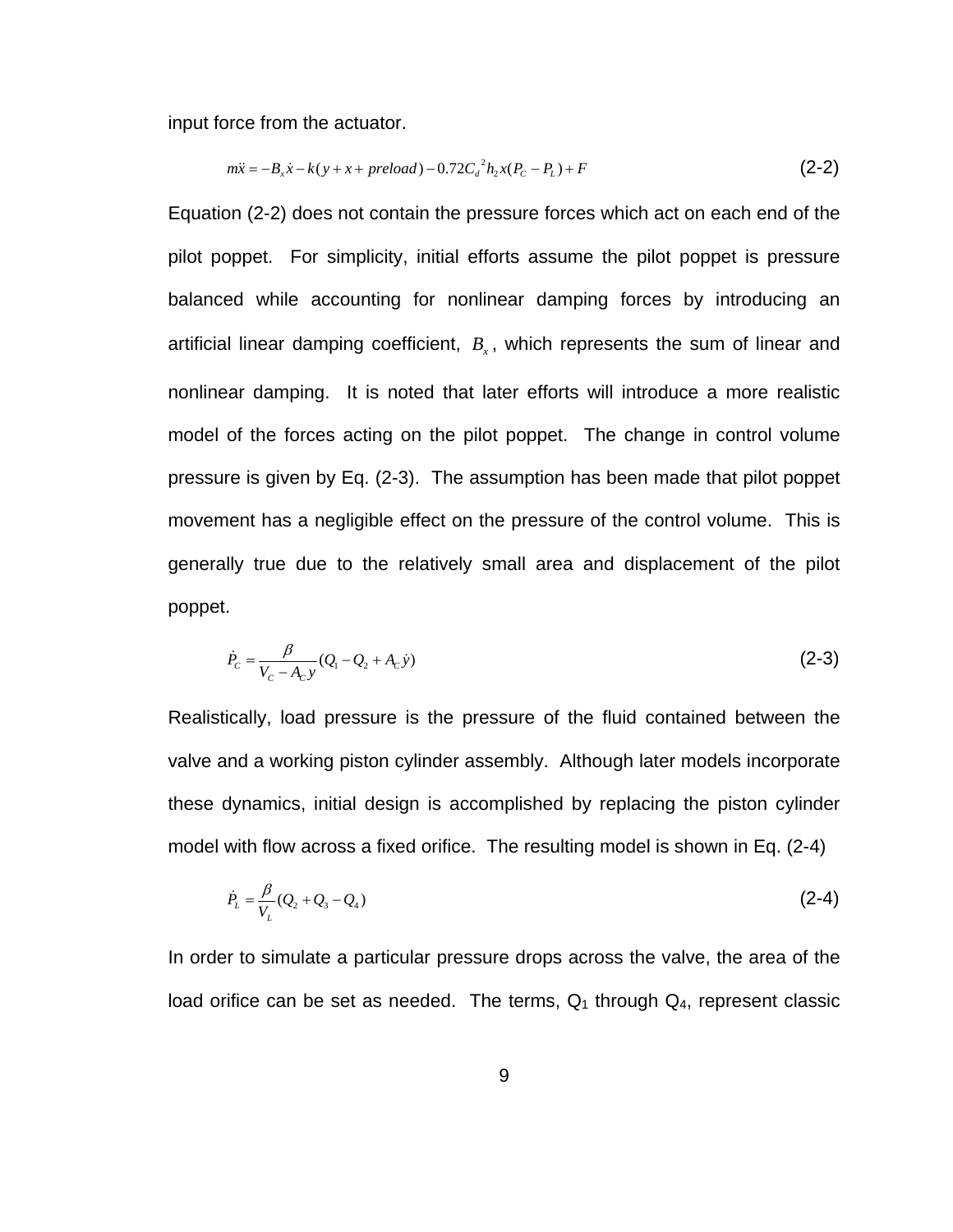input force from the actuator.

$$m\ddot{x} = -B_x\dot{x} - k(y + x + preload) - 0.72C_d{}^2 h_2 x(P_C - P_L) + F \tag{2-2}$$

Equation (2-2) does not contain the pressure forces which act on each end of the pilot poppet. For simplicity, initial efforts assume the pilot poppet is pressure balanced while accounting for nonlinear damping forces by introducing an artificial linear damping coefficient, $B_x$, which represents the sum of linear and nonlinear damping. It is noted that later efforts will introduce a more realistic model of the forces acting on the pilot poppet. The change in control volume pressure is given by Eq. (2-3). The assumption has been made that pilot poppet movement has a negligible effect on the pressure of the control volume. This is generally true due to the relatively small area and displacement of the pilot poppet.

$$\dot{P}_C = \frac{\beta}{V_C - A_C y}(Q_1 - Q_2 + A_C\dot{y}) \tag{2-3}$$

Realistically, load pressure is the pressure of the fluid contained between the valve and a working piston cylinder assembly. Although later models incorporate these dynamics, initial design is accomplished by replacing the piston cylinder model with flow across a fixed orifice. The resulting model is shown in Eq. (2-4)

$$\dot{P}_L = \frac{\beta}{V_L}(Q_2 + Q_3 - Q_4) \tag{2-4}$$

In order to simulate a particular pressure drops across the valve, the area of the load orifice can be set as needed. The terms, $Q_1$ through $Q_4$, represent classic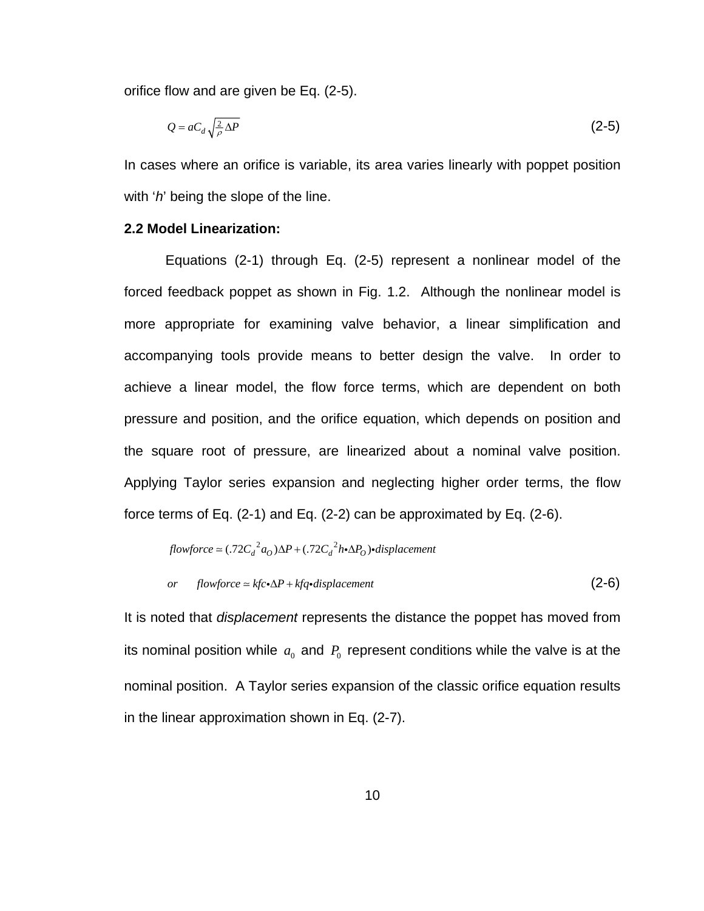orifice flow and are given be Eq. (2-5).

$$Q = aC_d \sqrt{\tfrac{2}{\rho}\Delta P} \tag{2-5}$$

In cases where an orifice is variable, its area varies linearly with poppet position with '*h*' being the slope of the line.

**2.2 Model Linearization:**

Equations (2-1) through Eq. (2-5) represent a nonlinear model of the forced feedback poppet as shown in Fig. 1.2. Although the nonlinear model is more appropriate for examining valve behavior, a linear simplification and accompanying tools provide means to better design the valve. In order to achieve a linear model, the flow force terms, which are dependent on both pressure and position, and the orifice equation, which depends on position and the square root of pressure, are linearized about a nominal valve position. Applying Taylor series expansion and neglecting higher order terms, the flow force terms of Eq. (2-1) and Eq. (2-2) can be approximated by Eq. (2-6).

$$flowforce \simeq (.72{C_d}^2 a_O)\Delta P + (.72{C_d}^2 h \bullet \Delta P_O) \bullet displacement$$

$$or \qquad flowforce \simeq kfc \bullet \Delta P + kfq \bullet displacement \tag{2-6}$$

It is noted that *displacement* represents the distance the poppet has moved from its nominal position while $a_0$ and $P_0$ represent conditions while the valve is at the nominal position. A Taylor series expansion of the classic orifice equation results in the linear approximation shown in Eq. (2-7).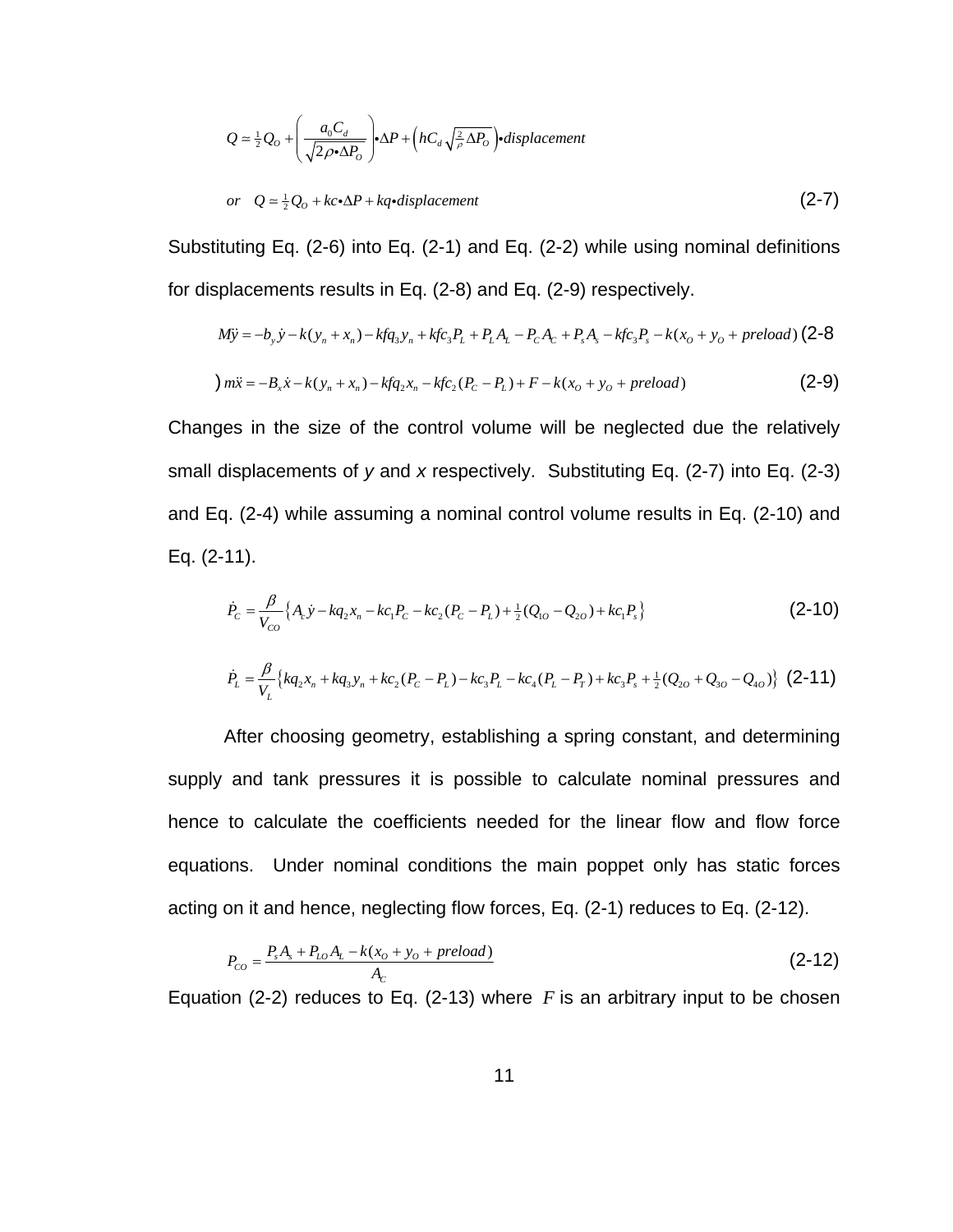$$Q \simeq \tfrac{1}{2}Q_O + \left(\frac{a_0 C_d}{\sqrt{2\rho \bullet \Delta P_O}}\right) \bullet \Delta P + \left(hC_d \sqrt{\tfrac{2}{\rho}\Delta P_O}\right) \bullet displacement$$

$$or \quad Q \simeq \tfrac{1}{2}Q_O + kc \bullet \Delta P + kq \bullet displacement \tag{2-7}$$

Substituting Eq. (2-6) into Eq. (2-1) and Eq. (2-2) while using nominal definitions for displacements results in Eq. (2-8) and Eq. (2-9) respectively.

$$M\ddot{y} = -b_y \dot{y} - k(y_n + x_n) - kfq_3 y_n + kfc_3 P_L + P_L A_L - P_C A_C + P_s A_s - kfc_3 P_s - k(x_O + y_O + preload) \tag{2-8}$$

$$m\ddot{x} = -B_x \dot{x} - k(y_n + x_n) - kfq_2 x_n - kfc_2 (P_C - P_L) + F - k(x_O + y_O + preload) \tag{2-9}$$

Changes in the size of the control volume will be neglected due the relatively small displacements of *y* and *x* respectively. Substituting Eq. (2-7) into Eq. (2-3) and Eq. (2-4) while assuming a nominal control volume results in Eq. (2-10) and Eq. (2-11).

$$\dot{P}_C = \frac{\beta}{V_{CO}} \left\{ A_c \dot{y} - kq_2 x_n - kc_1 P_C - kc_2 (P_C - P_L) + \tfrac{1}{2}(Q_{1O} - Q_{2O}) + kc_1 P_s \right\} \tag{2-10}$$

$$\dot{P}_L = \frac{\beta}{V_L} \left\{ kq_2 x_n + kq_3 y_n + kc_2 (P_C - P_L) - kc_3 P_L - kc_4 (P_L - P_T) + kc_3 P_s + \tfrac{1}{2}(Q_{2O} + Q_{3O} - Q_{4O}) \right\} \tag{2-11}$$

After choosing geometry, establishing a spring constant, and determining supply and tank pressures it is possible to calculate nominal pressures and hence to calculate the coefficients needed for the linear flow and flow force equations. Under nominal conditions the main poppet only has static forces acting on it and hence, neglecting flow forces, Eq. (2-1) reduces to Eq. (2-12).

$$P_{CO} = \frac{P_s A_s + P_{LO} A_L - k(x_O + y_O + preload)}{A_C} \tag{2-12}$$

Equation (2-2) reduces to Eq. (2-13) where $F$ is an arbitrary input to be chosen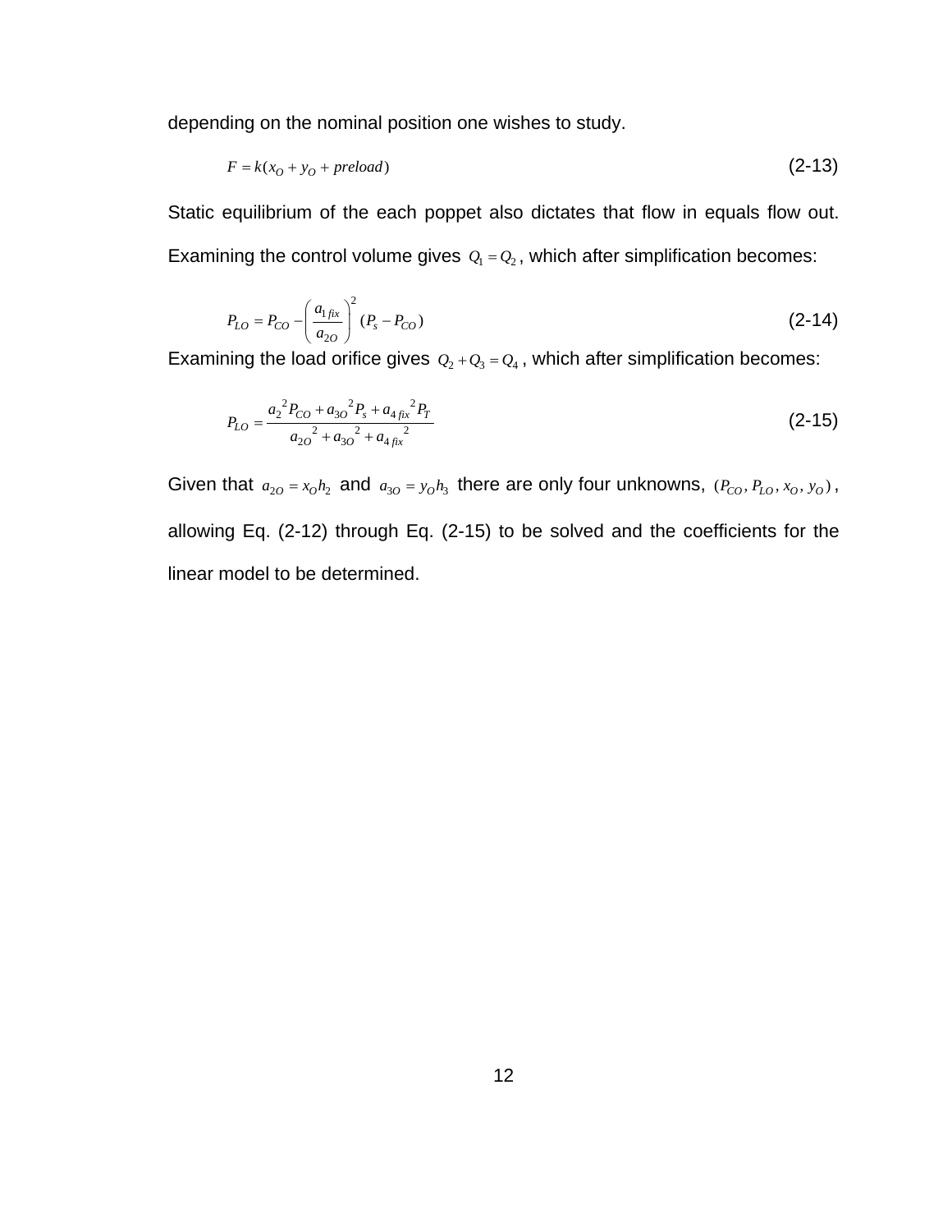depending on the nominal position one wishes to study.

$$F = k(x_O + y_O + preload) \tag{2-13}$$

Static equilibrium of the each poppet also dictates that flow in equals flow out. Examining the control volume gives $Q_1 = Q_2$, which after simplification becomes:

$$P_{LO} = P_{CO} - \left( \frac{a_{1fix}}{a_{2O}} \right)^2 (P_s - P_{CO}) \tag{2-14}$$

Examining the load orifice gives $Q_2 + Q_3 = Q_4$, which after simplification becomes:

$$P_{LO} = \frac{a_2{}^2 P_{CO} + a_{3O}{}^2 P_s + a_{4fix}{}^2 P_T}{a_{2O}{}^2 + a_{3O}{}^2 + a_{4fix}{}^2} \tag{2-15}$$

Given that $a_{2O} = x_O h_2$ and $a_{3O} = y_O h_3$ there are only four unknowns, $(P_{CO}, P_{LO}, x_O, y_O)$, allowing Eq. (2-12) through Eq. (2-15) to be solved and the coefficients for the linear model to be determined.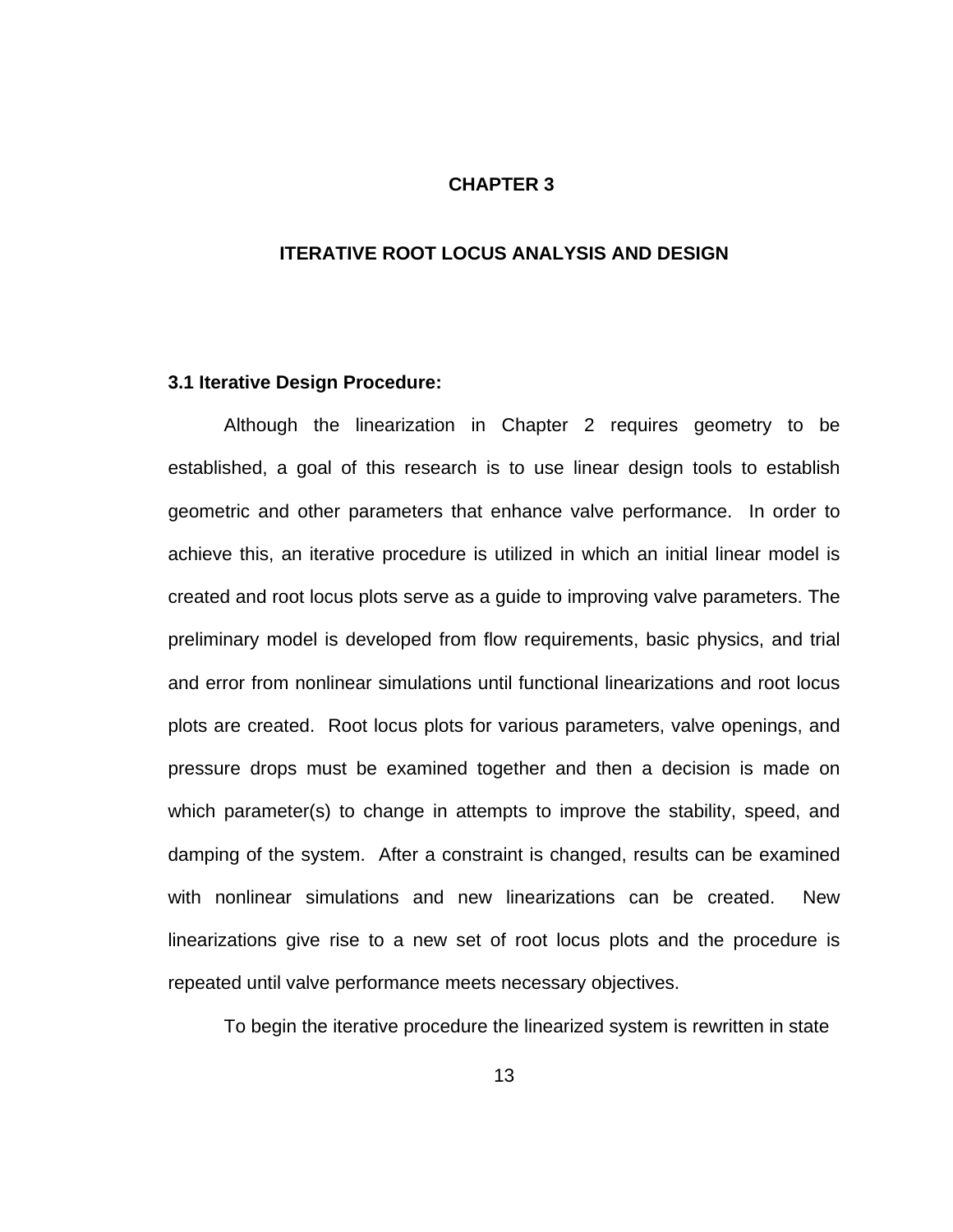# CHAPTER 3

# ITERATIVE ROOT LOCUS ANALYSIS AND DESIGN

## 3.1 Iterative Design Procedure:

Although the linearization in Chapter 2 requires geometry to be established, a goal of this research is to use linear design tools to establish geometric and other parameters that enhance valve performance. In order to achieve this, an iterative procedure is utilized in which an initial linear model is created and root locus plots serve as a guide to improving valve parameters. The preliminary model is developed from flow requirements, basic physics, and trial and error from nonlinear simulations until functional linearizations and root locus plots are created. Root locus plots for various parameters, valve openings, and pressure drops must be examined together and then a decision is made on which parameter(s) to change in attempts to improve the stability, speed, and damping of the system. After a constraint is changed, results can be examined with nonlinear simulations and new linearizations can be created. New linearizations give rise to a new set of root locus plots and the procedure is repeated until valve performance meets necessary objectives.

To begin the iterative procedure the linearized system is rewritten in state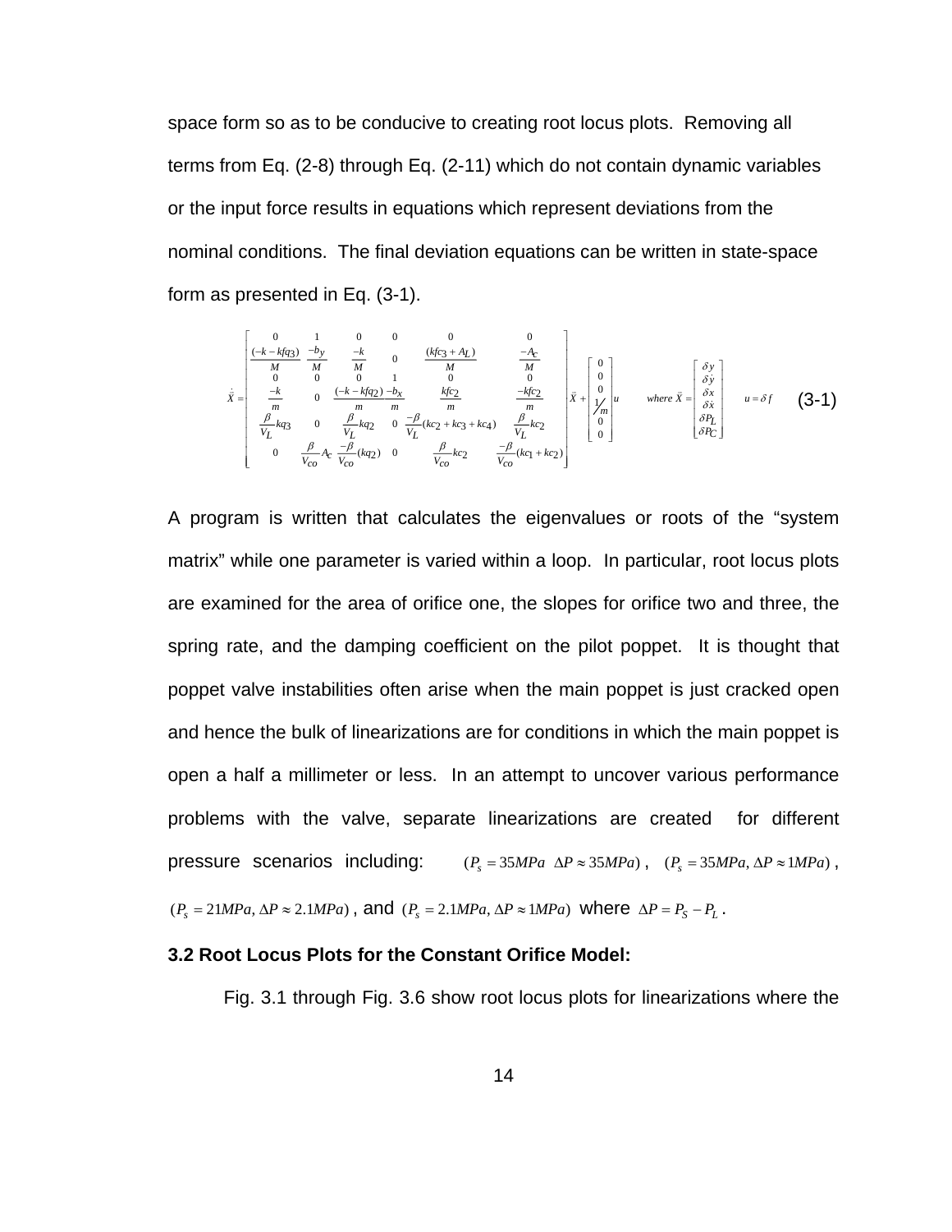space form so as to be conducive to creating root locus plots. Removing all terms from Eq. (2-8) through Eq. (2-11) which do not contain dynamic variables or the input force results in equations which represent deviations from the nominal conditions. The final deviation equations can be written in state-space form as presented in Eq. (3-1).

$$\dot{\bar{X}} = \begin{bmatrix} 0 & 1 & 0 & 0 & 0 & 0 \\ \frac{(-k-kfq_3)}{M} & \frac{-b_y}{M} & \frac{-k}{M} & 0 & \frac{(kfc_3+A_L)}{M} & \frac{-A_C}{M} \\ 0 & 0 & 0 & 1 & 0 & 0 \\ \frac{-k}{m} & 0 & \frac{(-k-kfq_2)}{m} & \frac{-b_x}{m} & \frac{kfc_2}{m} & \frac{-kfc_2}{m} \\ \frac{\beta}{V_L}kq_3 & 0 & \frac{\beta}{V_L}kq_2 & 0 & \frac{-\beta}{V_L}(kc_2+kc_3+kc_4) & \frac{\beta}{V_L}kc_2 \\ 0 & \frac{\beta}{V_{co}}A_c & \frac{-\beta}{V_{co}}(kq_2) & 0 & \frac{\beta}{V_{co}}kc_2 & \frac{-\beta}{V_{co}}(kc_1+kc_2) \end{bmatrix} \bar{X} + \begin{bmatrix} 0 \\ 0 \\ 0 \\ 1/m \\ 0 \\ 0 \end{bmatrix} u \quad where\ \bar{X} = \begin{bmatrix} \delta y \\ \delta \dot{y} \\ \delta x \\ \delta \dot{x} \\ \delta P_L \\ \delta P_C \end{bmatrix} \quad u = \delta f \tag{3-1}$$

A program is written that calculates the eigenvalues or roots of the "system matrix" while one parameter is varied within a loop. In particular, root locus plots are examined for the area of orifice one, the slopes for orifice two and three, the spring rate, and the damping coefficient on the pilot poppet. It is thought that poppet valve instabilities often arise when the main poppet is just cracked open and hence the bulk of linearizations are for conditions in which the main poppet is open a half a millimeter or less. In an attempt to uncover various performance problems with the valve, separate linearizations are created for different pressure scenarios including: $(P_s = 35MPa\ \ \Delta P \approx 35MPa)$, $(P_s = 35MPa, \Delta P \approx 1MPa)$, $(P_s = 21MPa, \Delta P \approx 2.1MPa)$, and $(P_s = 2.1MPa, \Delta P \approx 1MPa)$ where $\Delta P = P_S - P_L$.

### 3.2 Root Locus Plots for the Constant Orifice Model:

Fig. 3.1 through Fig. 3.6 show root locus plots for linearizations where the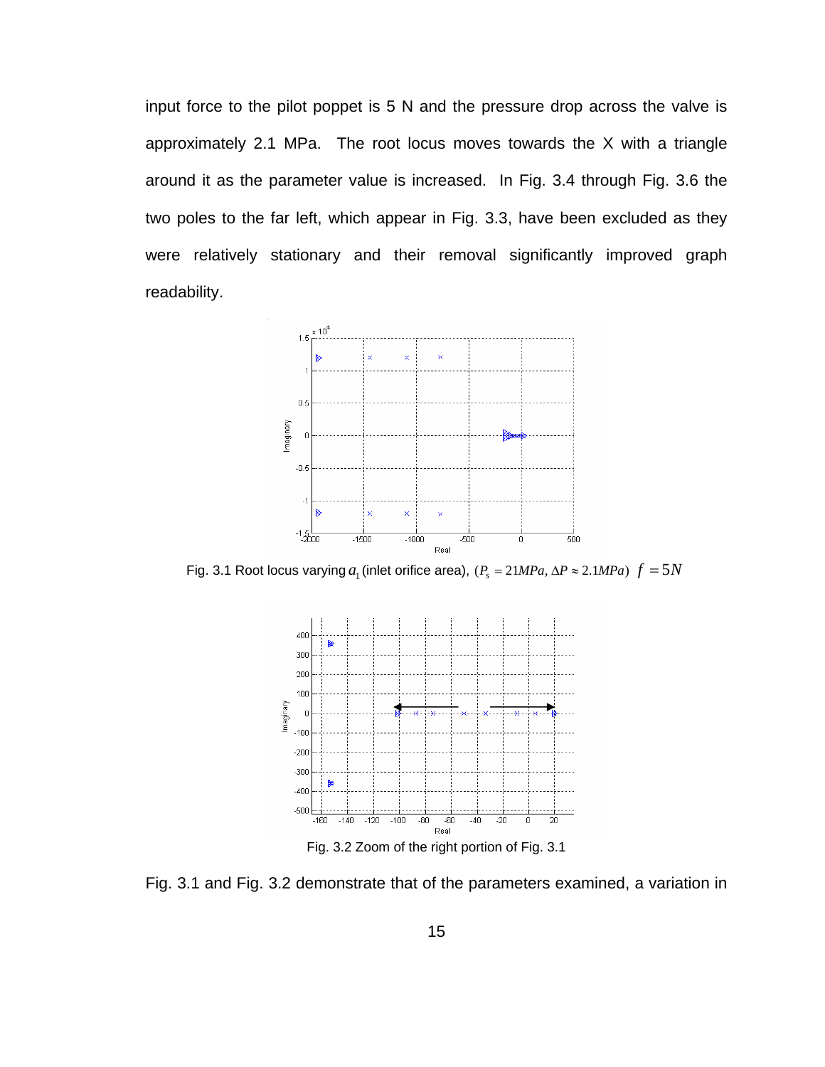input force to the pilot poppet is 5 N and the pressure drop across the valve is approximately 2.1 MPa. The root locus moves towards the X with a triangle around it as the parameter value is increased. In Fig. 3.4 through Fig. 3.6 the two poles to the far left, which appear in Fig. 3.3, have been excluded as they were relatively stationary and their removal significantly improved graph readability.

Fig. 3.1 Root locus varying $a_1$ (inlet orifice area), $(P_s = 21MPa, \Delta P \approx 2.1MPa)$ $f = 5N$

Fig. 3.2 Zoom of the right portion of Fig. 3.1

Fig. 3.1 and Fig. 3.2 demonstrate that of the parameters examined, a variation in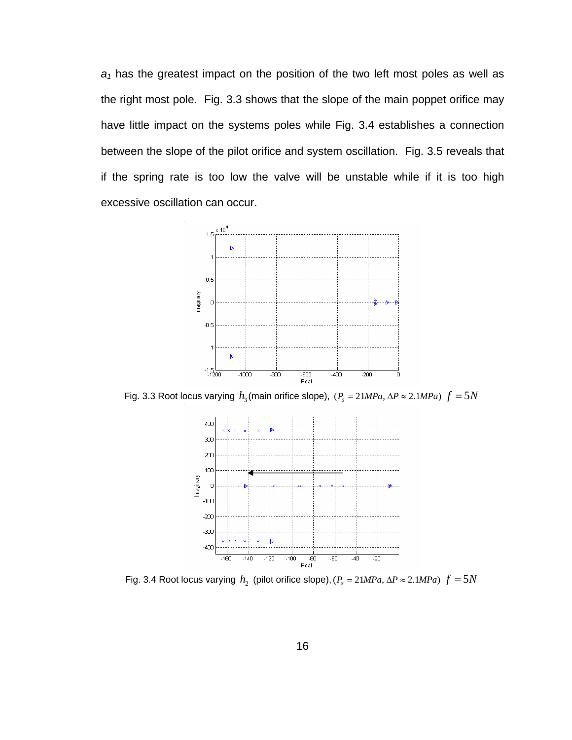$a_1$ has the greatest impact on the position of the two left most poles as well as the right most pole. Fig. 3.3 shows that the slope of the main poppet orifice may have little impact on the systems poles while Fig. 3.4 establishes a connection between the slope of the pilot orifice and system oscillation. Fig. 3.5 reveals that if the spring rate is too low the valve will be unstable while if it is too high excessive oscillation can occur.

Fig. 3.3 Root locus varying $h_3$ (main orifice slope), $(P_s = 21MPa, \Delta P \approx 2.1MPa)$ $f = 5N$

Fig. 3.4 Root locus varying $h_2$ (pilot orifice slope), $(P_s = 21MPa, \Delta P \approx 2.1MPa)$ $f = 5N$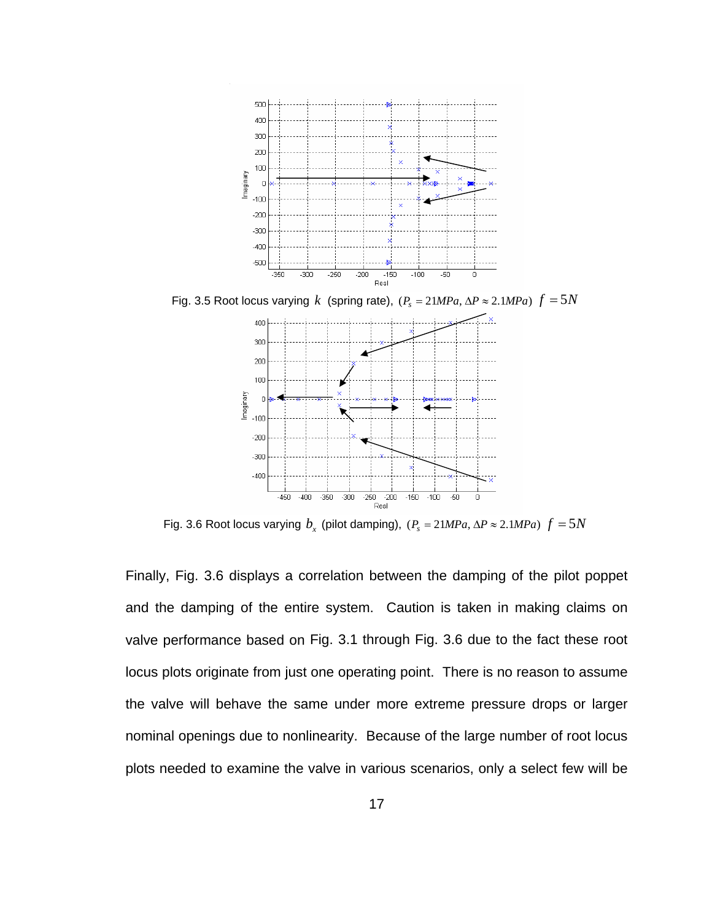Fig. 3.5 Root locus varying $k$ (spring rate), $(P_s = 21MPa, \Delta P \approx 2.1MPa)$ $f = 5N$

Fig. 3.6 Root locus varying $b_x$ (pilot damping), $(P_s = 21MPa, \Delta P \approx 2.1MPa)$ $f = 5N$

Finally, Fig. 3.6 displays a correlation between the damping of the pilot poppet and the damping of the entire system. Caution is taken in making claims on valve performance based on Fig. 3.1 through Fig. 3.6 due to the fact these root locus plots originate from just one operating point. There is no reason to assume the valve will behave the same under more extreme pressure drops or larger nominal openings due to nonlinearity. Because of the large number of root locus plots needed to examine the valve in various scenarios, only a select few will be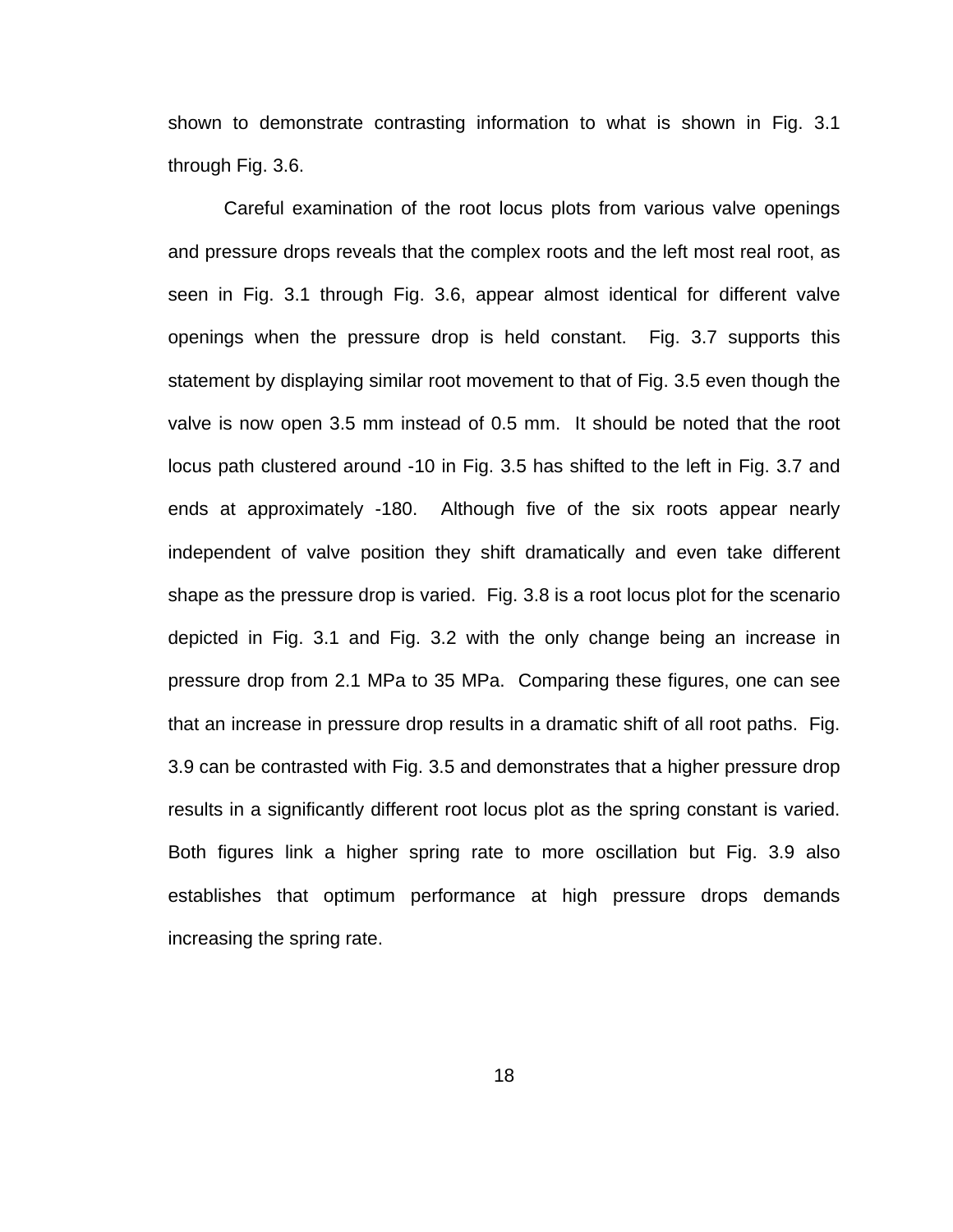shown to demonstrate contrasting information to what is shown in Fig. 3.1 through Fig. 3.6.

Careful examination of the root locus plots from various valve openings and pressure drops reveals that the complex roots and the left most real root, as seen in Fig. 3.1 through Fig. 3.6, appear almost identical for different valve openings when the pressure drop is held constant. Fig. 3.7 supports this statement by displaying similar root movement to that of Fig. 3.5 even though the valve is now open 3.5 mm instead of 0.5 mm. It should be noted that the root locus path clustered around -10 in Fig. 3.5 has shifted to the left in Fig. 3.7 and ends at approximately -180. Although five of the six roots appear nearly independent of valve position they shift dramatically and even take different shape as the pressure drop is varied. Fig. 3.8 is a root locus plot for the scenario depicted in Fig. 3.1 and Fig. 3.2 with the only change being an increase in pressure drop from 2.1 MPa to 35 MPa. Comparing these figures, one can see that an increase in pressure drop results in a dramatic shift of all root paths. Fig. 3.9 can be contrasted with Fig. 3.5 and demonstrates that a higher pressure drop results in a significantly different root locus plot as the spring constant is varied. Both figures link a higher spring rate to more oscillation but Fig. 3.9 also establishes that optimum performance at high pressure drops demands increasing the spring rate.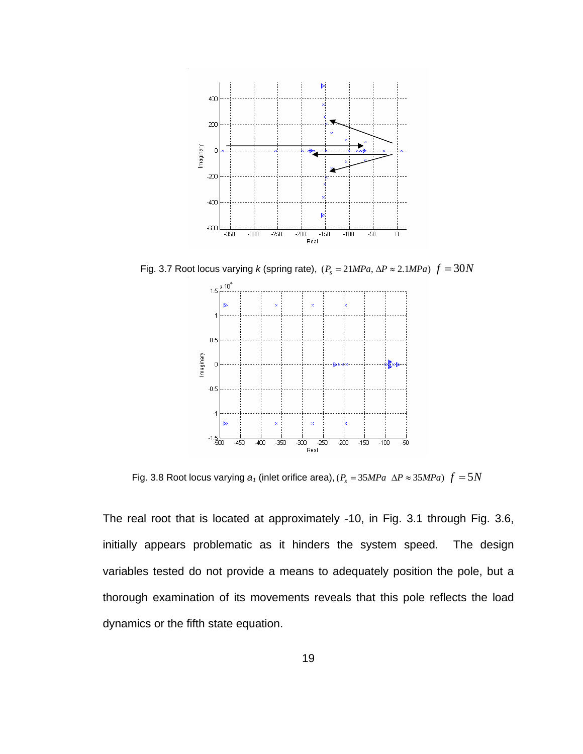Fig. 3.7 Root locus varying *k* (spring rate), $(P_s = 21MPa, \Delta P \approx 2.1MPa)$ $f = 30N$

Fig. 3.8 Root locus varying $a_1$ (inlet orifice area), $(P_s = 35MPa \;\; \Delta P \approx 35MPa)$ $f = 5N$

The real root that is located at approximately -10, in Fig. 3.1 through Fig. 3.6, initially appears problematic as it hinders the system speed. The design variables tested do not provide a means to adequately position the pole, but a thorough examination of its movements reveals that this pole reflects the load dynamics or the fifth state equation.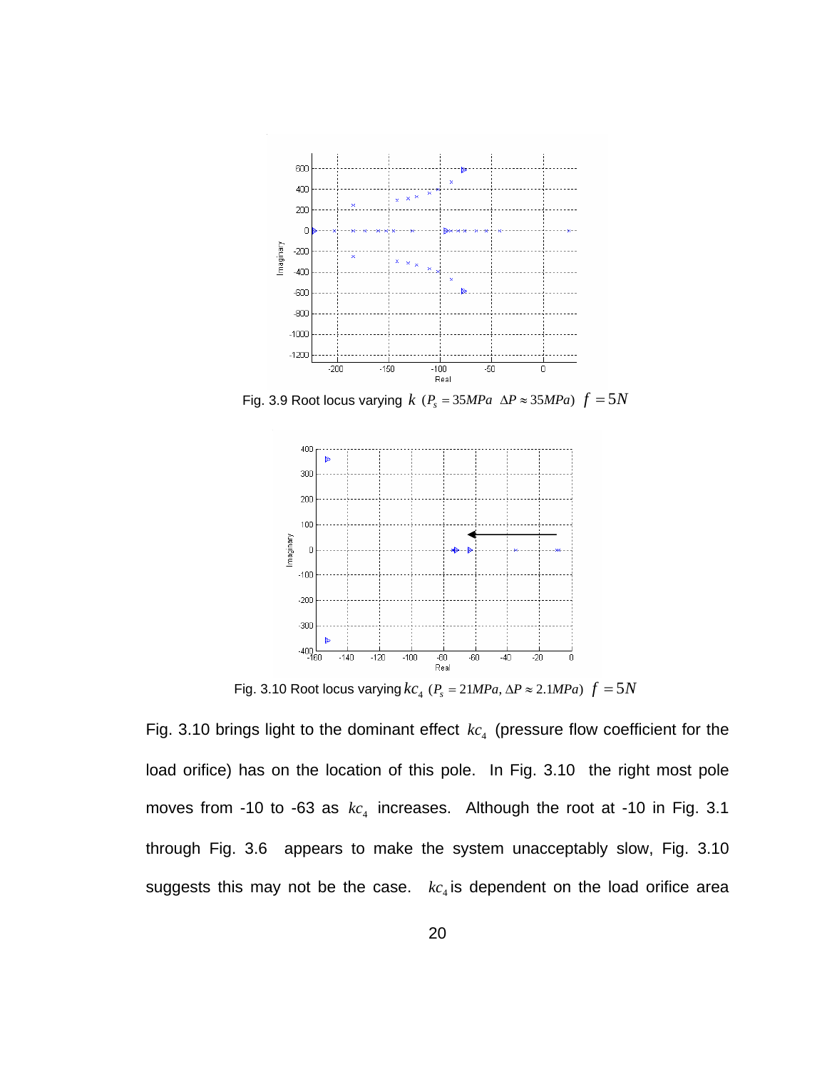Fig. 3.9 Root locus varying $k$ $(P_s = 35MPa \ \ \Delta P \approx 35MPa)$ $f = 5N$

Fig. 3.10 Root locus varying $kc_4$ $(P_s = 21MPa, \Delta P \approx 2.1MPa)$ $f = 5N$

Fig. 3.10 brings light to the dominant effect $kc_4$ (pressure flow coefficient for the load orifice) has on the location of this pole. In Fig. 3.10 the right most pole moves from -10 to -63 as $kc_4$ increases. Although the root at -10 in Fig. 3.1 through Fig. 3.6 appears to make the system unacceptably slow, Fig. 3.10 suggests this may not be the case. $kc_4$ is dependent on the load orifice area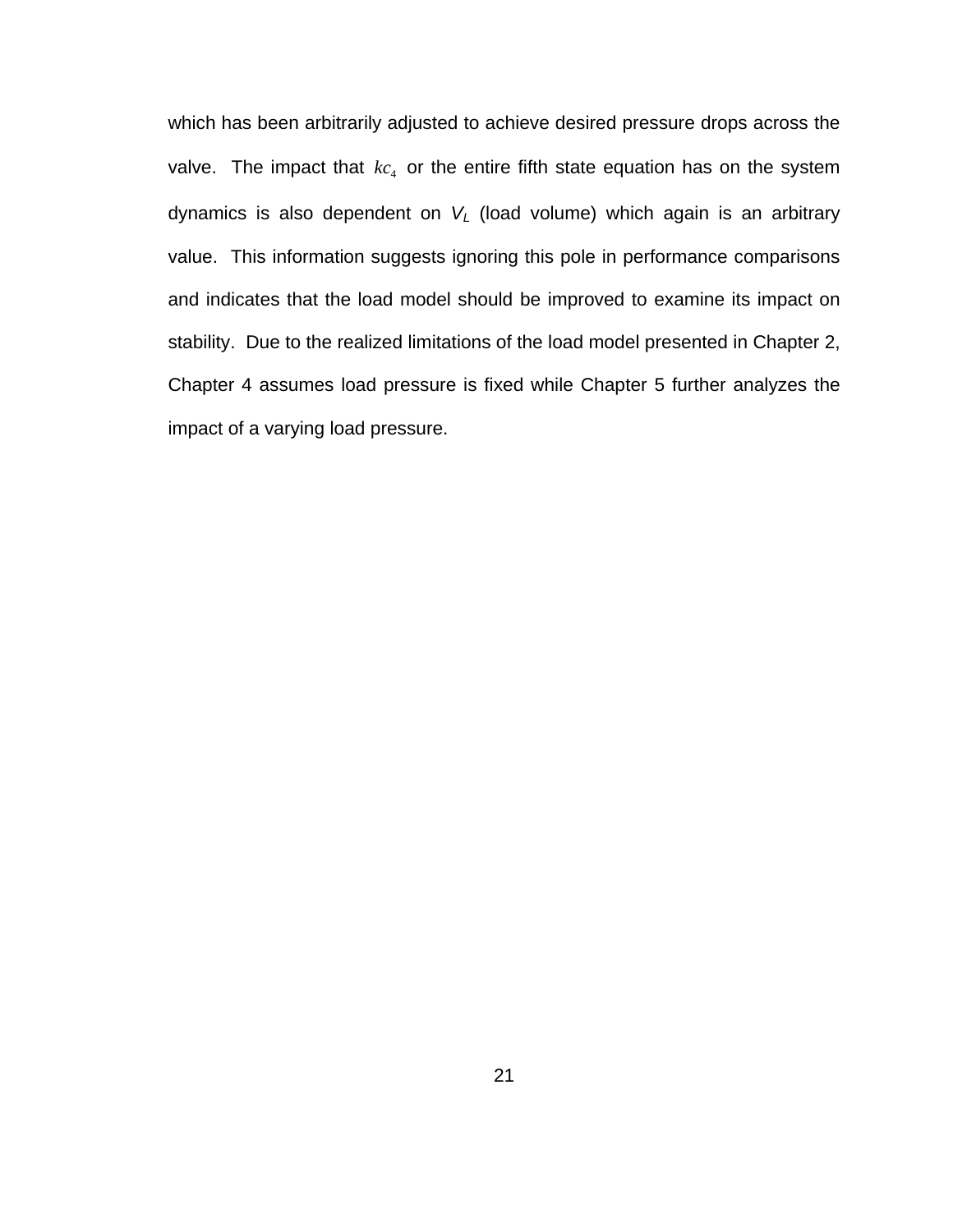which has been arbitrarily adjusted to achieve desired pressure drops across the valve. The impact that $kc_4$ or the entire fifth state equation has on the system dynamics is also dependent on $V_L$ (load volume) which again is an arbitrary value. This information suggests ignoring this pole in performance comparisons and indicates that the load model should be improved to examine its impact on stability. Due to the realized limitations of the load model presented in Chapter 2, Chapter 4 assumes load pressure is fixed while Chapter 5 further analyzes the impact of a varying load pressure.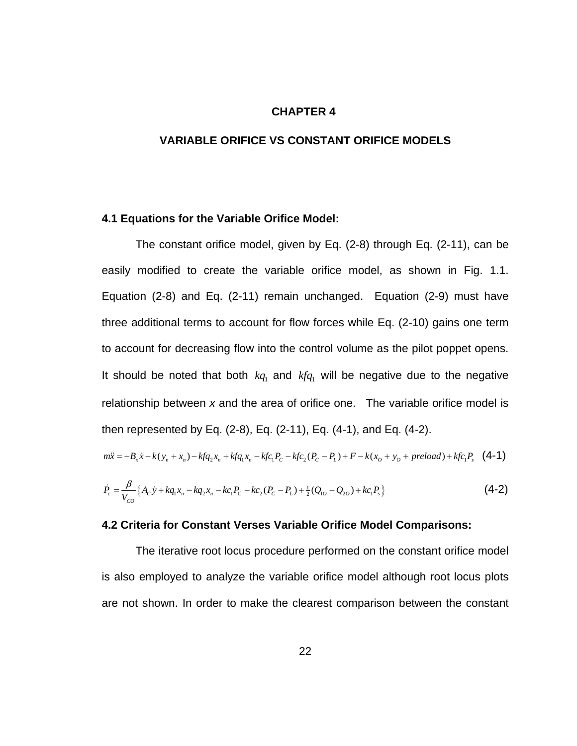# CHAPTER 4

## VARIABLE ORIFICE VS CONSTANT ORIFICE MODELS

### 4.1 Equations for the Variable Orifice Model:

The constant orifice model, given by Eq. (2-8) through Eq. (2-11), can be easily modified to create the variable orifice model, as shown in Fig. 1.1. Equation (2-8) and Eq. (2-11) remain unchanged. Equation (2-9) must have three additional terms to account for flow forces while Eq. (2-10) gains one term to account for decreasing flow into the control volume as the pilot poppet opens. It should be noted that both $kq_1$ and $kfq_1$ will be negative due to the negative relationship between *x* and the area of orifice one. The variable orifice model is then represented by Eq. (2-8), Eq. (2-11), Eq. (4-1), and Eq. (4-2).

$$m\ddot{x} = -B_x\dot{x} - k(y_n + x_n) - kfq_2 x_n + kfq_1 x_n - kfc_1 P_C - kfc_2(P_C - P_L) + F - k(x_O + y_O + preload) + kfc_1 P_s \quad (4\text{-}1)$$

$$\dot{P}_c = \frac{\beta}{V_{CO}}\left\{A_C\dot{y} + kq_1 x_n - kq_2 x_n - kc_1 P_C - kc_2(P_C - P_L) + \tfrac{1}{2}(Q_{1O} - Q_{2O}) + kc_1 P_s\right\} \quad (4\text{-}2)$$

### 4.2 Criteria for Constant Verses Variable Orifice Model Comparisons:

The iterative root locus procedure performed on the constant orifice model is also employed to analyze the variable orifice model although root locus plots are not shown. In order to make the clearest comparison between the constant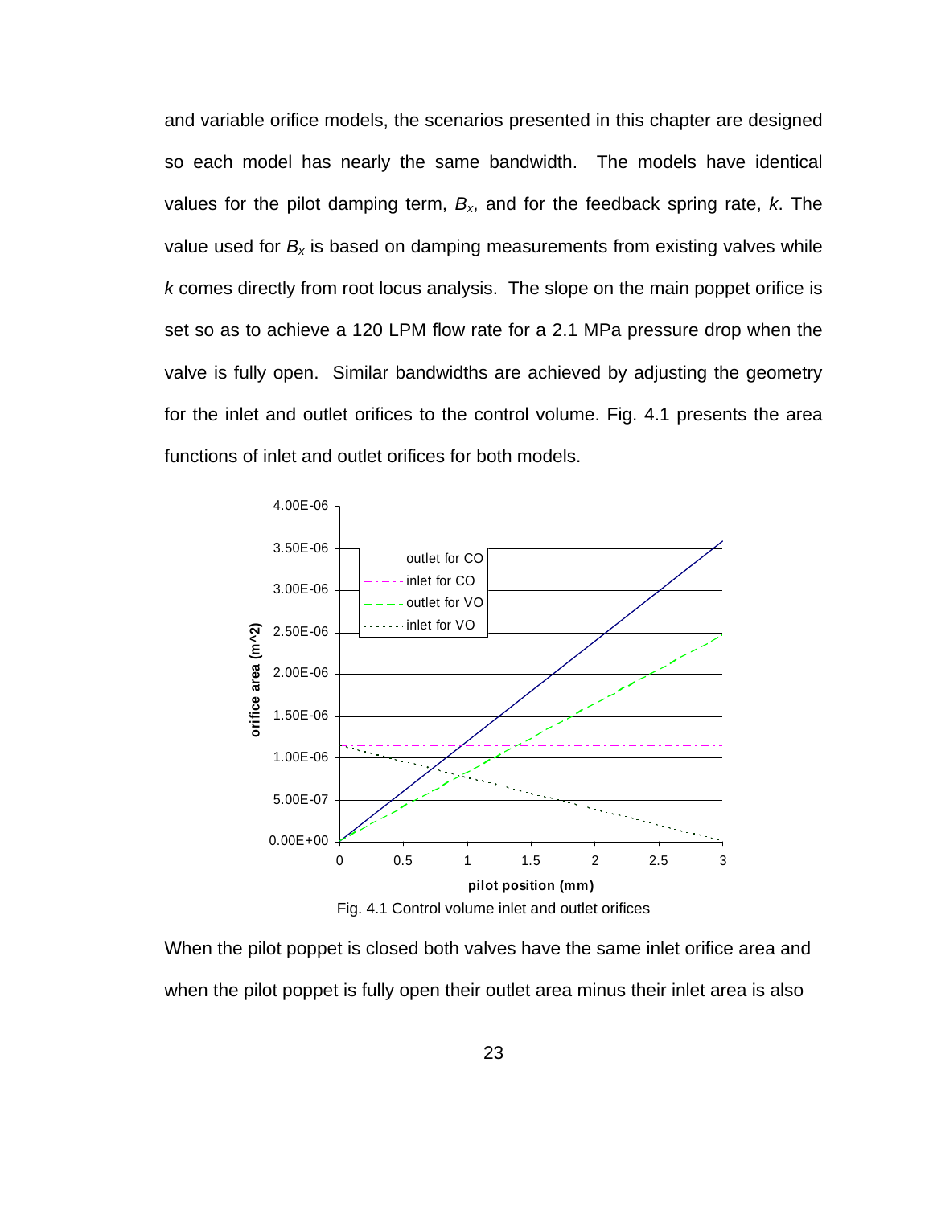and variable orifice models, the scenarios presented in this chapter are designed so each model has nearly the same bandwidth. The models have identical values for the pilot damping term, $B_x$, and for the feedback spring rate, $k$. The value used for $B_x$ is based on damping measurements from existing valves while $k$ comes directly from root locus analysis. The slope on the main poppet orifice is set so as to achieve a 120 LPM flow rate for a 2.1 MPa pressure drop when the valve is fully open. Similar bandwidths are achieved by adjusting the geometry for the inlet and outlet orifices to the control volume. Fig. 4.1 presents the area functions of inlet and outlet orifices for both models.

Fig. 4.1 Control volume inlet and outlet orifices

When the pilot poppet is closed both valves have the same inlet orifice area and when the pilot poppet is fully open their outlet area minus their inlet area is also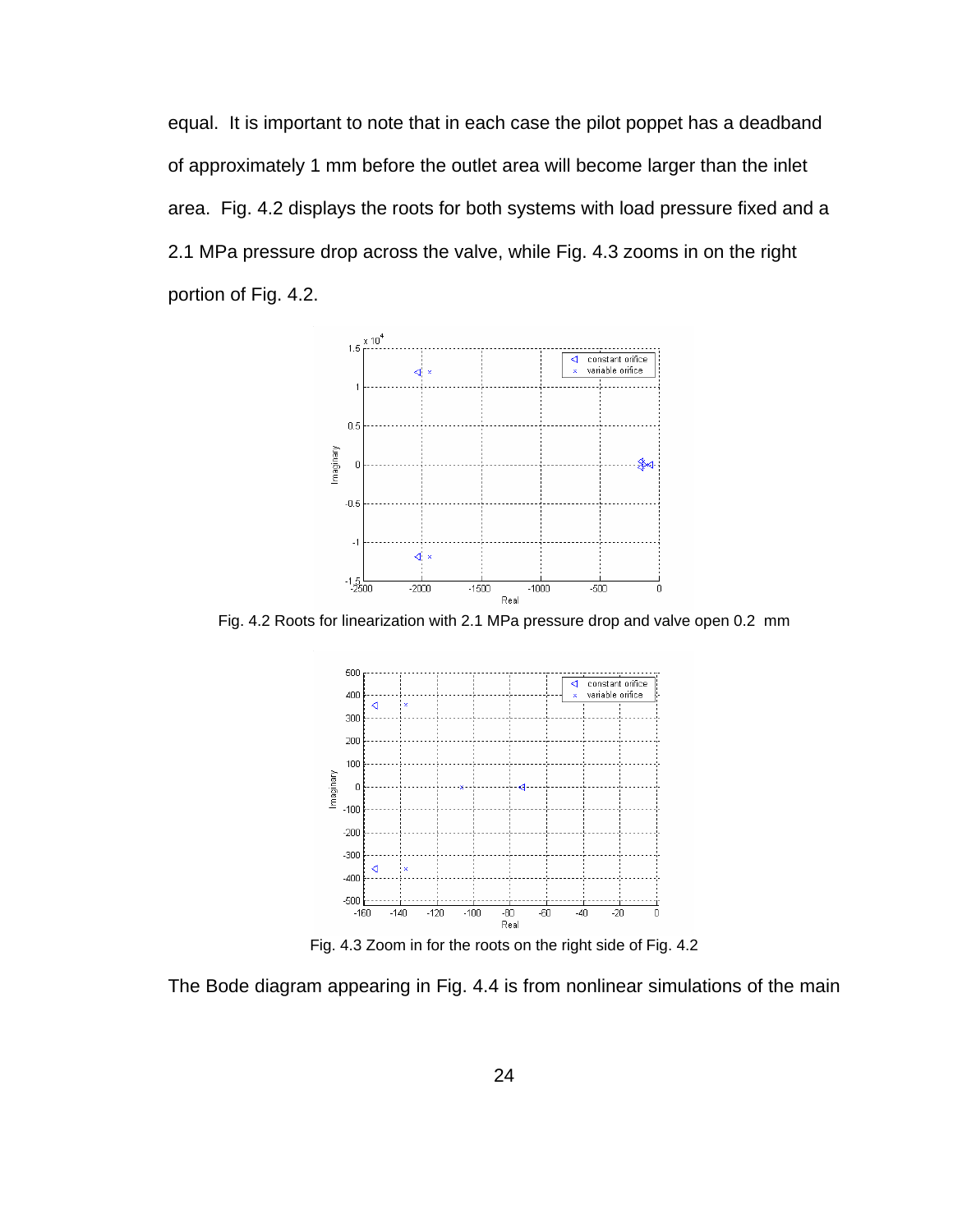equal. It is important to note that in each case the pilot poppet has a deadband of approximately 1 mm before the outlet area will become larger than the inlet area. Fig. 4.2 displays the roots for both systems with load pressure fixed and a 2.1 MPa pressure drop across the valve, while Fig. 4.3 zooms in on the right portion of Fig. 4.2.

Fig. 4.2 Roots for linearization with 2.1 MPa pressure drop and valve open 0.2 mm

Fig. 4.3 Zoom in for the roots on the right side of Fig. 4.2

The Bode diagram appearing in Fig. 4.4 is from nonlinear simulations of the main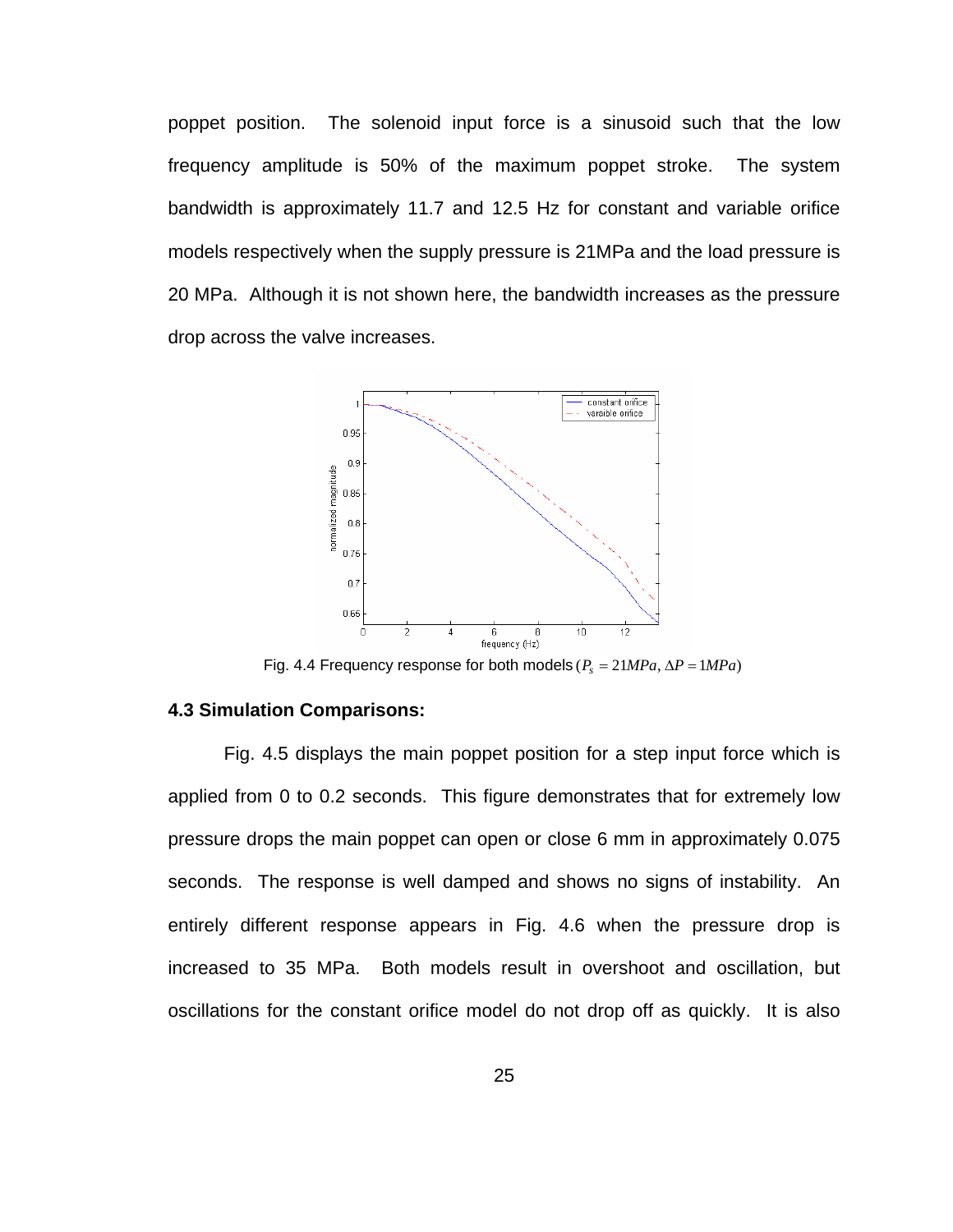poppet position. The solenoid input force is a sinusoid such that the low frequency amplitude is 50% of the maximum poppet stroke. The system bandwidth is approximately 11.7 and 12.5 Hz for constant and variable orifice models respectively when the supply pressure is 21MPa and the load pressure is 20 MPa. Although it is not shown here, the bandwidth increases as the pressure drop across the valve increases.

Fig. 4.4 Frequency response for both models $(P_s = 21MPa, \Delta P = 1MPa)$

### 4.3 Simulation Comparisons:

Fig. 4.5 displays the main poppet position for a step input force which is applied from 0 to 0.2 seconds. This figure demonstrates that for extremely low pressure drops the main poppet can open or close 6 mm in approximately 0.075 seconds. The response is well damped and shows no signs of instability. An entirely different response appears in Fig. 4.6 when the pressure drop is increased to 35 MPa. Both models result in overshoot and oscillation, but oscillations for the constant orifice model do not drop off as quickly. It is also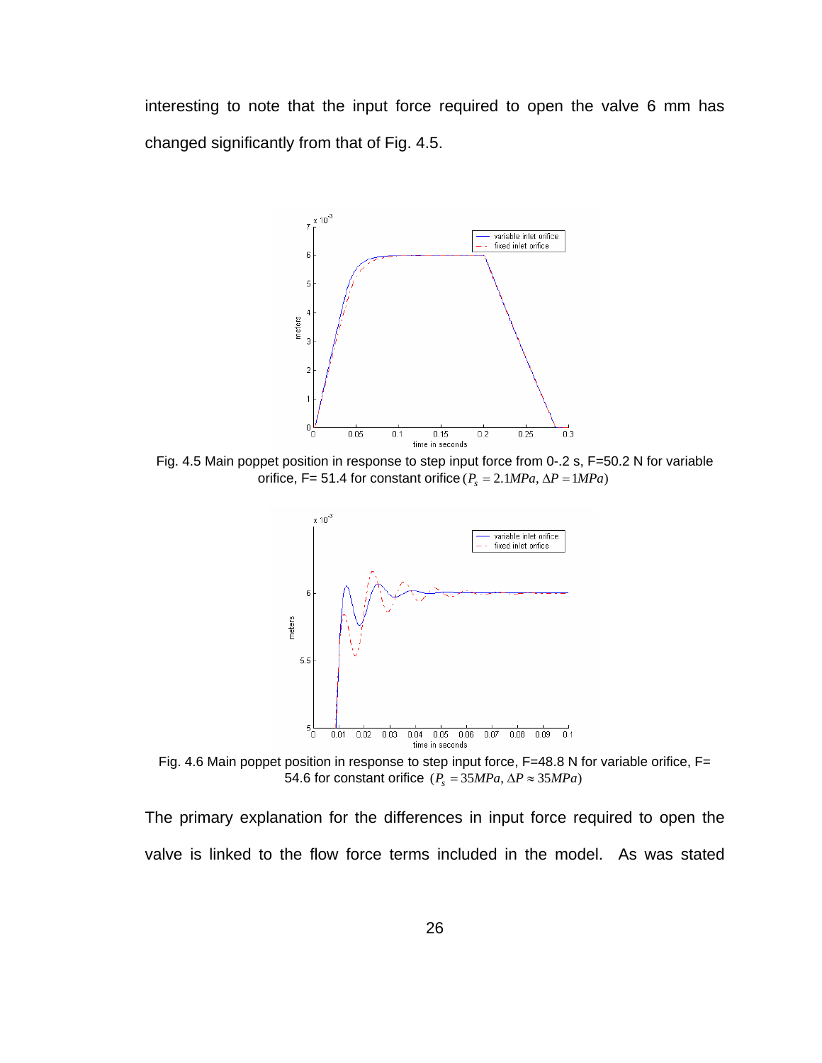interesting to note that the input force required to open the valve 6 mm has changed significantly from that of Fig. 4.5.

Fig. 4.5 Main poppet position in response to step input force from 0-.2 s, F=50.2 N for variable orifice, F= 51.4 for constant orifice $(P_s = 2.1MPa, \Delta P = 1MPa)$

Fig. 4.6 Main poppet position in response to step input force, F=48.8 N for variable orifice, F= 54.6 for constant orifice $(P_s = 35MPa, \Delta P \approx 35MPa)$

The primary explanation for the differences in input force required to open the valve is linked to the flow force terms included in the model. As was stated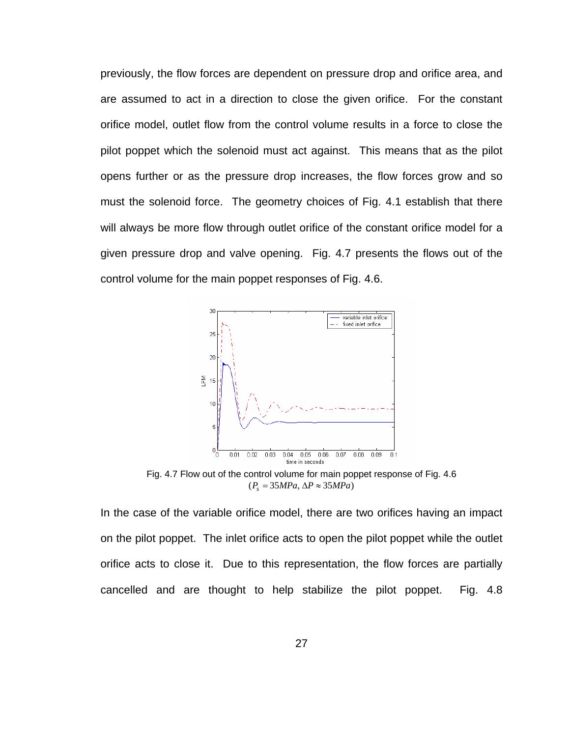previously, the flow forces are dependent on pressure drop and orifice area, and are assumed to act in a direction to close the given orifice. For the constant orifice model, outlet flow from the control volume results in a force to close the pilot poppet which the solenoid must act against. This means that as the pilot opens further or as the pressure drop increases, the flow forces grow and so must the solenoid force. The geometry choices of Fig. 4.1 establish that there will always be more flow through outlet orifice of the constant orifice model for a given pressure drop and valve opening. Fig. 4.7 presents the flows out of the control volume for the main poppet responses of Fig. 4.6.

Fig. 4.7 Flow out of the control volume for main poppet response of Fig. 4.6 ($P_s = 35MPa, \Delta P \approx 35MPa$)

In the case of the variable orifice model, there are two orifices having an impact on the pilot poppet. The inlet orifice acts to open the pilot poppet while the outlet orifice acts to close it. Due to this representation, the flow forces are partially cancelled and are thought to help stabilize the pilot poppet. Fig. 4.8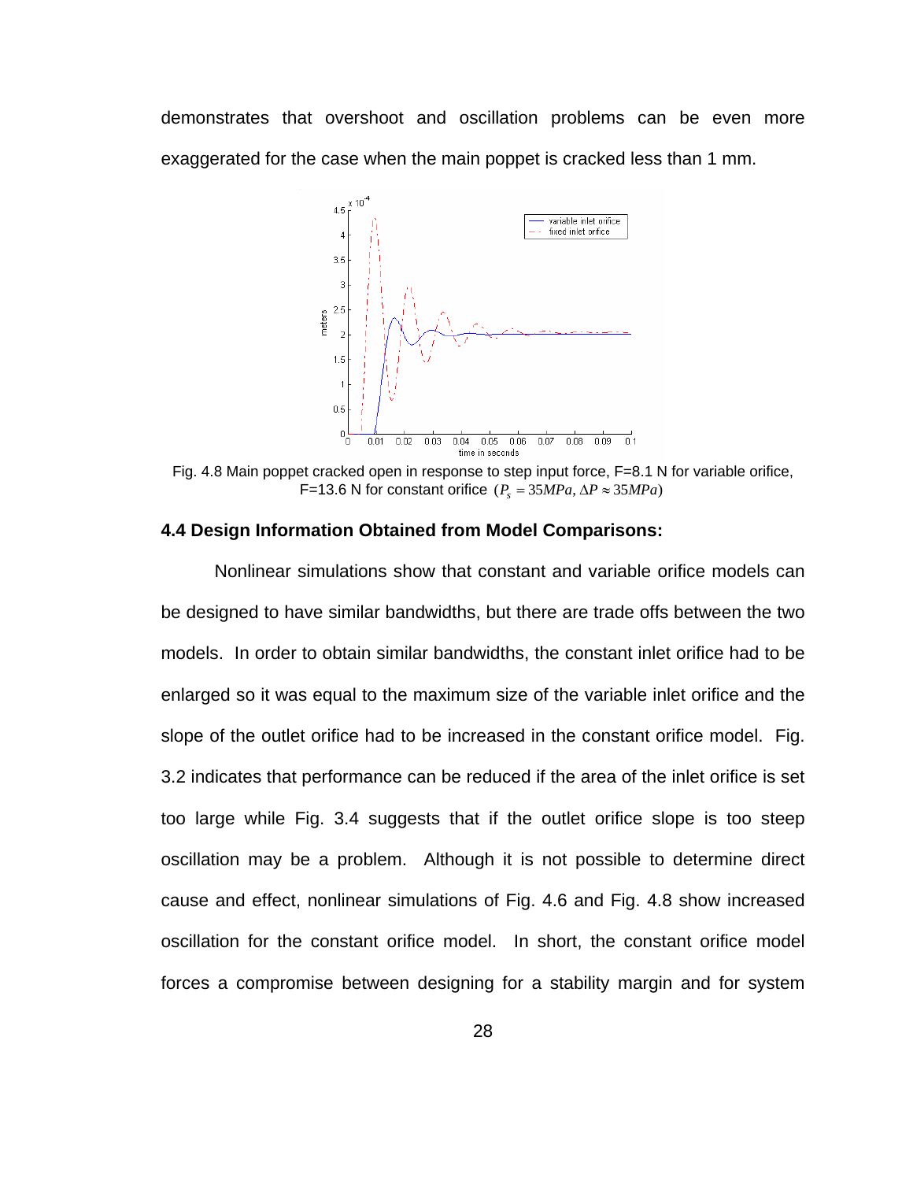demonstrates that overshoot and oscillation problems can be even more exaggerated for the case when the main poppet is cracked less than 1 mm.

Fig. 4.8 Main poppet cracked open in response to step input force, F=8.1 N for variable orifice, F=13.6 N for constant orifice $(P_s = 35MPa, \Delta P \approx 35MPa)$

### 4.4 Design Information Obtained from Model Comparisons:

Nonlinear simulations show that constant and variable orifice models can be designed to have similar bandwidths, but there are trade offs between the two models. In order to obtain similar bandwidths, the constant inlet orifice had to be enlarged so it was equal to the maximum size of the variable inlet orifice and the slope of the outlet orifice had to be increased in the constant orifice model. Fig. 3.2 indicates that performance can be reduced if the area of the inlet orifice is set too large while Fig. 3.4 suggests that if the outlet orifice slope is too steep oscillation may be a problem. Although it is not possible to determine direct cause and effect, nonlinear simulations of Fig. 4.6 and Fig. 4.8 show increased oscillation for the constant orifice model. In short, the constant orifice model forces a compromise between designing for a stability margin and for system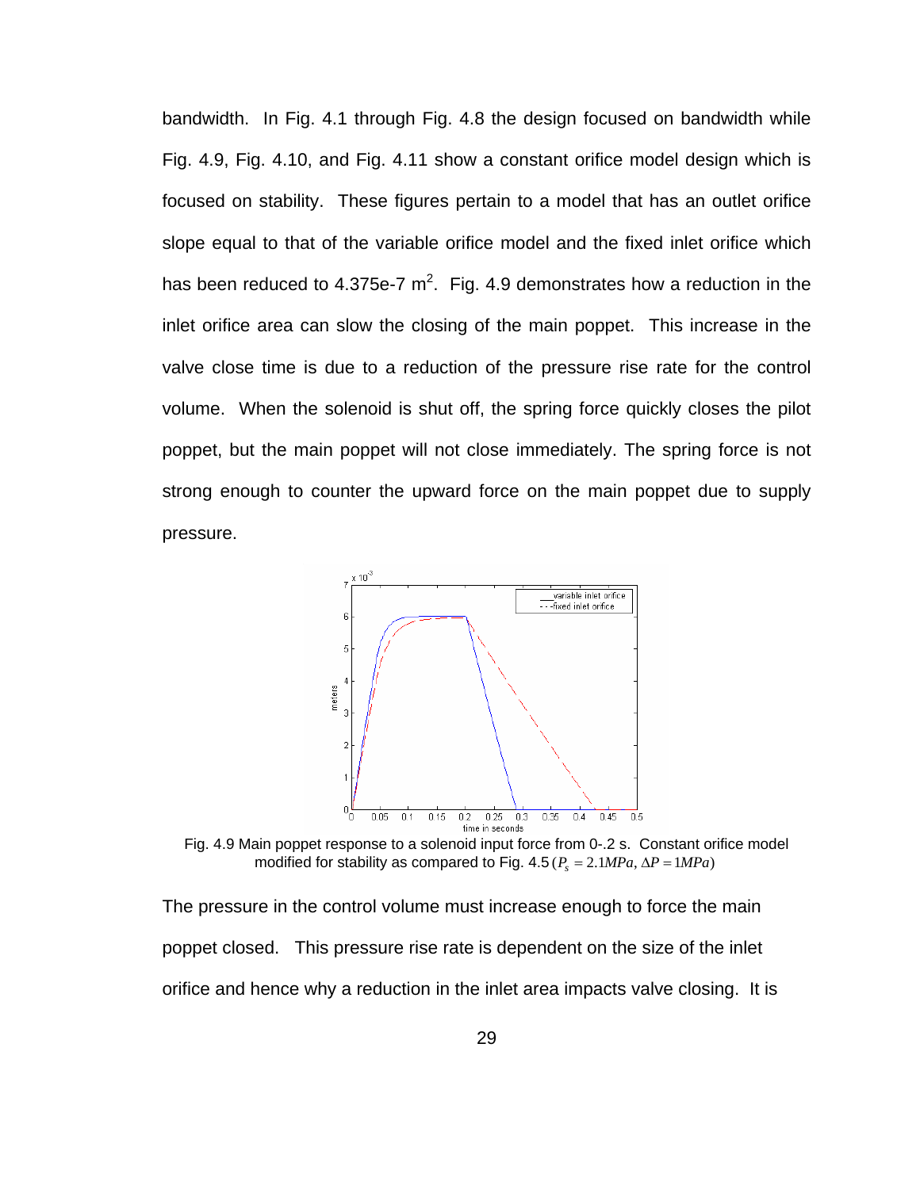bandwidth. In Fig. 4.1 through Fig. 4.8 the design focused on bandwidth while Fig. 4.9, Fig. 4.10, and Fig. 4.11 show a constant orifice model design which is focused on stability. These figures pertain to a model that has an outlet orifice slope equal to that of the variable orifice model and the fixed inlet orifice which has been reduced to 4.375e-7 $m^2$. Fig. 4.9 demonstrates how a reduction in the inlet orifice area can slow the closing of the main poppet. This increase in the valve close time is due to a reduction of the pressure rise rate for the control volume. When the solenoid is shut off, the spring force quickly closes the pilot poppet, but the main poppet will not close immediately. The spring force is not strong enough to counter the upward force on the main poppet due to supply pressure.

Fig. 4.9 Main poppet response to a solenoid input force from 0-.2 s. Constant orifice model modified for stability as compared to Fig. 4.5 ($P_s = 2.1MPa$, $\Delta P = 1MPa$)

The pressure in the control volume must increase enough to force the main poppet closed. This pressure rise rate is dependent on the size of the inlet orifice and hence why a reduction in the inlet area impacts valve closing. It is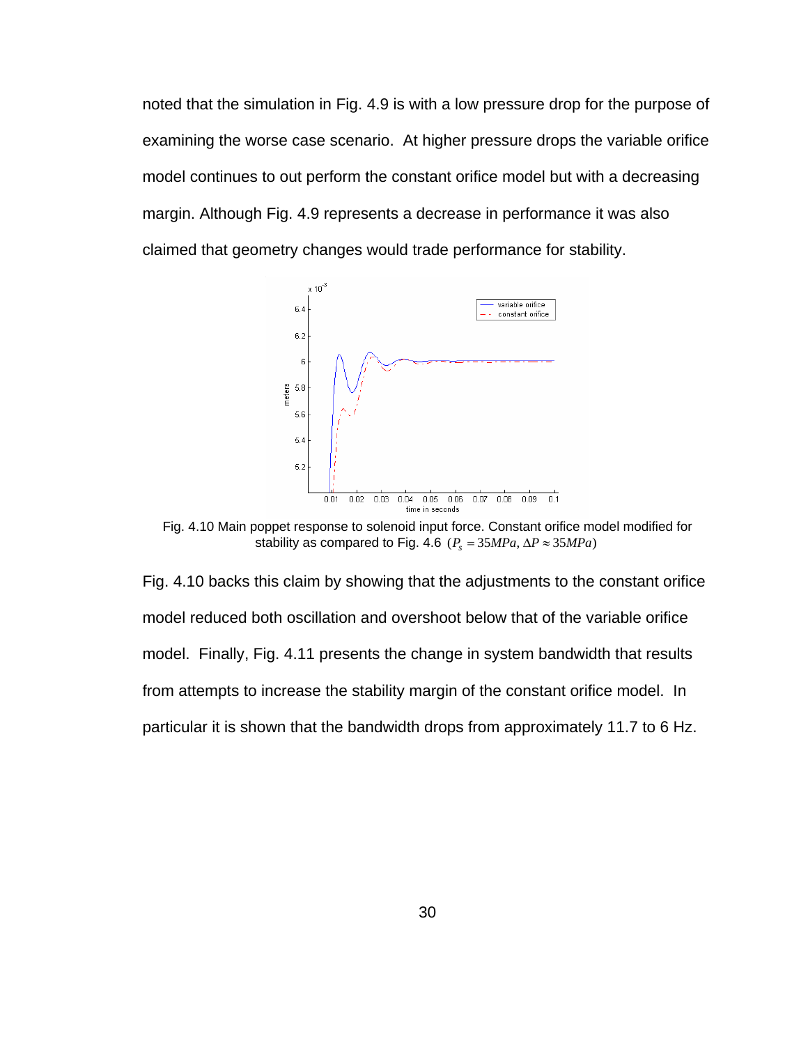noted that the simulation in Fig. 4.9 is with a low pressure drop for the purpose of examining the worse case scenario. At higher pressure drops the variable orifice model continues to out perform the constant orifice model but with a decreasing margin. Although Fig. 4.9 represents a decrease in performance it was also claimed that geometry changes would trade performance for stability.

Fig. 4.10 Main poppet response to solenoid input force. Constant orifice model modified for stability as compared to Fig. 4.6 ($P_s = 35MPa, \Delta P \approx 35MPa$)

Fig. 4.10 backs this claim by showing that the adjustments to the constant orifice model reduced both oscillation and overshoot below that of the variable orifice model. Finally, Fig. 4.11 presents the change in system bandwidth that results from attempts to increase the stability margin of the constant orifice model. In particular it is shown that the bandwidth drops from approximately 11.7 to 6 Hz.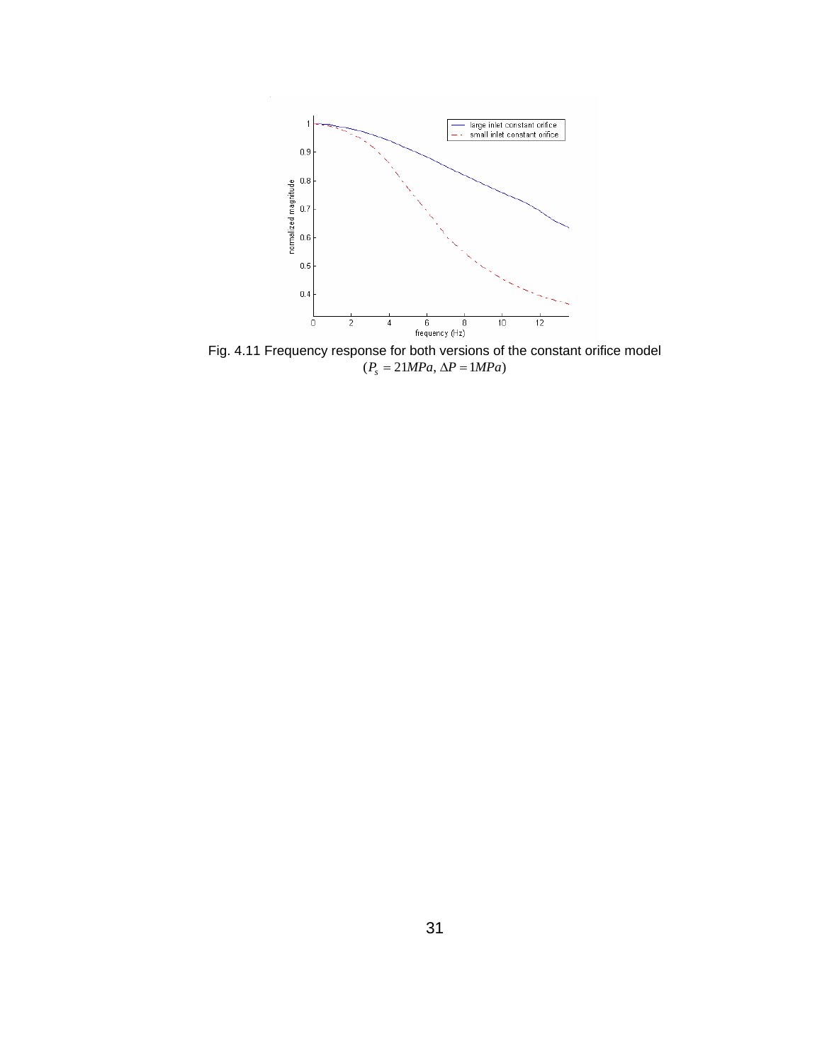Fig. 4.11 Frequency response for both versions of the constant orifice model
$(P_s = 21MPa, \Delta P = 1MPa)$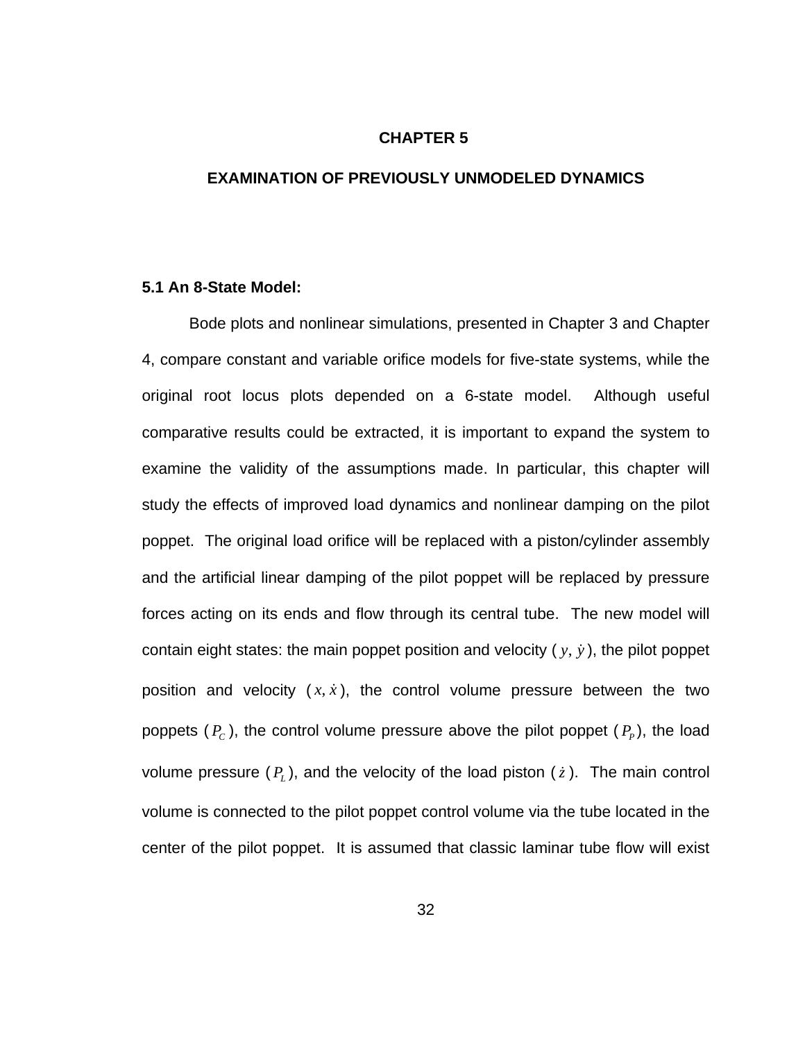# CHAPTER 5

# EXAMINATION OF PREVIOUSLY UNMODELED DYNAMICS

## 5.1 An 8-State Model:

Bode plots and nonlinear simulations, presented in Chapter 3 and Chapter 4, compare constant and variable orifice models for five-state systems, while the original root locus plots depended on a 6-state model. Although useful comparative results could be extracted, it is important to expand the system to examine the validity of the assumptions made. In particular, this chapter will study the effects of improved load dynamics and nonlinear damping on the pilot poppet. The original load orifice will be replaced with a piston/cylinder assembly and the artificial linear damping of the pilot poppet will be replaced by pressure forces acting on its ends and flow through its central tube. The new model will contain eight states: the main poppet position and velocity ($y, \dot{y}$), the pilot poppet position and velocity ($x, \dot{x}$), the control volume pressure between the two poppets ($P_C$), the control volume pressure above the pilot poppet ($P_P$), the load volume pressure ($P_L$), and the velocity of the load piston ($\dot{z}$). The main control volume is connected to the pilot poppet control volume via the tube located in the center of the pilot poppet. It is assumed that classic laminar tube flow will exist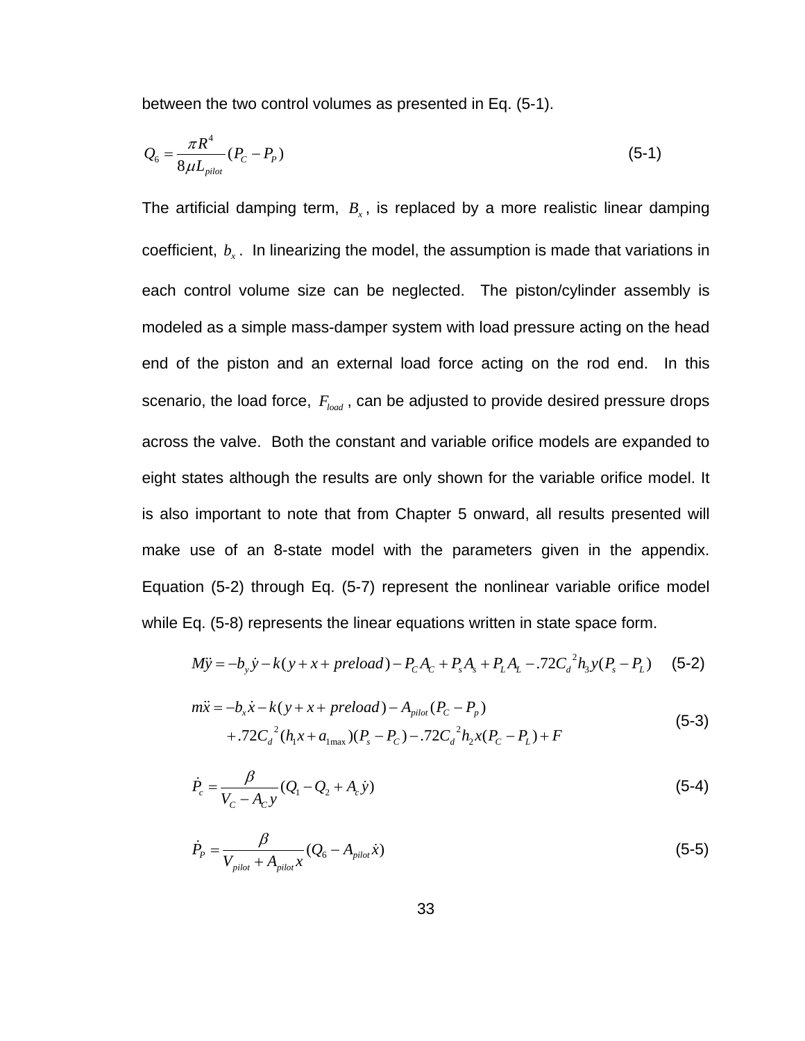between the two control volumes as presented in Eq. (5-1).

$$Q_6 = \frac{\pi R^4}{8\mu L_{pilot}}(P_C - P_P) \tag{5-1}$$

The artificial damping term, $B_x$, is replaced by a more realistic linear damping coefficient, $b_x$. In linearizing the model, the assumption is made that variations in each control volume size can be neglected. The piston/cylinder assembly is modeled as a simple mass-damper system with load pressure acting on the head end of the piston and an external load force acting on the rod end. In this scenario, the load force, $F_{load}$, can be adjusted to provide desired pressure drops across the valve. Both the constant and variable orifice models are expanded to eight states although the results are only shown for the variable orifice model. It is also important to note that from Chapter 5 onward, all results presented will make use of an 8-state model with the parameters given in the appendix. Equation (5-2) through Eq. (5-7) represent the nonlinear variable orifice model while Eq. (5-8) represents the linear equations written in state space form.

$$M\ddot{y} = -b_y\dot{y} - k(y + x + preload) - P_C A_C + P_s A_s + P_L A_L - .72{C_d}^2 h_3 y(P_s - P_L) \tag{5-2}$$

$$\begin{aligned} m\ddot{x} = &-b_x\dot{x} - k(y + x + preload) - A_{pilot}(P_C - P_p) \\ &+ .72{C_d}^2(h_1 x + a_{1\max})(P_s - P_C) - .72{C_d}^2 h_2 x(P_C - P_L) + F \end{aligned} \tag{5-3}$$

$$\dot{P}_c = \frac{\beta}{V_C - A_C y}(Q_1 - Q_2 + A_c\dot{y}) \tag{5-4}$$

$$\dot{P}_P = \frac{\beta}{V_{pilot} + A_{pilot}x}(Q_6 - A_{pilot}\dot{x}) \tag{5-5}$$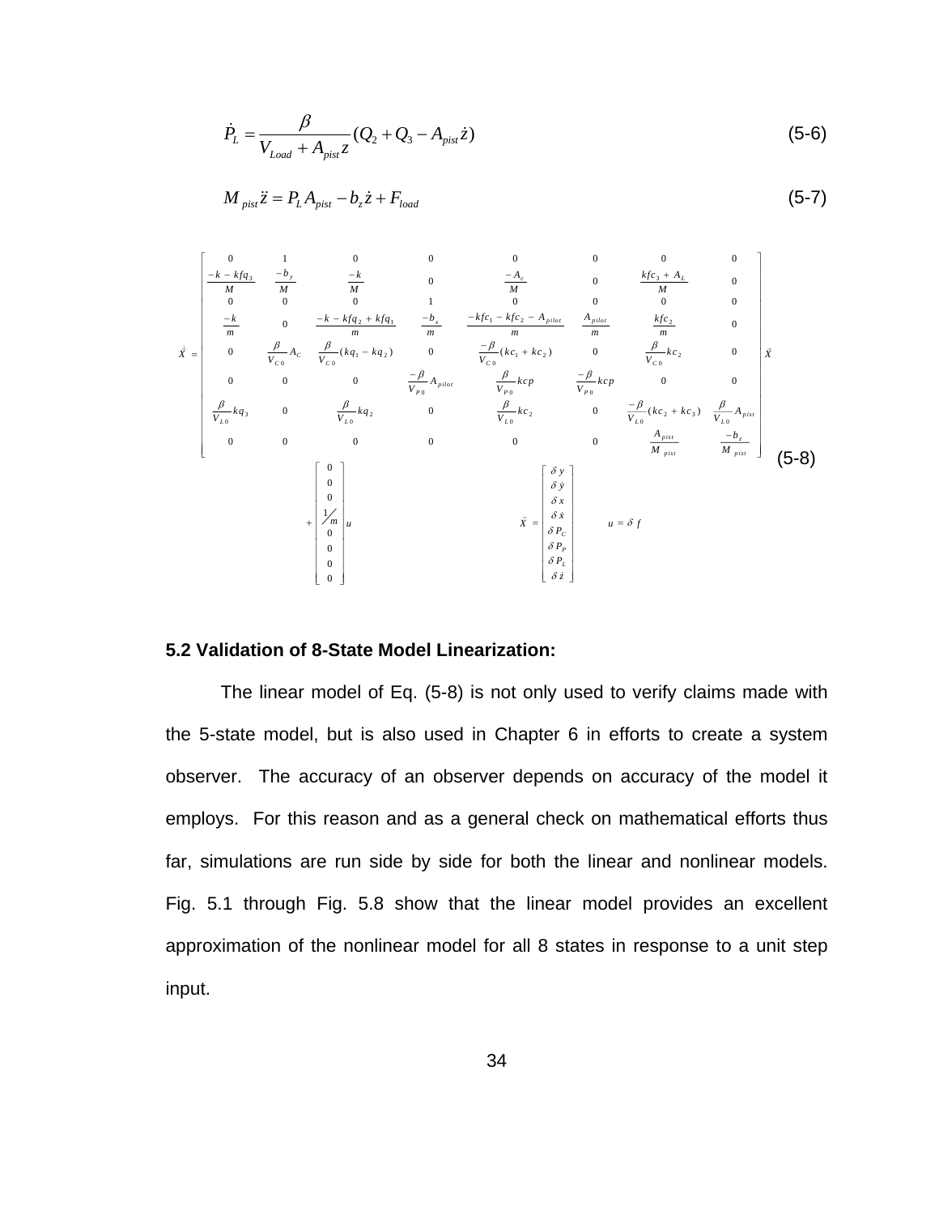$$\dot{P}_L = \frac{\beta}{V_{Load} + A_{pist} z}(Q_2 + Q_3 - A_{pist}\dot{z}) \tag{5-6}$$

$$M_{pist}\ddot{z} = P_L A_{pist} - b_z \dot{z} + F_{load} \tag{5-7}$$

$$\dot{\vec{X}} = \begin{bmatrix} 0 & 1 & 0 & 0 & 0 & 0 & 0 & 0 \\ \frac{-k - kfq_3}{M} & \frac{-b_y}{M} & \frac{-k}{M} & 0 & \frac{-A_c}{M} & 0 & \frac{kfc_3 + A_L}{M} & 0 \\ 0 & 0 & 0 & 1 & 0 & 0 & 0 & 0 \\ \frac{-k}{m} & 0 & \frac{-k - kfq_2 + kfq_1}{m} & \frac{-b_x}{m} & \frac{-kfc_1 - kfc_2 - A_{pilot}}{m} & \frac{A_{pilot}}{m} & \frac{kfc_2}{m} & 0 \\ 0 & \frac{\beta}{V_{C0}}A_C & \frac{\beta}{V_{C0}}(kq_1 - kq_2) & 0 & \frac{-\beta}{V_{C0}}(kc_1 + kc_2) & 0 & \frac{\beta}{V_{C0}}kc_2 & 0 \\ 0 & 0 & 0 & \frac{-\beta}{V_{P0}}A_{pilot} & \frac{\beta}{V_{P0}}kcp & \frac{-\beta}{V_{P0}}kcp & 0 & 0 \\ \frac{\beta}{V_{L0}}kq_3 & 0 & \frac{\beta}{V_{L0}}kq_2 & 0 & \frac{\beta}{V_{L0}}kc_2 & 0 & \frac{-\beta}{V_{L0}}(kc_2 + kc_3) & \frac{\beta}{V_{L0}}A_{pist} \\ 0 & 0 & 0 & 0 & 0 & 0 & \frac{A_{pist}}{M_{pist}} & \frac{-b_z}{M_{pist}} \end{bmatrix} \vec{X} + \begin{bmatrix} 0 \\ 0 \\ 0 \\ 1/m \\ 0 \\ 0 \\ 0 \\ 0 \end{bmatrix} u \qquad \vec{X} = \begin{bmatrix} \delta y \\ \delta \dot{y} \\ \delta x \\ \delta \dot{x} \\ \delta P_C \\ \delta P_P \\ \delta P_L \\ \delta \dot{z} \end{bmatrix} \qquad u = \delta f \tag{5-8}$$

### 5.2 Validation of 8-State Model Linearization:

The linear model of Eq. (5-8) is not only used to verify claims made with the 5-state model, but is also used in Chapter 6 in efforts to create a system observer. The accuracy of an observer depends on accuracy of the model it employs. For this reason and as a general check on mathematical efforts thus far, simulations are run side by side for both the linear and nonlinear models. Fig. 5.1 through Fig. 5.8 show that the linear model provides an excellent approximation of the nonlinear model for all 8 states in response to a unit step input.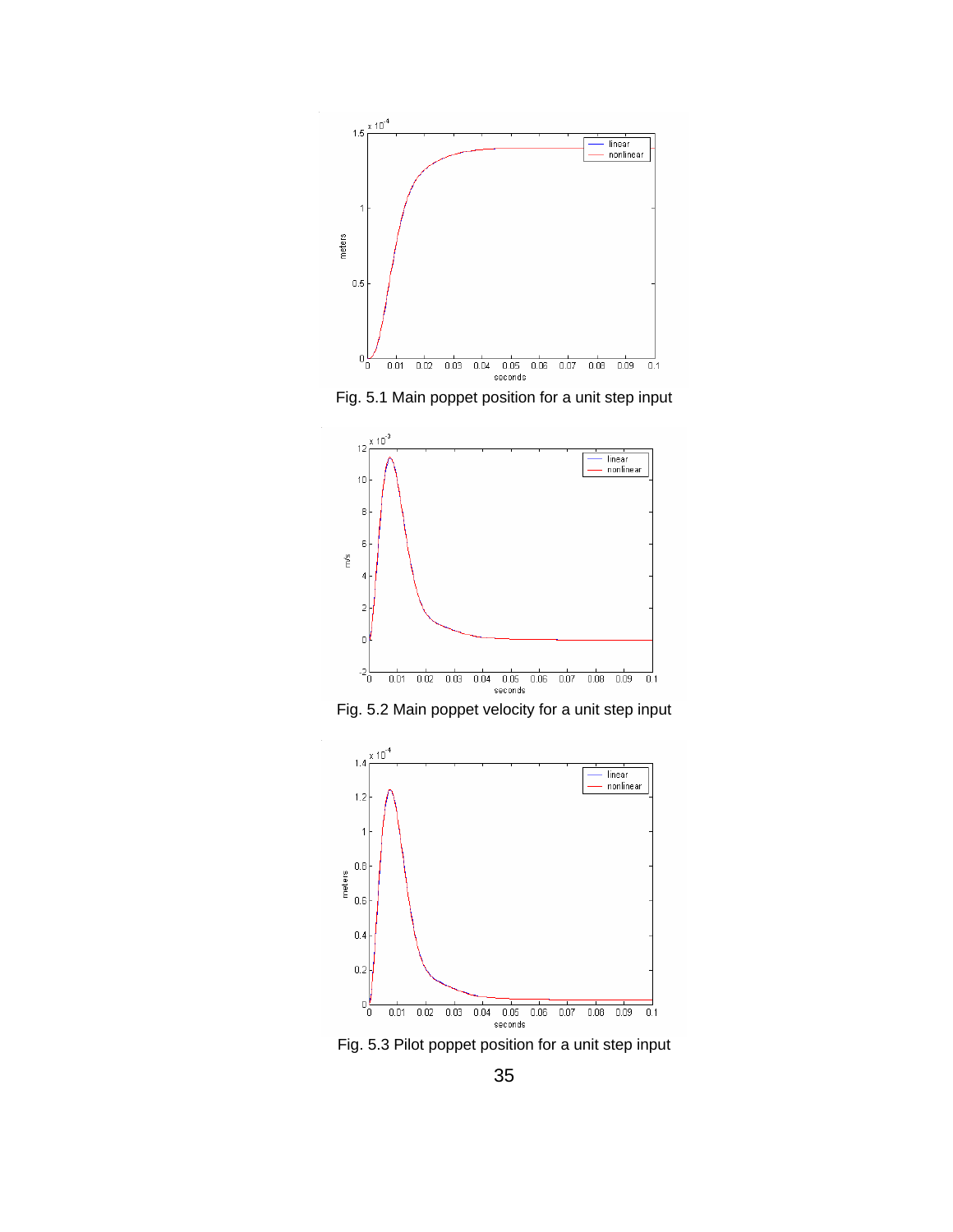Fig. 5.1 Main poppet position for a unit step input

Fig. 5.2 Main poppet velocity for a unit step input

Fig. 5.3 Pilot poppet position for a unit step input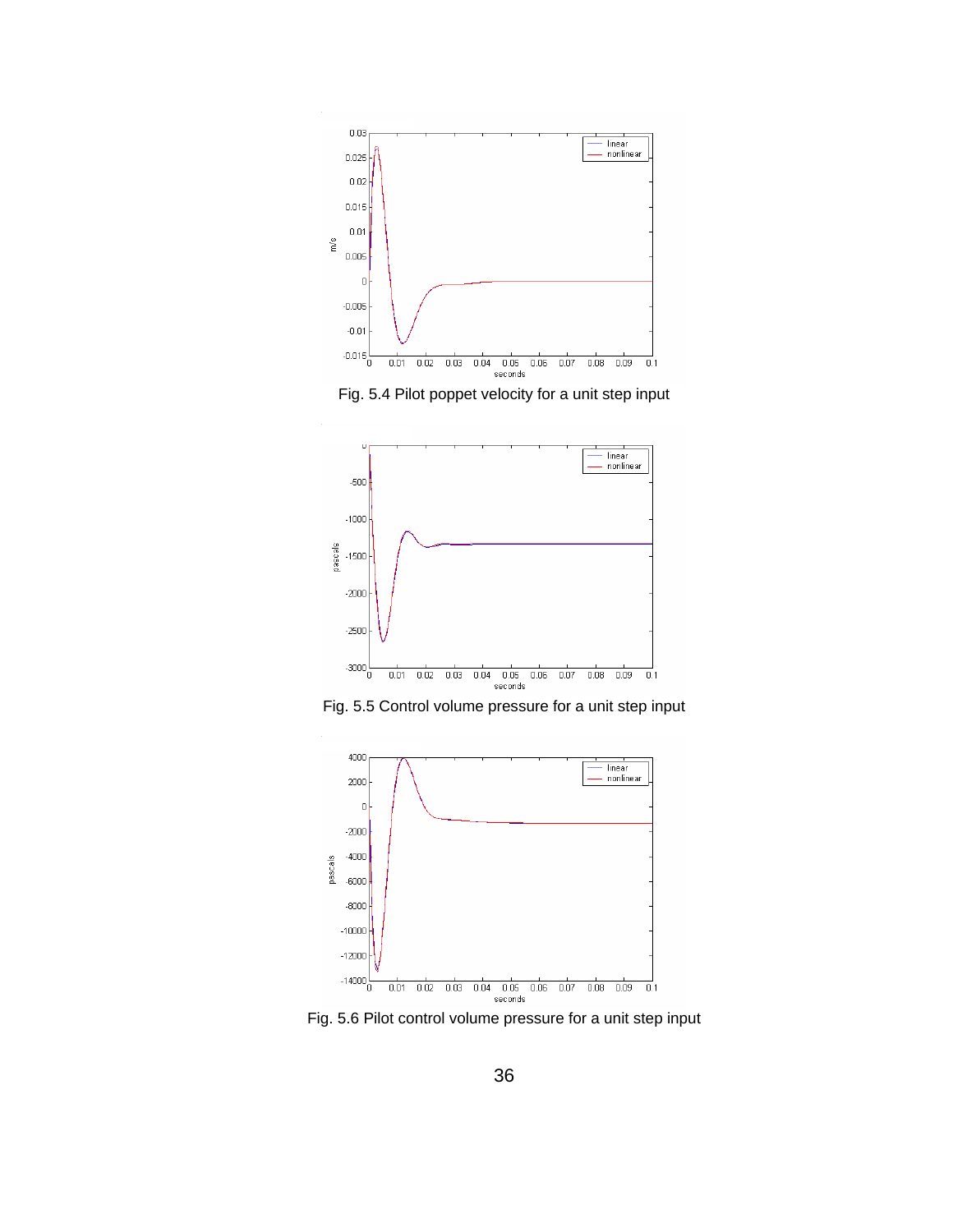Fig. 5.4 Pilot poppet velocity for a unit step input

Fig. 5.5 Control volume pressure for a unit step input

Fig. 5.6 Pilot control volume pressure for a unit step input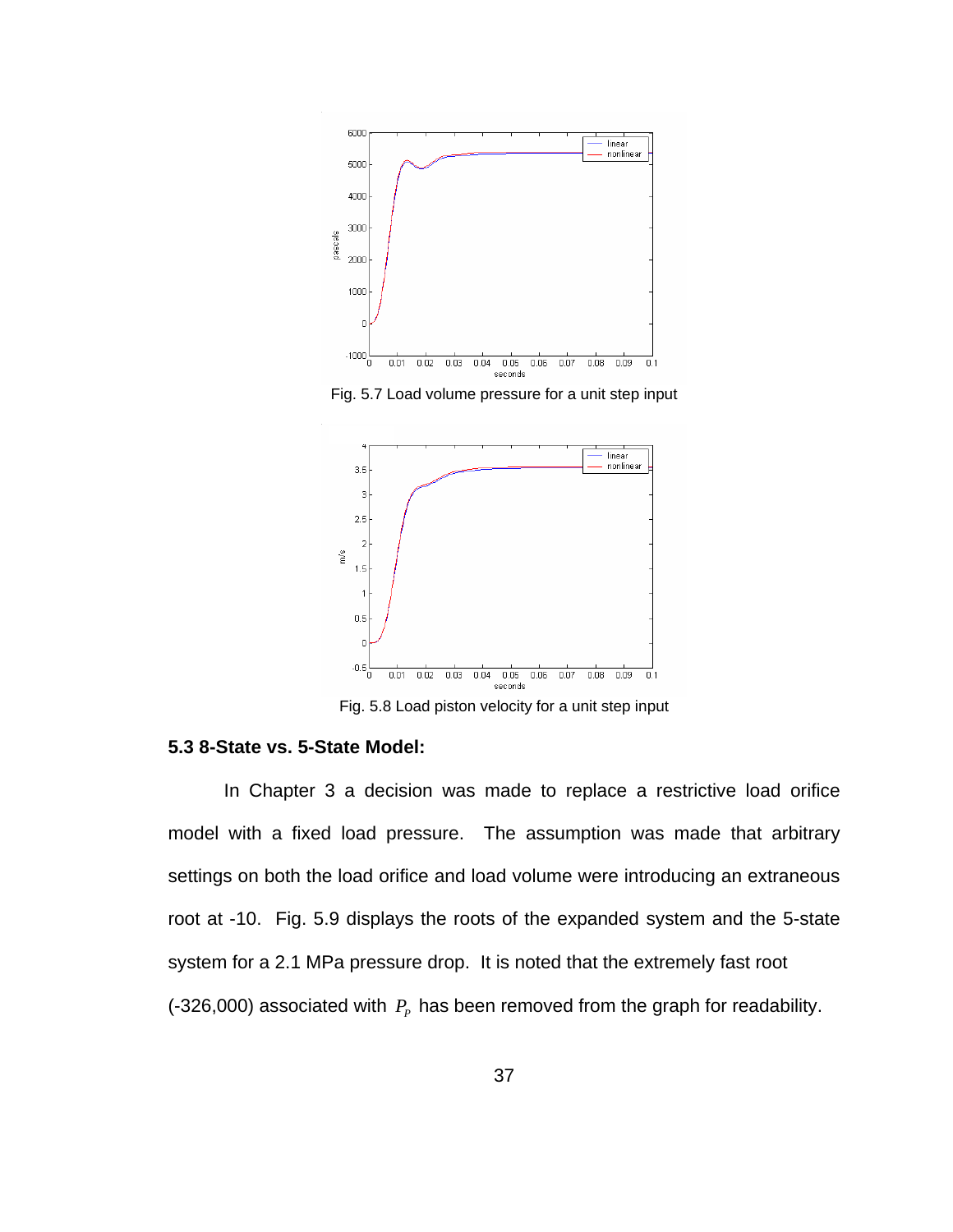Fig. 5.7 Load volume pressure for a unit step input

Fig. 5.8 Load piston velocity for a unit step input

### 5.3 8-State vs. 5-State Model:

In Chapter 3 a decision was made to replace a restrictive load orifice model with a fixed load pressure. The assumption was made that arbitrary settings on both the load orifice and load volume were introducing an extraneous root at -10. Fig. 5.9 displays the roots of the expanded system and the 5-state system for a 2.1 MPa pressure drop. It is noted that the extremely fast root (-326,000) associated with $P_P$ has been removed from the graph for readability.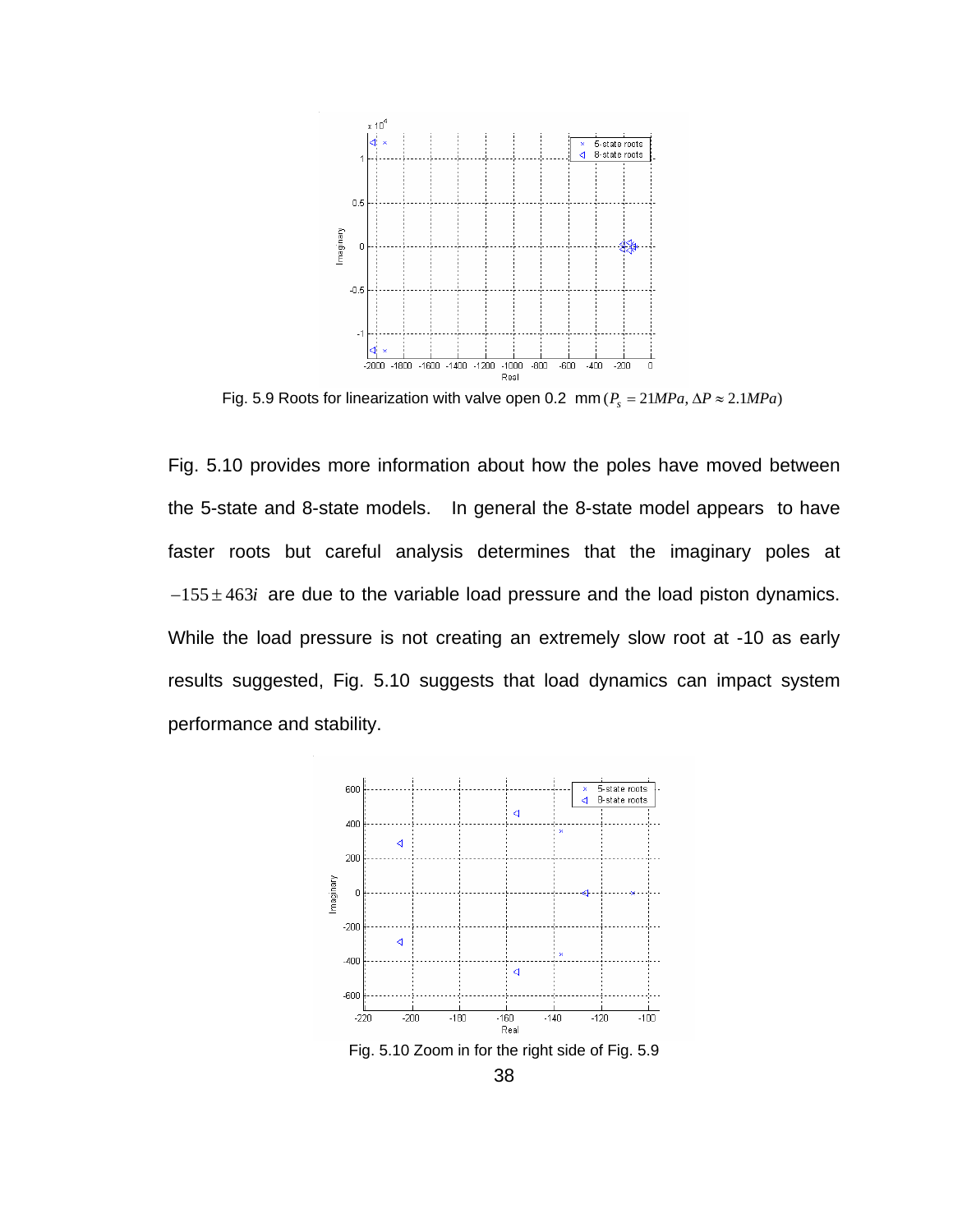Fig. 5.9 Roots for linearization with valve open 0.2 mm ($P_s = 21MPa, \Delta P \approx 2.1MPa$)

Fig. 5.10 provides more information about how the poles have moved between the 5-state and 8-state models. In general the 8-state model appears to have faster roots but careful analysis determines that the imaginary poles at $-155 \pm 463i$ are due to the variable load pressure and the load piston dynamics. While the load pressure is not creating an extremely slow root at -10 as early results suggested, Fig. 5.10 suggests that load dynamics can impact system performance and stability.

Fig. 5.10 Zoom in for the right side of Fig. 5.9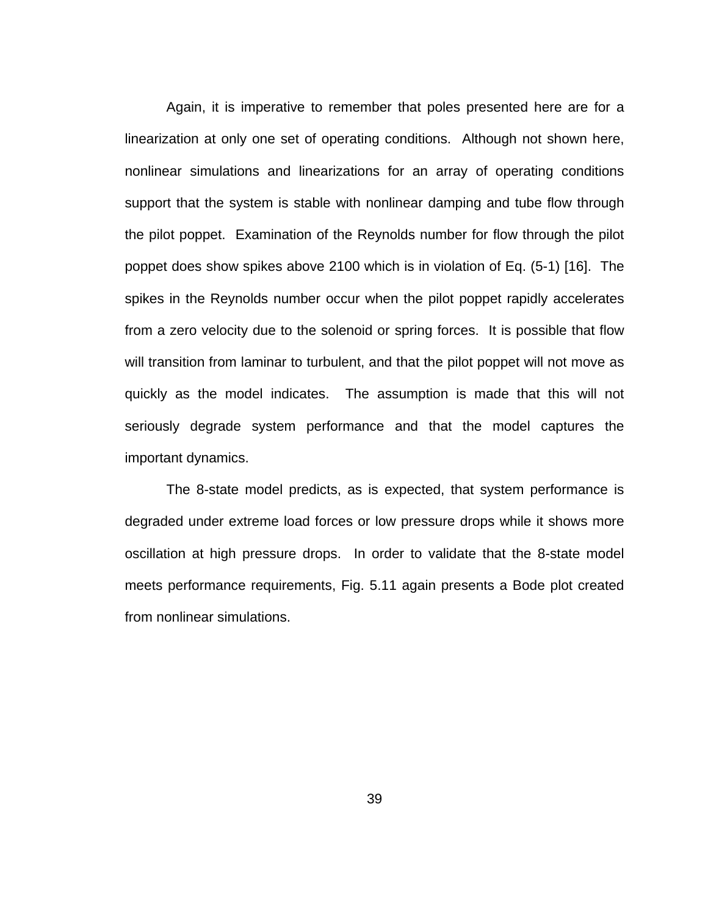Again, it is imperative to remember that poles presented here are for a linearization at only one set of operating conditions. Although not shown here, nonlinear simulations and linearizations for an array of operating conditions support that the system is stable with nonlinear damping and tube flow through the pilot poppet. Examination of the Reynolds number for flow through the pilot poppet does show spikes above 2100 which is in violation of Eq. (5-1) [16]. The spikes in the Reynolds number occur when the pilot poppet rapidly accelerates from a zero velocity due to the solenoid or spring forces. It is possible that flow will transition from laminar to turbulent, and that the pilot poppet will not move as quickly as the model indicates. The assumption is made that this will not seriously degrade system performance and that the model captures the important dynamics.

The 8-state model predicts, as is expected, that system performance is degraded under extreme load forces or low pressure drops while it shows more oscillation at high pressure drops. In order to validate that the 8-state model meets performance requirements, Fig. 5.11 again presents a Bode plot created from nonlinear simulations.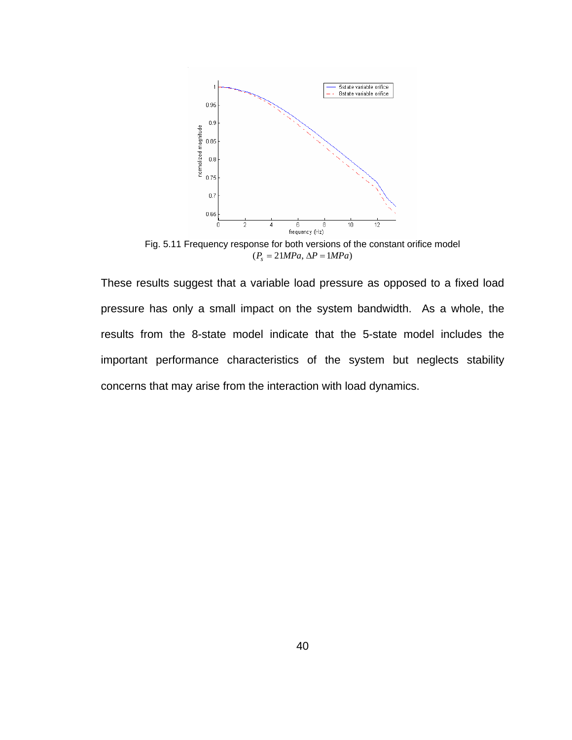Fig. 5.11 Frequency response for both versions of the constant orifice model
$(P_s = 21MPa, \Delta P = 1MPa)$

These results suggest that a variable load pressure as opposed to a fixed load pressure has only a small impact on the system bandwidth. As a whole, the results from the 8-state model indicate that the 5-state model includes the important performance characteristics of the system but neglects stability concerns that may arise from the interaction with load dynamics.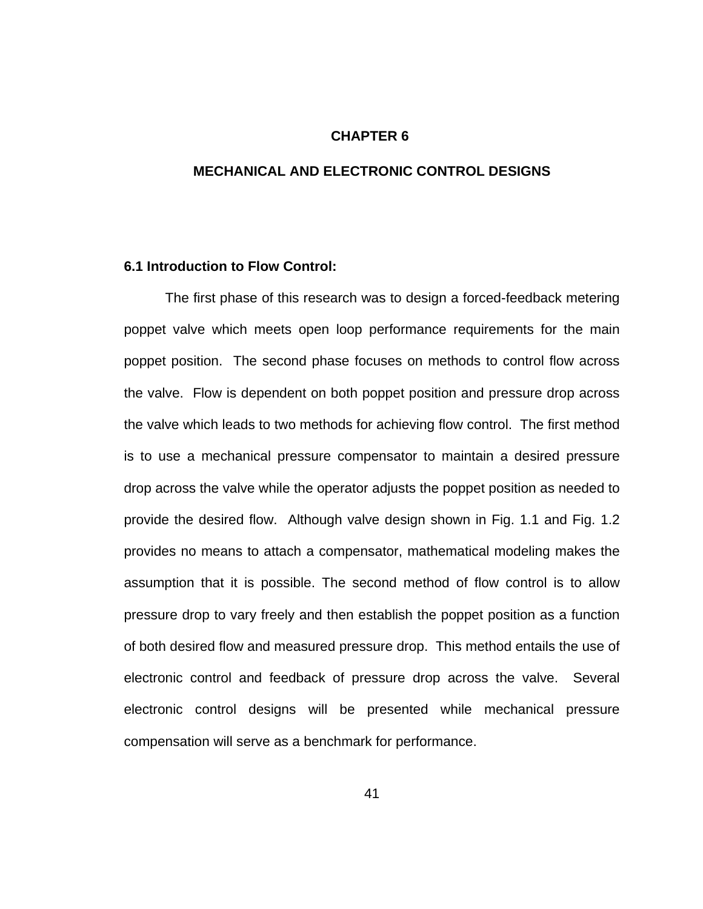# CHAPTER 6

# MECHANICAL AND ELECTRONIC CONTROL DESIGNS

## 6.1 Introduction to Flow Control:

The first phase of this research was to design a forced-feedback metering poppet valve which meets open loop performance requirements for the main poppet position. The second phase focuses on methods to control flow across the valve. Flow is dependent on both poppet position and pressure drop across the valve which leads to two methods for achieving flow control. The first method is to use a mechanical pressure compensator to maintain a desired pressure drop across the valve while the operator adjusts the poppet position as needed to provide the desired flow. Although valve design shown in Fig. 1.1 and Fig. 1.2 provides no means to attach a compensator, mathematical modeling makes the assumption that it is possible. The second method of flow control is to allow pressure drop to vary freely and then establish the poppet position as a function of both desired flow and measured pressure drop. This method entails the use of electronic control and feedback of pressure drop across the valve. Several electronic control designs will be presented while mechanical pressure compensation will serve as a benchmark for performance.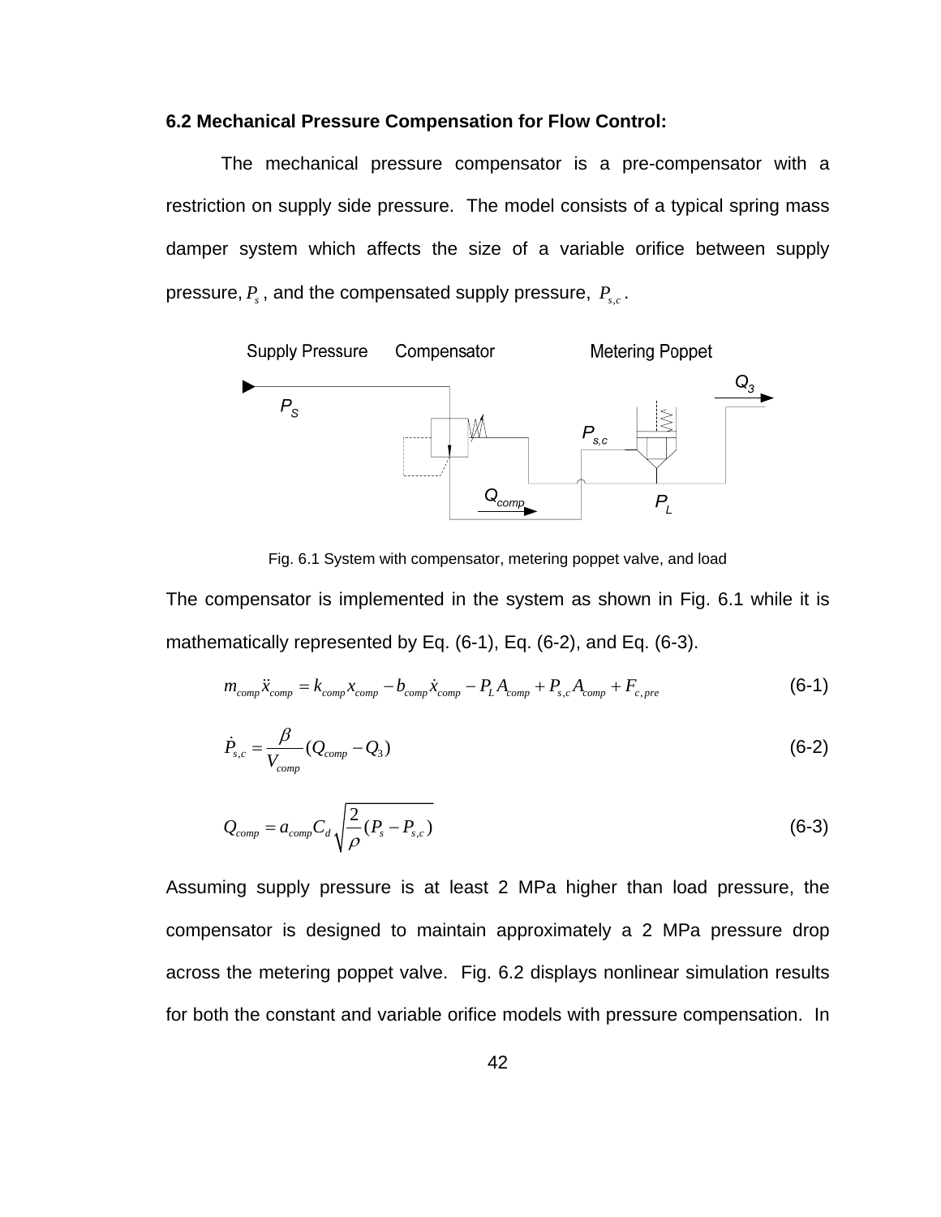### 6.2 Mechanical Pressure Compensation for Flow Control:

The mechanical pressure compensator is a pre-compensator with a restriction on supply side pressure. The model consists of a typical spring mass damper system which affects the size of a variable orifice between supply pressure, $P_s$, and the compensated supply pressure, $P_{s,c}$.

Fig. 6.1 System with compensator, metering poppet valve, and load

The compensator is implemented in the system as shown in Fig. 6.1 while it is mathematically represented by Eq. (6-1), Eq. (6-2), and Eq. (6-3).

$$m_{comp}\ddot{x}_{comp} = k_{comp}x_{comp} - b_{comp}\dot{x}_{comp} - P_L A_{comp} + P_{s,c}A_{comp} + F_{c,pre} \tag{6-1}$$

$$\dot{P}_{s,c} = \frac{\beta}{V_{comp}}(Q_{comp} - Q_3) \tag{6-2}$$

$$Q_{comp} = a_{comp}C_d\sqrt{\frac{2}{\rho}(P_s - P_{s,c})} \tag{6-3}$$

Assuming supply pressure is at least 2 MPa higher than load pressure, the compensator is designed to maintain approximately a 2 MPa pressure drop across the metering poppet valve. Fig. 6.2 displays nonlinear simulation results for both the constant and variable orifice models with pressure compensation. In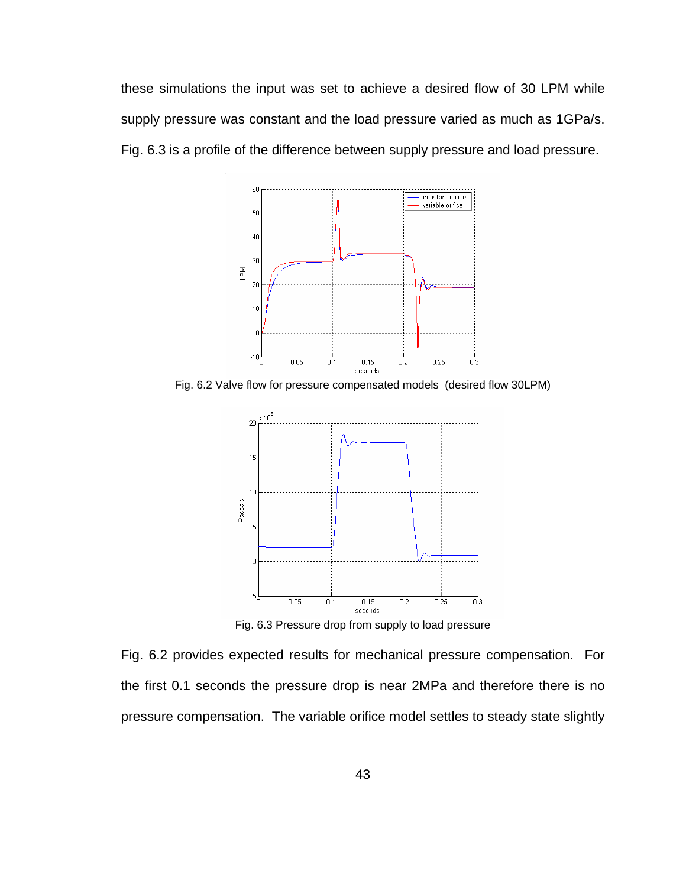these simulations the input was set to achieve a desired flow of 30 LPM while supply pressure was constant and the load pressure varied as much as 1GPa/s. Fig. 6.3 is a profile of the difference between supply pressure and load pressure.

Fig. 6.2 Valve flow for pressure compensated models (desired flow 30LPM)

Fig. 6.3 Pressure drop from supply to load pressure

Fig. 6.2 provides expected results for mechanical pressure compensation. For the first 0.1 seconds the pressure drop is near 2MPa and therefore there is no pressure compensation. The variable orifice model settles to steady state slightly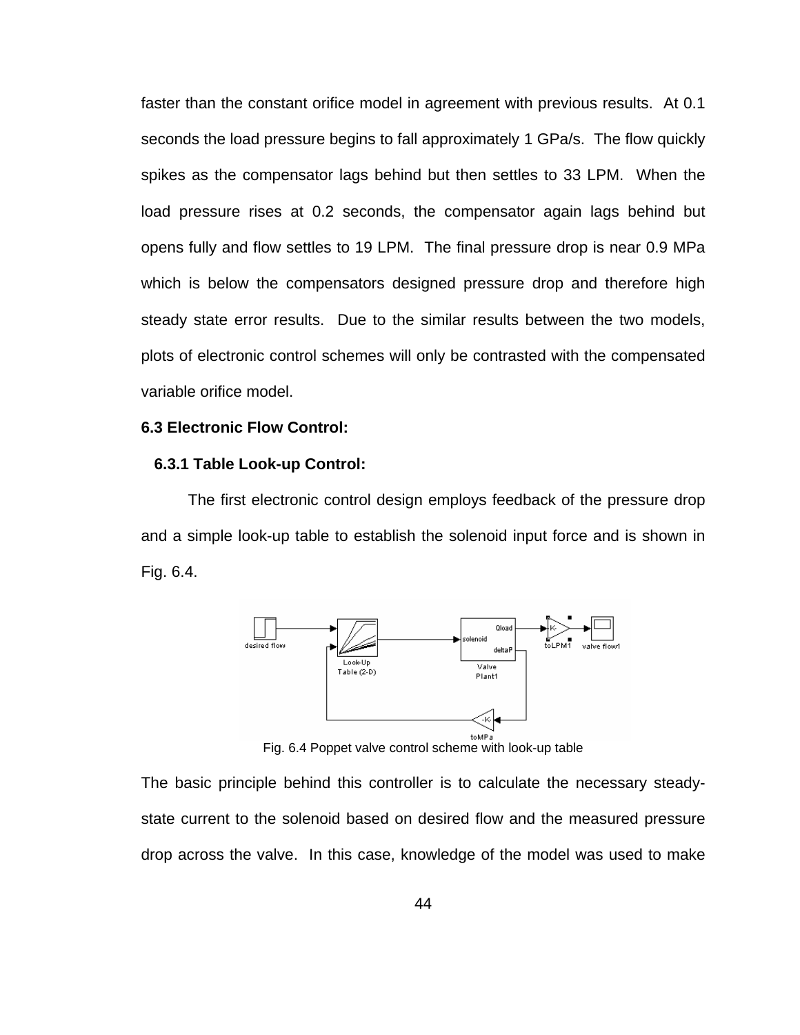faster than the constant orifice model in agreement with previous results. At 0.1 seconds the load pressure begins to fall approximately 1 GPa/s. The flow quickly spikes as the compensator lags behind but then settles to 33 LPM. When the load pressure rises at 0.2 seconds, the compensator again lags behind but opens fully and flow settles to 19 LPM. The final pressure drop is near 0.9 MPa which is below the compensators designed pressure drop and therefore high steady state error results. Due to the similar results between the two models, plots of electronic control schemes will only be contrasted with the compensated variable orifice model.

**6.3 Electronic Flow Control:**

**6.3.1 Table Look-up Control:**

The first electronic control design employs feedback of the pressure drop and a simple look-up table to establish the solenoid input force and is shown in Fig. 6.4.

Fig. 6.4 Poppet valve control scheme with look-up table

The basic principle behind this controller is to calculate the necessary steady-state current to the solenoid based on desired flow and the measured pressure drop across the valve. In this case, knowledge of the model was used to make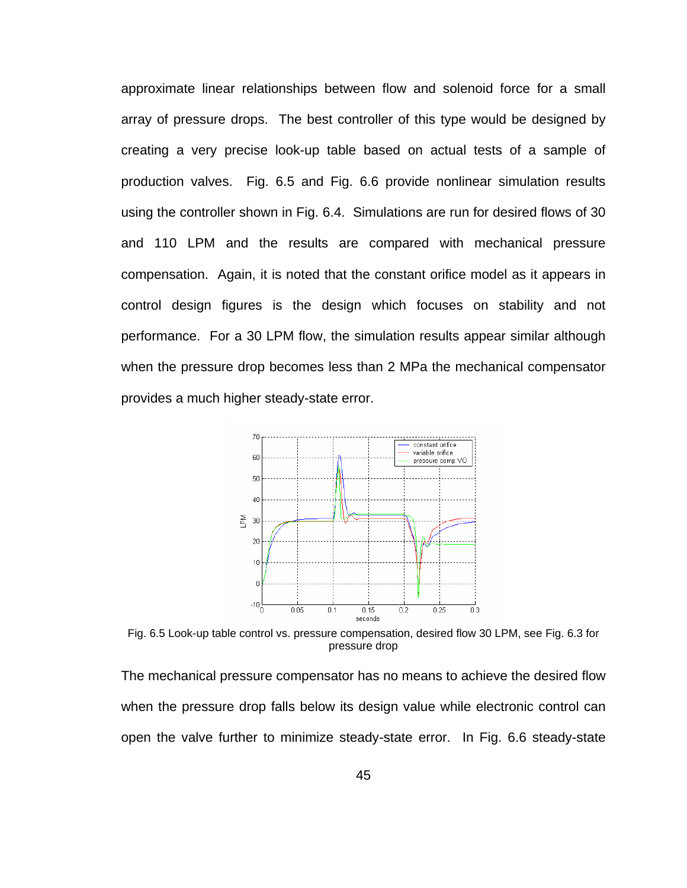approximate linear relationships between flow and solenoid force for a small array of pressure drops. The best controller of this type would be designed by creating a very precise look-up table based on actual tests of a sample of production valves. Fig. 6.5 and Fig. 6.6 provide nonlinear simulation results using the controller shown in Fig. 6.4. Simulations are run for desired flows of 30 and 110 LPM and the results are compared with mechanical pressure compensation. Again, it is noted that the constant orifice model as it appears in control design figures is the design which focuses on stability and not performance. For a 30 LPM flow, the simulation results appear similar although when the pressure drop becomes less than 2 MPa the mechanical compensator provides a much higher steady-state error.

Fig. 6.5 Look-up table control vs. pressure compensation, desired flow 30 LPM, see Fig. 6.3 for pressure drop

The mechanical pressure compensator has no means to achieve the desired flow when the pressure drop falls below its design value while electronic control can open the valve further to minimize steady-state error. In Fig. 6.6 steady-state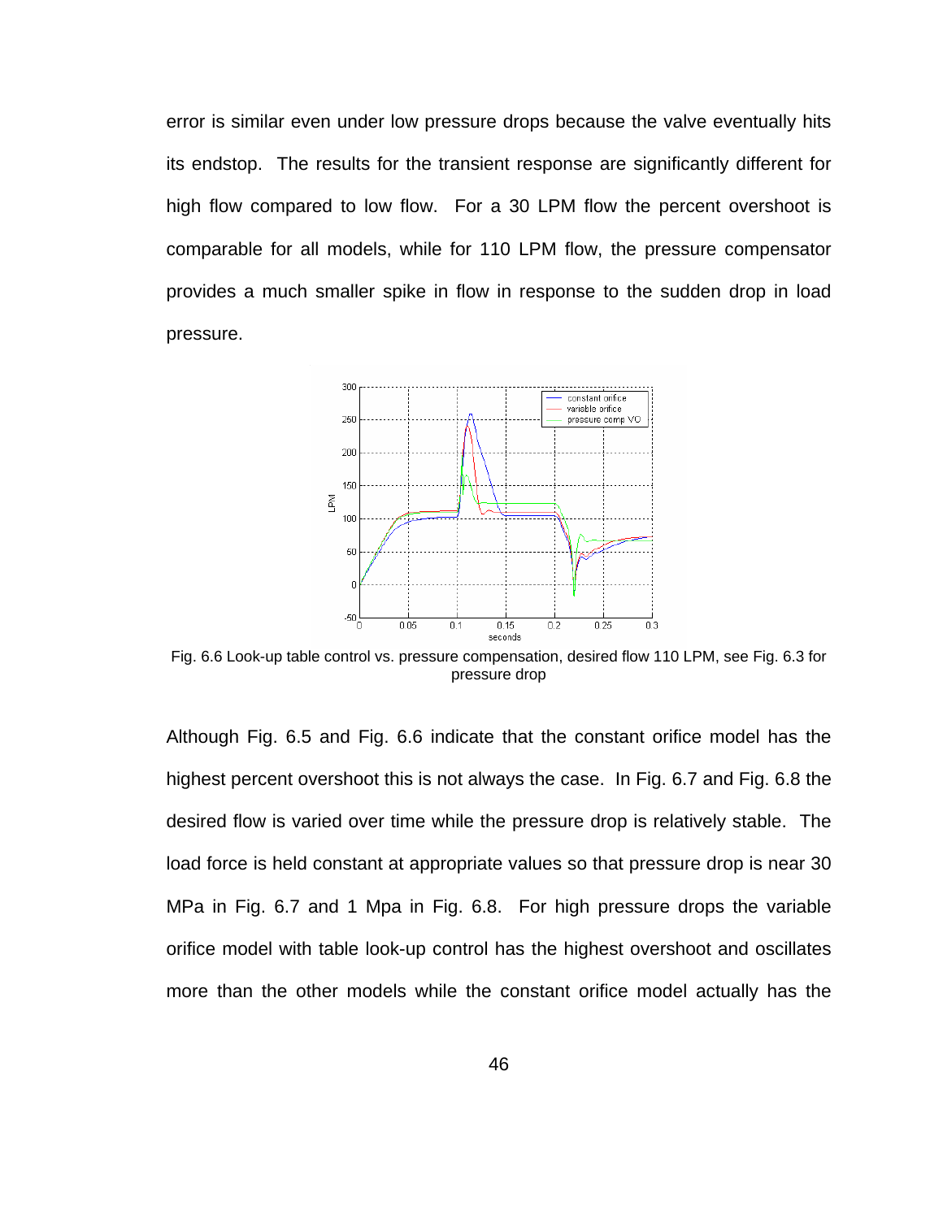error is similar even under low pressure drops because the valve eventually hits its endstop. The results for the transient response are significantly different for high flow compared to low flow. For a 30 LPM flow the percent overshoot is comparable for all models, while for 110 LPM flow, the pressure compensator provides a much smaller spike in flow in response to the sudden drop in load pressure.

Fig. 6.6 Look-up table control vs. pressure compensation, desired flow 110 LPM, see Fig. 6.3 for pressure drop

Although Fig. 6.5 and Fig. 6.6 indicate that the constant orifice model has the highest percent overshoot this is not always the case. In Fig. 6.7 and Fig. 6.8 the desired flow is varied over time while the pressure drop is relatively stable. The load force is held constant at appropriate values so that pressure drop is near 30 MPa in Fig. 6.7 and 1 Mpa in Fig. 6.8. For high pressure drops the variable orifice model with table look-up control has the highest overshoot and oscillates more than the other models while the constant orifice model actually has the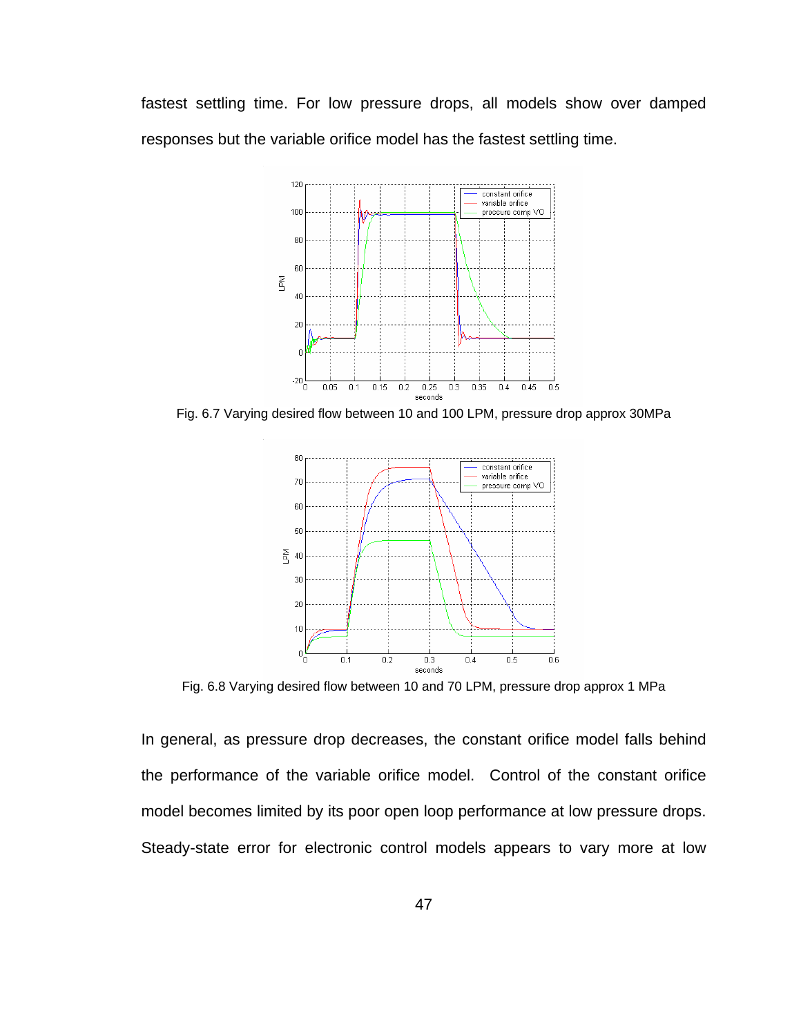fastest settling time. For low pressure drops, all models show over damped responses but the variable orifice model has the fastest settling time.

Fig. 6.7 Varying desired flow between 10 and 100 LPM, pressure drop approx 30MPa

Fig. 6.8 Varying desired flow between 10 and 70 LPM, pressure drop approx 1 MPa

In general, as pressure drop decreases, the constant orifice model falls behind the performance of the variable orifice model. Control of the constant orifice model becomes limited by its poor open loop performance at low pressure drops. Steady-state error for electronic control models appears to vary more at low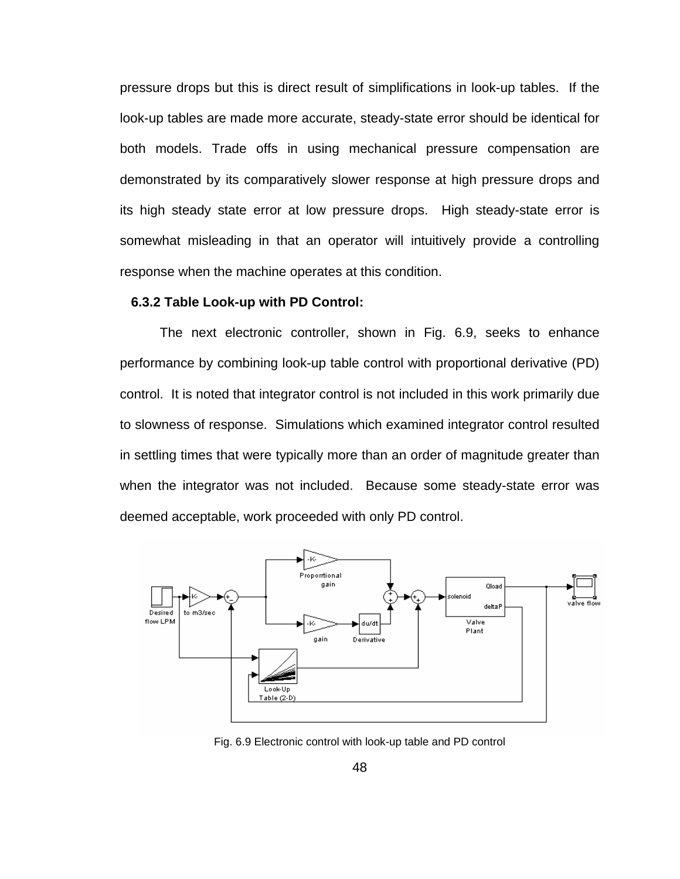pressure drops but this is direct result of simplifications in look-up tables. If the look-up tables are made more accurate, steady-state error should be identical for both models. Trade offs in using mechanical pressure compensation are demonstrated by its comparatively slower response at high pressure drops and its high steady state error at low pressure drops. High steady-state error is somewhat misleading in that an operator will intuitively provide a controlling response when the machine operates at this condition.

### 6.3.2 Table Look-up with PD Control:

The next electronic controller, shown in Fig. 6.9, seeks to enhance performance by combining look-up table control with proportional derivative (PD) control. It is noted that integrator control is not included in this work primarily due to slowness of response. Simulations which examined integrator control resulted in settling times that were typically more than an order of magnitude greater than when the integrator was not included. Because some steady-state error was deemed acceptable, work proceeded with only PD control.

Fig. 6.9 Electronic control with look-up table and PD control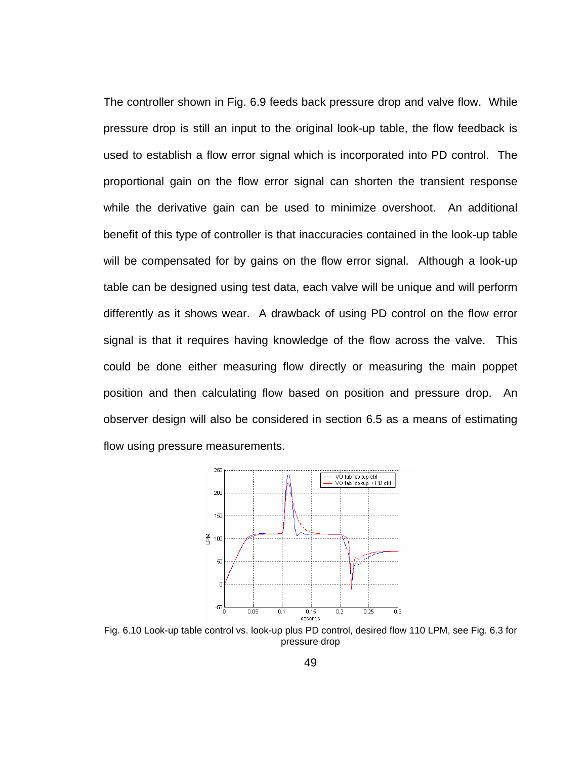The controller shown in Fig. 6.9 feeds back pressure drop and valve flow. While pressure drop is still an input to the original look-up table, the flow feedback is used to establish a flow error signal which is incorporated into PD control. The proportional gain on the flow error signal can shorten the transient response while the derivative gain can be used to minimize overshoot. An additional benefit of this type of controller is that inaccuracies contained in the look-up table will be compensated for by gains on the flow error signal. Although a look-up table can be designed using test data, each valve will be unique and will perform differently as it shows wear. A drawback of using PD control on the flow error signal is that it requires having knowledge of the flow across the valve. This could be done either measuring flow directly or measuring the main poppet position and then calculating flow based on position and pressure drop. An observer design will also be considered in section 6.5 as a means of estimating flow using pressure measurements.

Fig. 6.10 Look-up table control vs. look-up plus PD control, desired flow 110 LPM, see Fig. 6.3 for pressure drop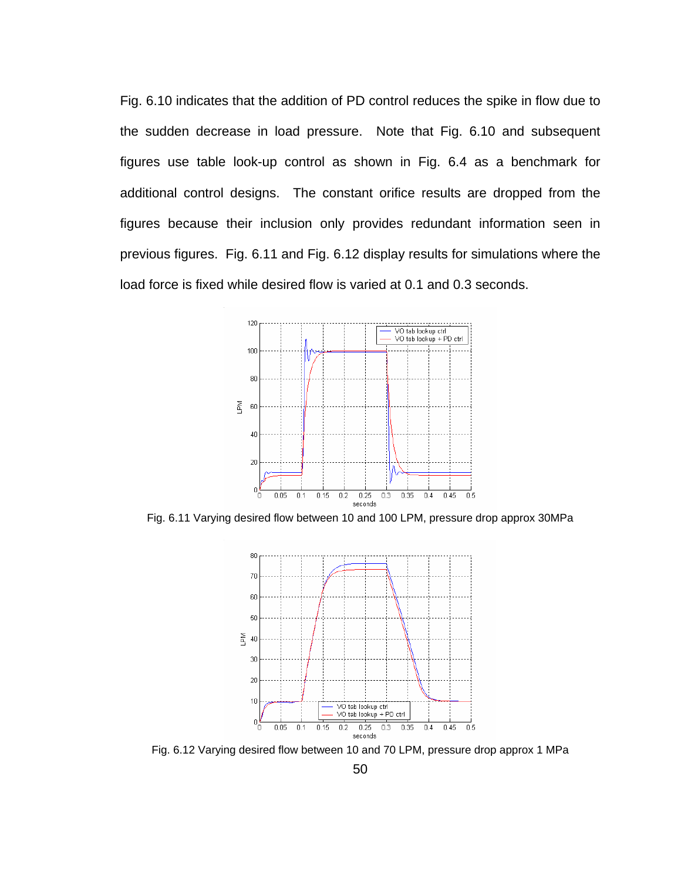Fig. 6.10 indicates that the addition of PD control reduces the spike in flow due to the sudden decrease in load pressure. Note that Fig. 6.10 and subsequent figures use table look-up control as shown in Fig. 6.4 as a benchmark for additional control designs. The constant orifice results are dropped from the figures because their inclusion only provides redundant information seen in previous figures. Fig. 6.11 and Fig. 6.12 display results for simulations where the load force is fixed while desired flow is varied at 0.1 and 0.3 seconds.

Fig. 6.11 Varying desired flow between 10 and 100 LPM, pressure drop approx 30MPa

Fig. 6.12 Varying desired flow between 10 and 70 LPM, pressure drop approx 1 MPa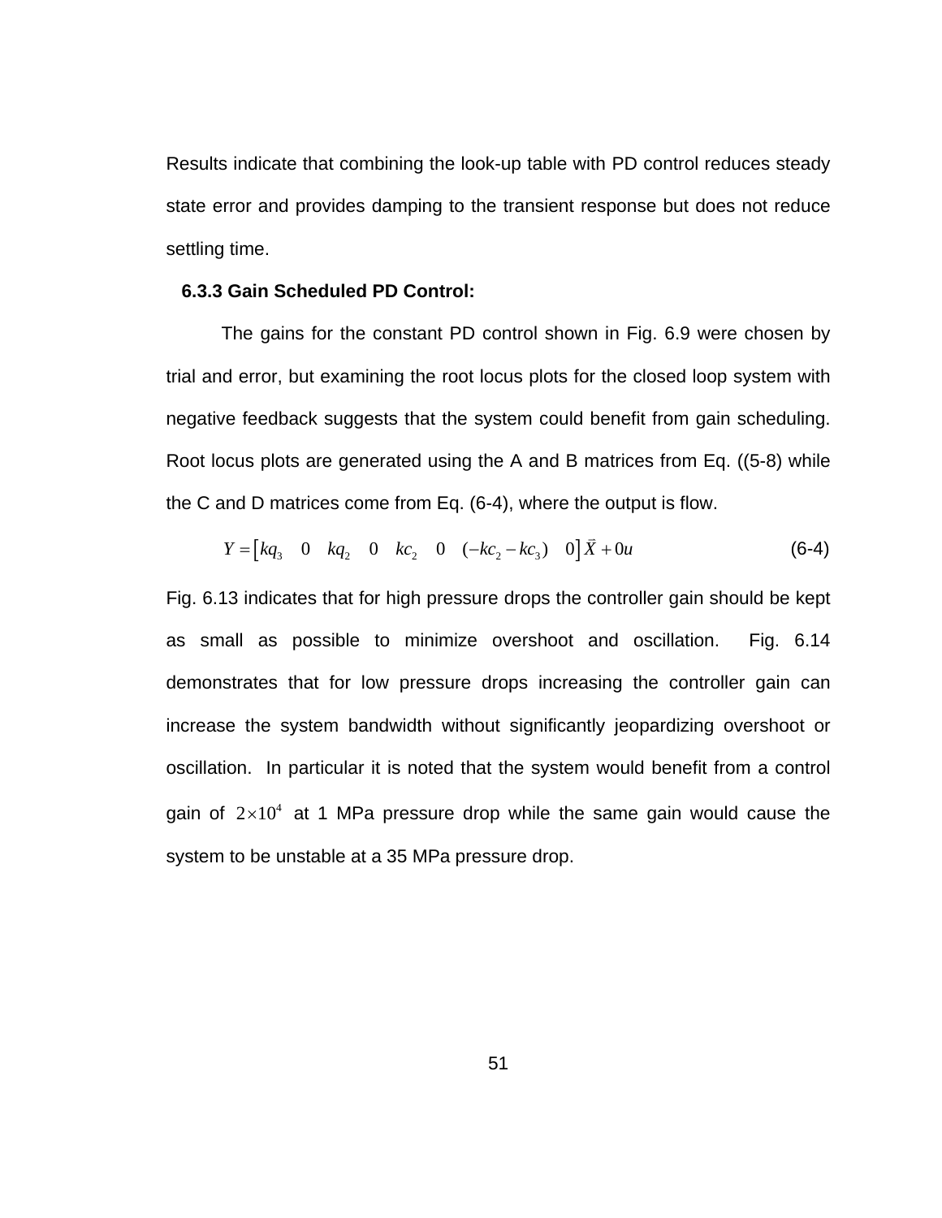Results indicate that combining the look-up table with PD control reduces steady state error and provides damping to the transient response but does not reduce settling time.

### 6.3.3 Gain Scheduled PD Control:

The gains for the constant PD control shown in Fig. 6.9 were chosen by trial and error, but examining the root locus plots for the closed loop system with negative feedback suggests that the system could benefit from gain scheduling. Root locus plots are generated using the A and B matrices from Eq. ((5-8) while the C and D matrices come from Eq. (6-4), where the output is flow.

$$Y = \begin{bmatrix} kq_3 & 0 & kq_2 & 0 & kc_2 & 0 & (-kc_2 - kc_3) & 0 \end{bmatrix} \vec{X} + 0u \tag{6-4}$$

Fig. 6.13 indicates that for high pressure drops the controller gain should be kept as small as possible to minimize overshoot and oscillation. Fig. 6.14 demonstrates that for low pressure drops increasing the controller gain can increase the system bandwidth without significantly jeopardizing overshoot or oscillation. In particular it is noted that the system would benefit from a control gain of $2 \times 10^4$ at 1 MPa pressure drop while the same gain would cause the system to be unstable at a 35 MPa pressure drop.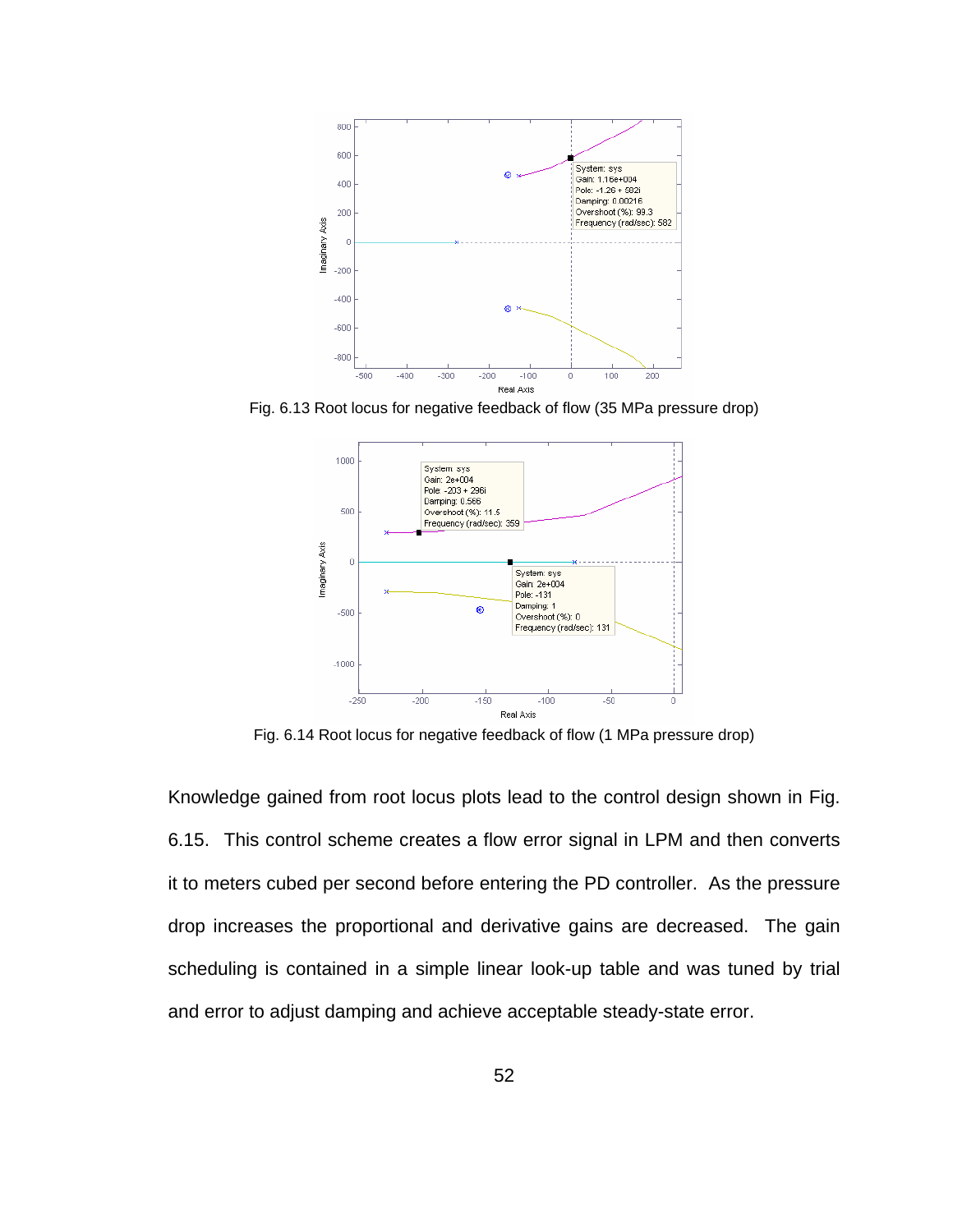Fig. 6.13 Root locus for negative feedback of flow (35 MPa pressure drop)

Fig. 6.14 Root locus for negative feedback of flow (1 MPa pressure drop)

Knowledge gained from root locus plots lead to the control design shown in Fig. 6.15. This control scheme creates a flow error signal in LPM and then converts it to meters cubed per second before entering the PD controller. As the pressure drop increases the proportional and derivative gains are decreased. The gain scheduling is contained in a simple linear look-up table and was tuned by trial and error to adjust damping and achieve acceptable steady-state error.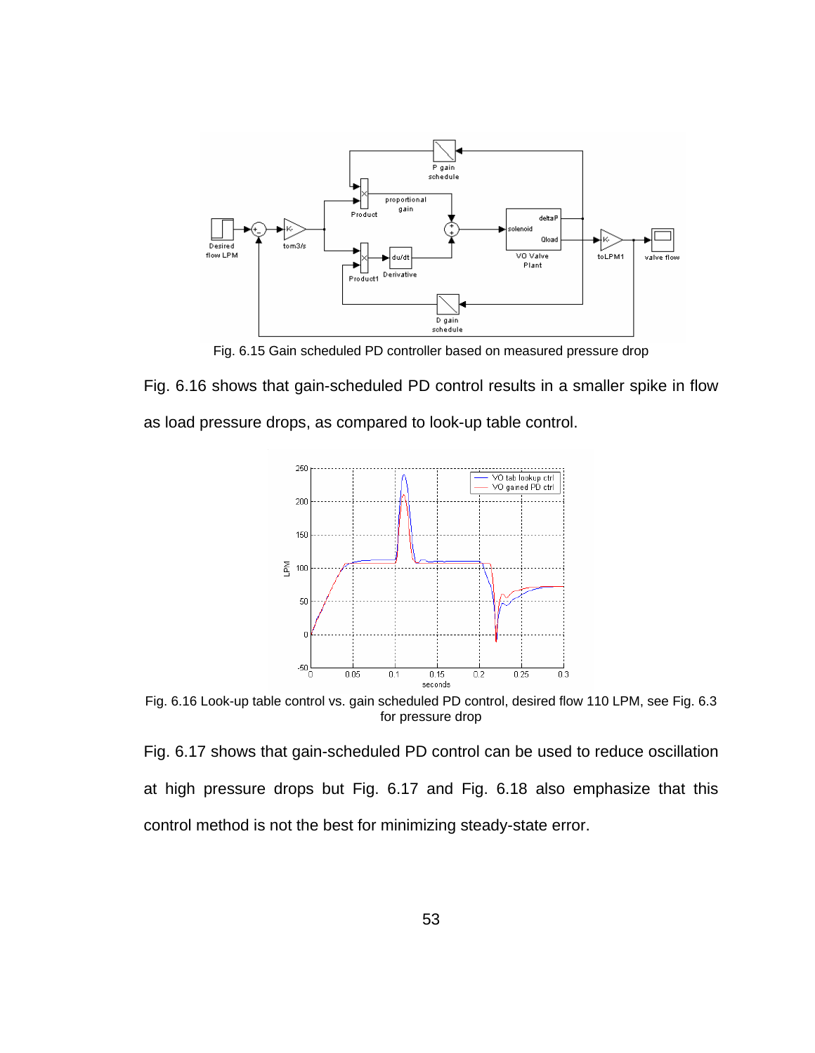Fig. 6.15 Gain scheduled PD controller based on measured pressure drop

Fig. 6.16 shows that gain-scheduled PD control results in a smaller spike in flow as load pressure drops, as compared to look-up table control.

Fig. 6.16 Look-up table control vs. gain scheduled PD control, desired flow 110 LPM, see Fig. 6.3 for pressure drop

Fig. 6.17 shows that gain-scheduled PD control can be used to reduce oscillation at high pressure drops but Fig. 6.17 and Fig. 6.18 also emphasize that this control method is not the best for minimizing steady-state error.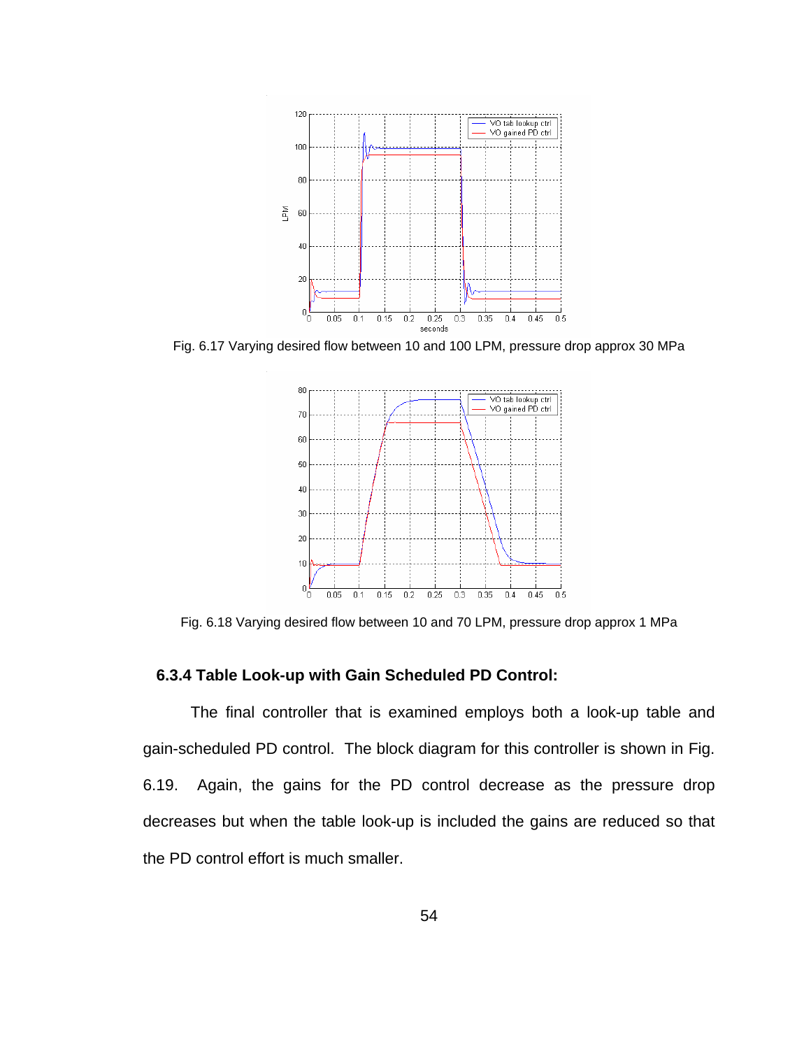Fig. 6.17 Varying desired flow between 10 and 100 LPM, pressure drop approx 30 MPa

Fig. 6.18 Varying desired flow between 10 and 70 LPM, pressure drop approx 1 MPa

### 6.3.4 Table Look-up with Gain Scheduled PD Control:

The final controller that is examined employs both a look-up table and gain-scheduled PD control. The block diagram for this controller is shown in Fig. 6.19. Again, the gains for the PD control decrease as the pressure drop decreases but when the table look-up is included the gains are reduced so that the PD control effort is much smaller.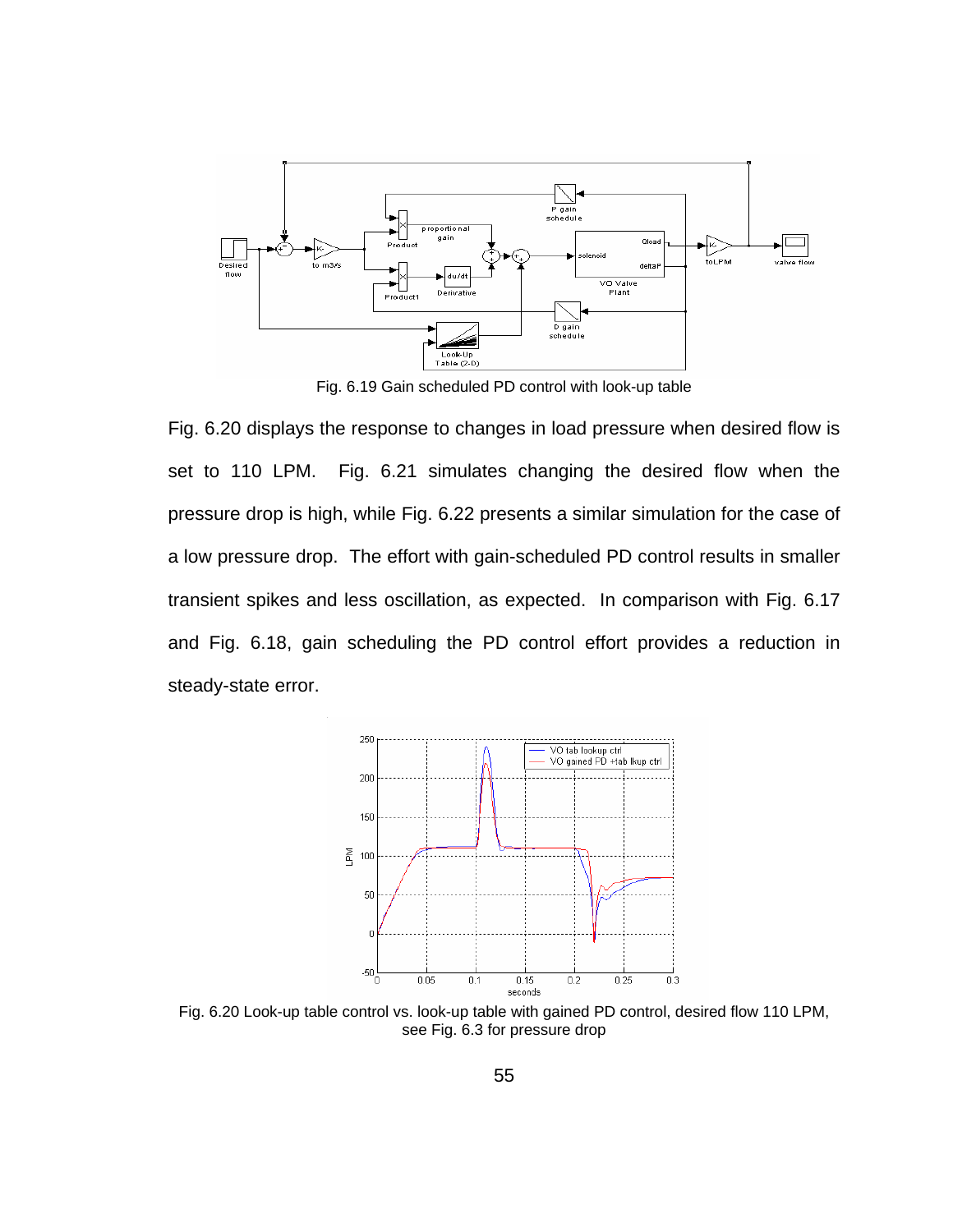Fig. 6.19 Gain scheduled PD control with look-up table

Fig. 6.20 displays the response to changes in load pressure when desired flow is set to 110 LPM. Fig. 6.21 simulates changing the desired flow when the pressure drop is high, while Fig. 6.22 presents a similar simulation for the case of a low pressure drop. The effort with gain-scheduled PD control results in smaller transient spikes and less oscillation, as expected. In comparison with Fig. 6.17 and Fig. 6.18, gain scheduling the PD control effort provides a reduction in steady-state error.

Fig. 6.20 Look-up table control vs. look-up table with gained PD control, desired flow 110 LPM, see Fig. 6.3 for pressure drop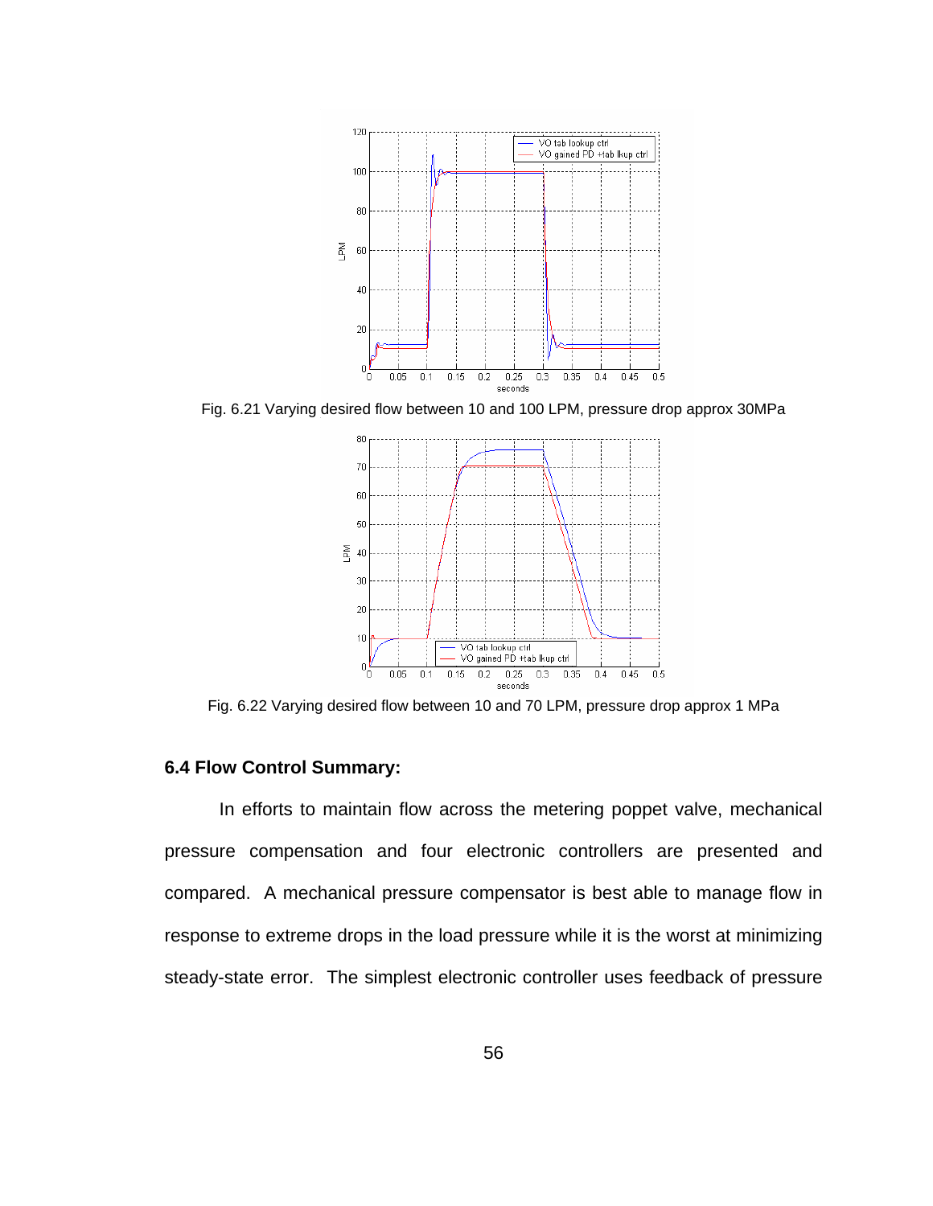Fig. 6.21 Varying desired flow between 10 and 100 LPM, pressure drop approx 30MPa

Fig. 6.22 Varying desired flow between 10 and 70 LPM, pressure drop approx 1 MPa

### 6.4 Flow Control Summary:

In efforts to maintain flow across the metering poppet valve, mechanical pressure compensation and four electronic controllers are presented and compared. A mechanical pressure compensator is best able to manage flow in response to extreme drops in the load pressure while it is the worst at minimizing steady-state error. The simplest electronic controller uses feedback of pressure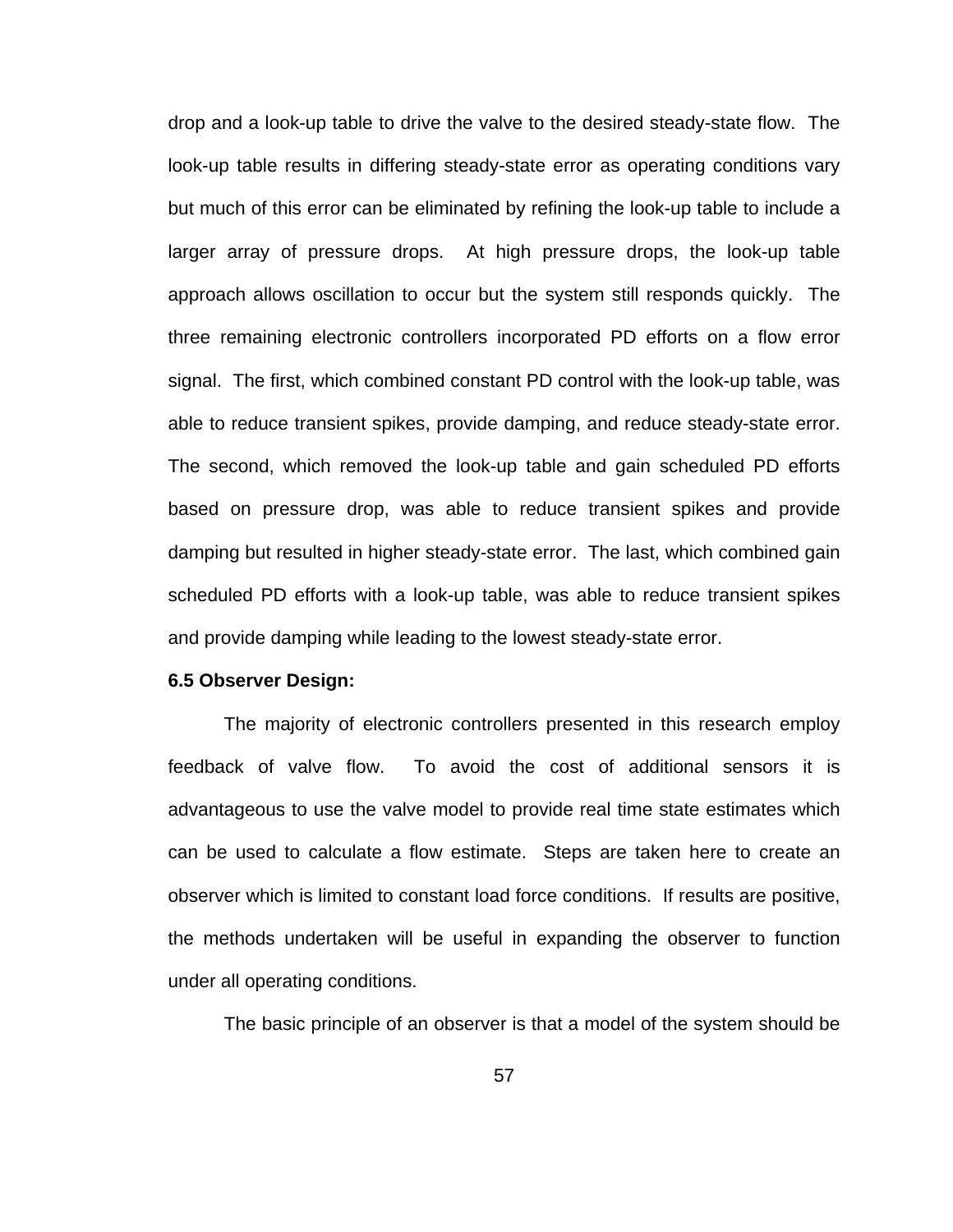drop and a look-up table to drive the valve to the desired steady-state flow. The look-up table results in differing steady-state error as operating conditions vary but much of this error can be eliminated by refining the look-up table to include a larger array of pressure drops. At high pressure drops, the look-up table approach allows oscillation to occur but the system still responds quickly. The three remaining electronic controllers incorporated PD efforts on a flow error signal. The first, which combined constant PD control with the look-up table, was able to reduce transient spikes, provide damping, and reduce steady-state error. The second, which removed the look-up table and gain scheduled PD efforts based on pressure drop, was able to reduce transient spikes and provide damping but resulted in higher steady-state error. The last, which combined gain scheduled PD efforts with a look-up table, was able to reduce transient spikes and provide damping while leading to the lowest steady-state error.

### 6.5 Observer Design:

The majority of electronic controllers presented in this research employ feedback of valve flow. To avoid the cost of additional sensors it is advantageous to use the valve model to provide real time state estimates which can be used to calculate a flow estimate. Steps are taken here to create an observer which is limited to constant load force conditions. If results are positive, the methods undertaken will be useful in expanding the observer to function under all operating conditions.

The basic principle of an observer is that a model of the system should be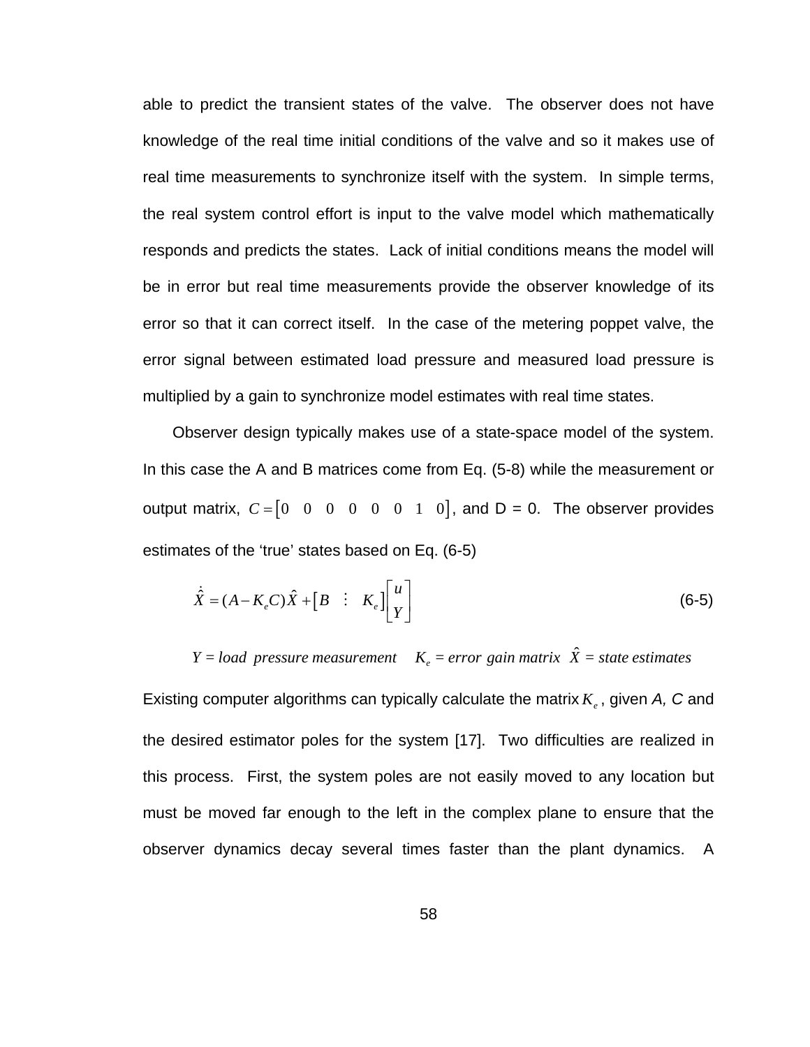able to predict the transient states of the valve. The observer does not have knowledge of the real time initial conditions of the valve and so it makes use of real time measurements to synchronize itself with the system. In simple terms, the real system control effort is input to the valve model which mathematically responds and predicts the states. Lack of initial conditions means the model will be in error but real time measurements provide the observer knowledge of its error so that it can correct itself. In the case of the metering poppet valve, the error signal between estimated load pressure and measured load pressure is multiplied by a gain to synchronize model estimates with real time states.

Observer design typically makes use of a state-space model of the system. In this case the A and B matrices come from Eq. (5-8) while the measurement or output matrix, $C = \begin{bmatrix} 0 & 0 & 0 & 0 & 0 & 0 & 1 & 0 \end{bmatrix}$, and D = 0. The observer provides estimates of the 'true' states based on Eq. (6-5)

$$\dot{\hat{X}} = (A - K_e C)\hat{X} + \begin{bmatrix} B & \vdots & K_e \end{bmatrix} \begin{bmatrix} u \\ Y \end{bmatrix} \tag{6-5}$$

$Y$ = *load pressure measurement* $\quad K_e$ = *error gain matrix* $\quad \hat{X}$ = *state estimates*

Existing computer algorithms can typically calculate the matrix $K_e$, given *A, C* and the desired estimator poles for the system [17]. Two difficulties are realized in this process. First, the system poles are not easily moved to any location but must be moved far enough to the left in the complex plane to ensure that the observer dynamics decay several times faster than the plant dynamics. A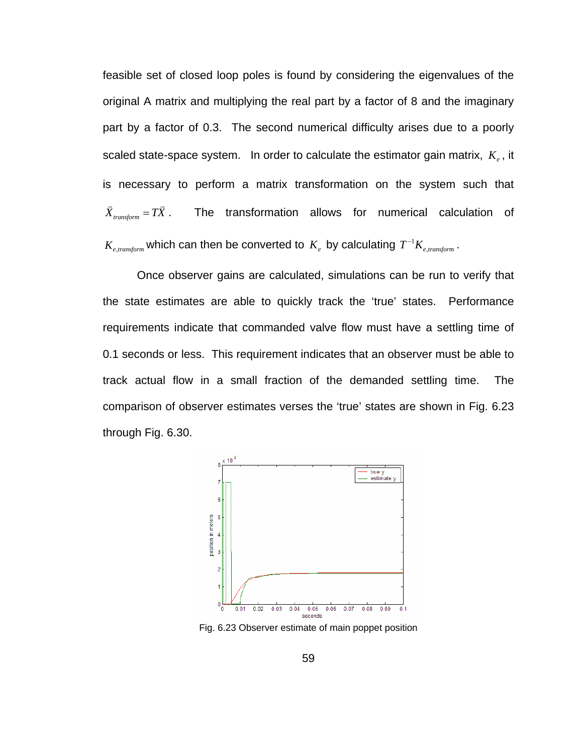feasible set of closed loop poles is found by considering the eigenvalues of the original A matrix and multiplying the real part by a factor of 8 and the imaginary part by a factor of 0.3. The second numerical difficulty arises due to a poorly scaled state-space system. In order to calculate the estimator gain matrix, $K_e$, it is necessary to perform a matrix transformation on the system such that $\vec{X}_{transform} = T\vec{X}$. The transformation allows for numerical calculation of $K_{e,transform}$ which can then be converted to $K_e$ by calculating $T^{-1}K_{e,transform}$.

Once observer gains are calculated, simulations can be run to verify that the state estimates are able to quickly track the 'true' states. Performance requirements indicate that commanded valve flow must have a settling time of 0.1 seconds or less. This requirement indicates that an observer must be able to track actual flow in a small fraction of the demanded settling time. The comparison of observer estimates verses the 'true' states are shown in Fig. 6.23 through Fig. 6.30.

Fig. 6.23 Observer estimate of main poppet position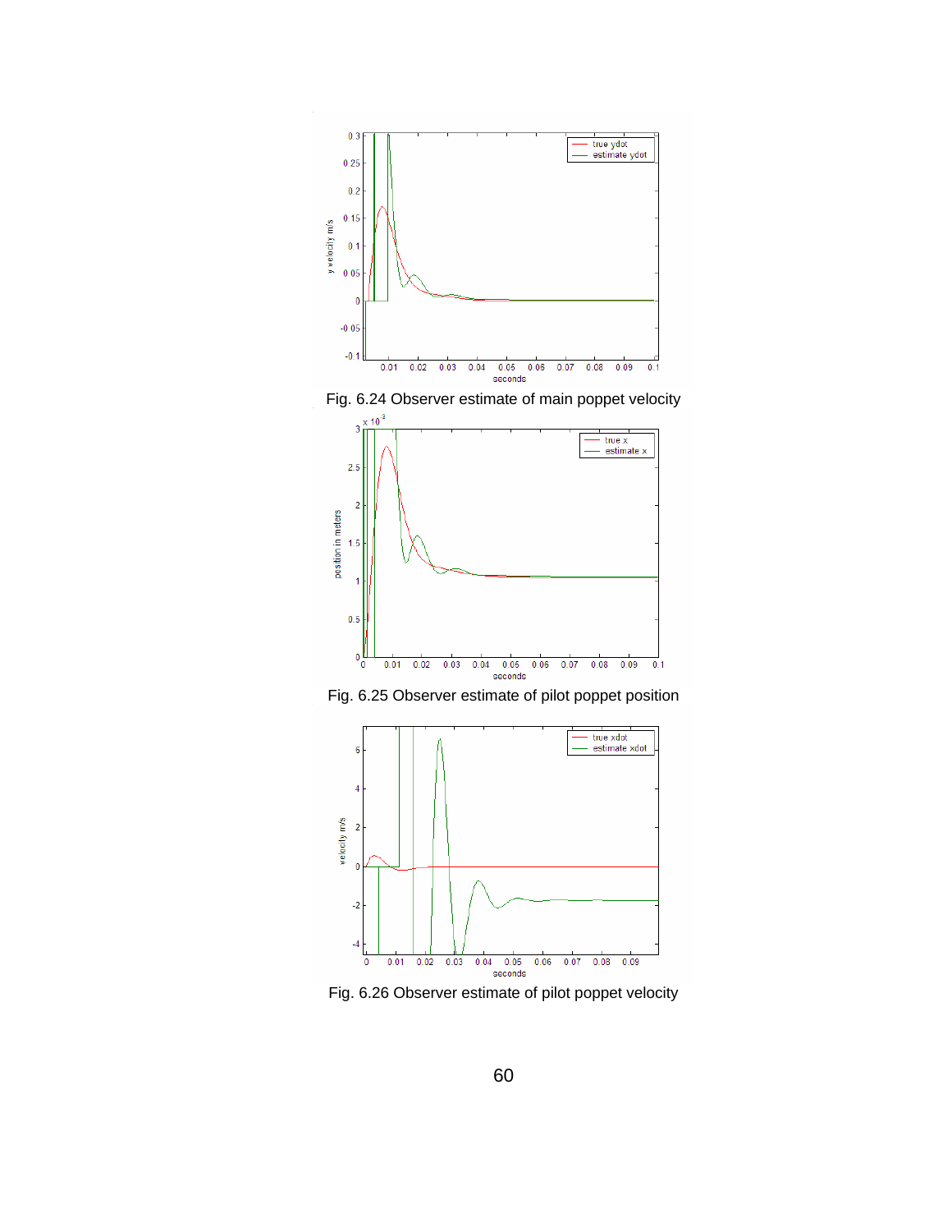Fig. 6.24 Observer estimate of main poppet velocity

Fig. 6.25 Observer estimate of pilot poppet position

Fig. 6.26 Observer estimate of pilot poppet velocity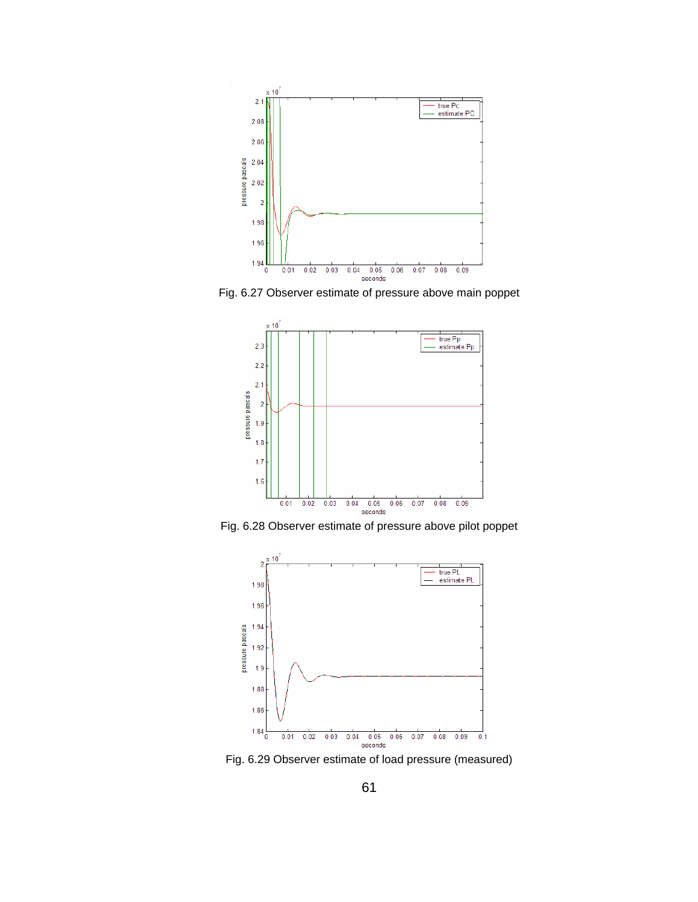Fig. 6.27 Observer estimate of pressure above main poppet

Fig. 6.28 Observer estimate of pressure above pilot poppet

Fig. 6.29 Observer estimate of load pressure (measured)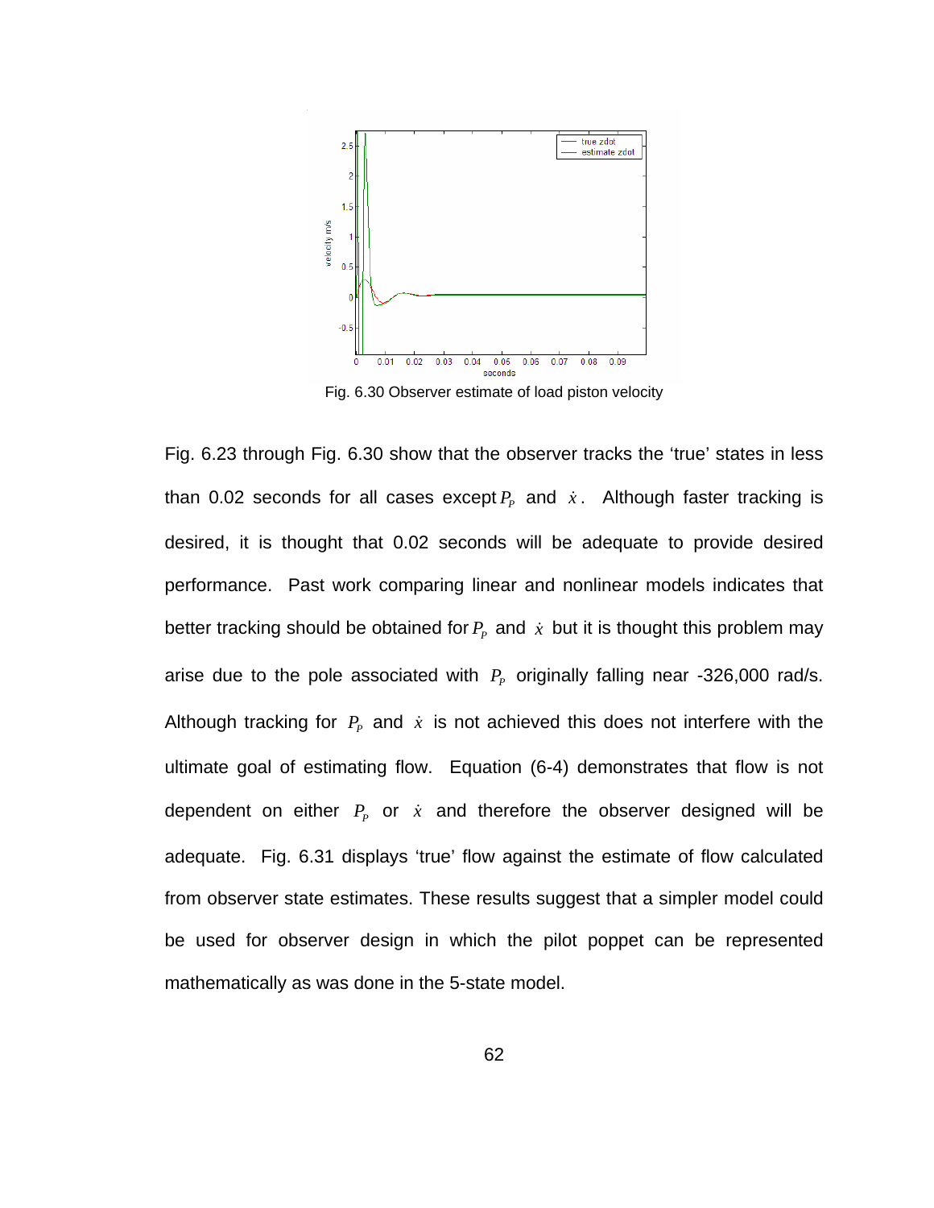Fig. 6.30 Observer estimate of load piston velocity

Fig. 6.23 through Fig. 6.30 show that the observer tracks the 'true' states in less than 0.02 seconds for all cases except $P_P$ and $\dot{x}$. Although faster tracking is desired, it is thought that 0.02 seconds will be adequate to provide desired performance. Past work comparing linear and nonlinear models indicates that better tracking should be obtained for $P_P$ and $\dot{x}$ but it is thought this problem may arise due to the pole associated with $P_P$ originally falling near -326,000 rad/s. Although tracking for $P_P$ and $\dot{x}$ is not achieved this does not interfere with the ultimate goal of estimating flow. Equation (6-4) demonstrates that flow is not dependent on either $P_P$ or $\dot{x}$ and therefore the observer designed will be adequate. Fig. 6.31 displays 'true' flow against the estimate of flow calculated from observer state estimates. These results suggest that a simpler model could be used for observer design in which the pilot poppet can be represented mathematically as was done in the 5-state model.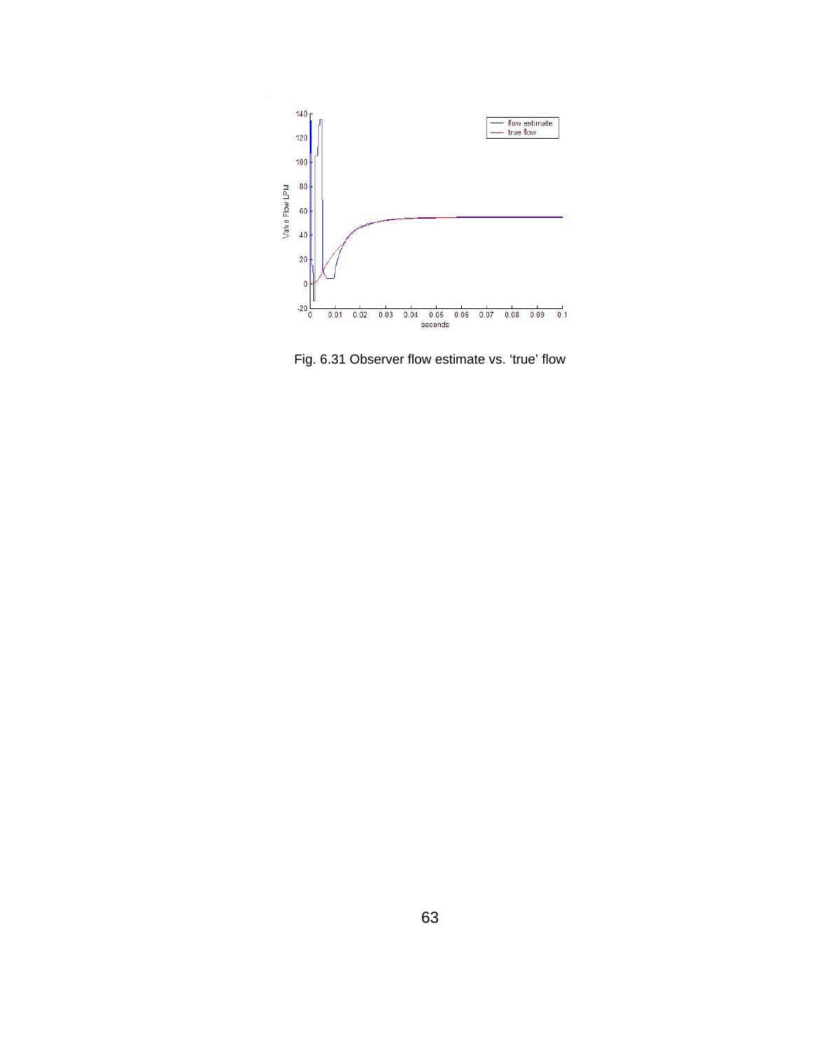Fig. 6.31 Observer flow estimate vs. ‘true’ flow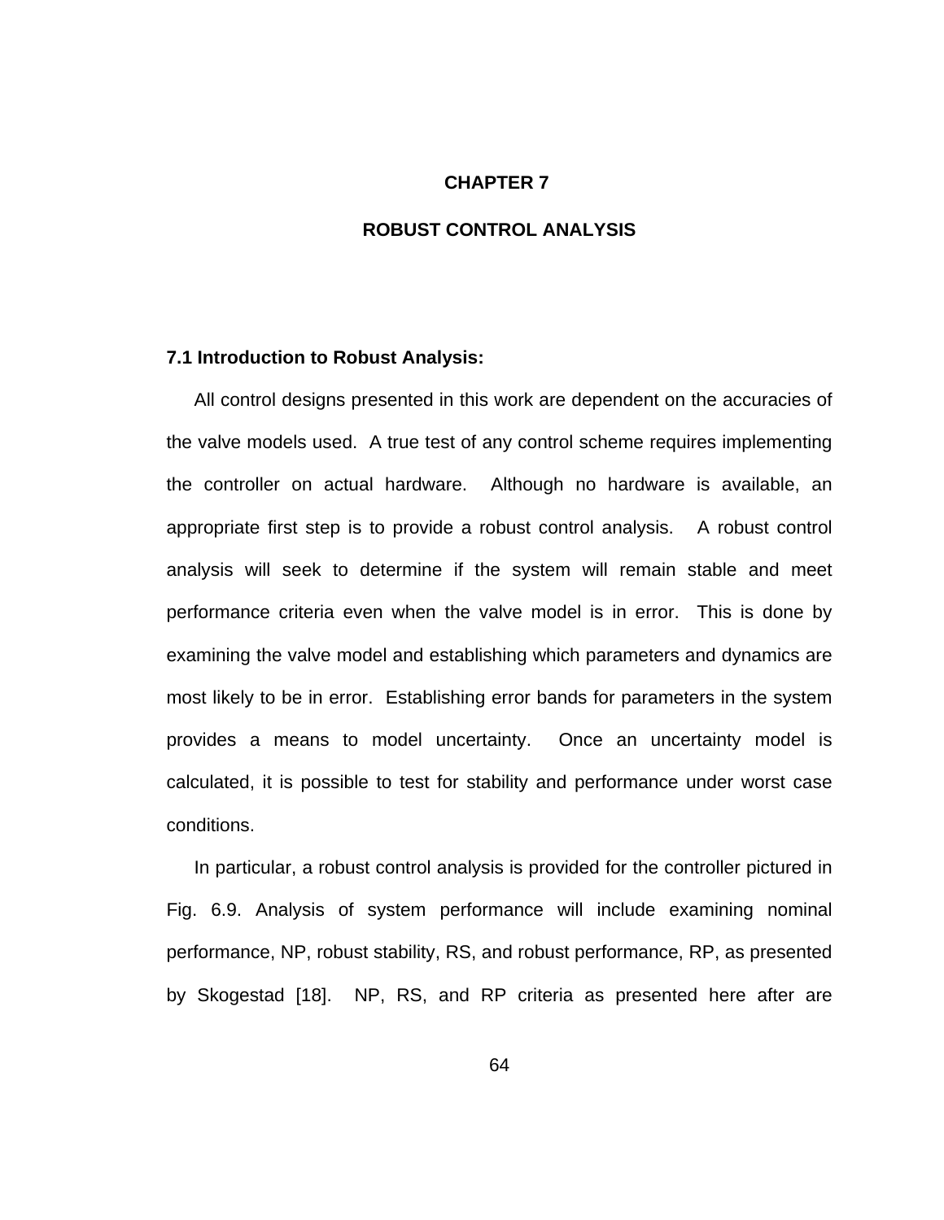# CHAPTER 7

# ROBUST CONTROL ANALYSIS

## 7.1 Introduction to Robust Analysis:

All control designs presented in this work are dependent on the accuracies of the valve models used. A true test of any control scheme requires implementing the controller on actual hardware. Although no hardware is available, an appropriate first step is to provide a robust control analysis. A robust control analysis will seek to determine if the system will remain stable and meet performance criteria even when the valve model is in error. This is done by examining the valve model and establishing which parameters and dynamics are most likely to be in error. Establishing error bands for parameters in the system provides a means to model uncertainty. Once an uncertainty model is calculated, it is possible to test for stability and performance under worst case conditions.

In particular, a robust control analysis is provided for the controller pictured in Fig. 6.9. Analysis of system performance will include examining nominal performance, NP, robust stability, RS, and robust performance, RP, as presented by Skogestad [18]. NP, RS, and RP criteria as presented here after are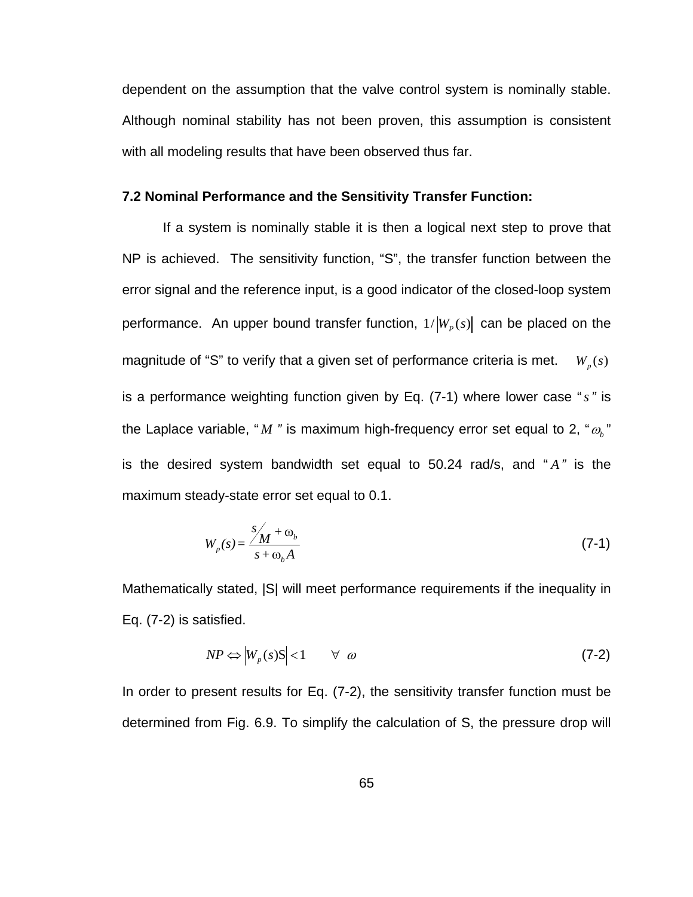dependent on the assumption that the valve control system is nominally stable. Although nominal stability has not been proven, this assumption is consistent with all modeling results that have been observed thus far.

### 7.2 Nominal Performance and the Sensitivity Transfer Function:

If a system is nominally stable it is then a logical next step to prove that NP is achieved. The sensitivity function, "S", the transfer function between the error signal and the reference input, is a good indicator of the closed-loop system performance. An upper bound transfer function, $1/|W_P(s)|$ can be placed on the magnitude of "S" to verify that a given set of performance criteria is met. $W_p(s)$ is a performance weighting function given by Eq. (7-1) where lower case "$s$" is the Laplace variable, "$M$" is maximum high-frequency error set equal to 2, "$\omega_b$" is the desired system bandwidth set equal to 50.24 rad/s, and "$A$" is the maximum steady-state error set equal to 0.1.

$$W_p(s) = \frac{s/M + \omega_b}{s + \omega_b A} \tag{7-1}$$

Mathematically stated, |S| will meet performance requirements if the inequality in Eq. (7-2) is satisfied.

$$NP \Leftrightarrow \left|W_p(s)\mathrm{S}\right| < 1 \qquad \forall \ \omega \tag{7-2}$$

In order to present results for Eq. (7-2), the sensitivity transfer function must be determined from Fig. 6.9. To simplify the calculation of S, the pressure drop will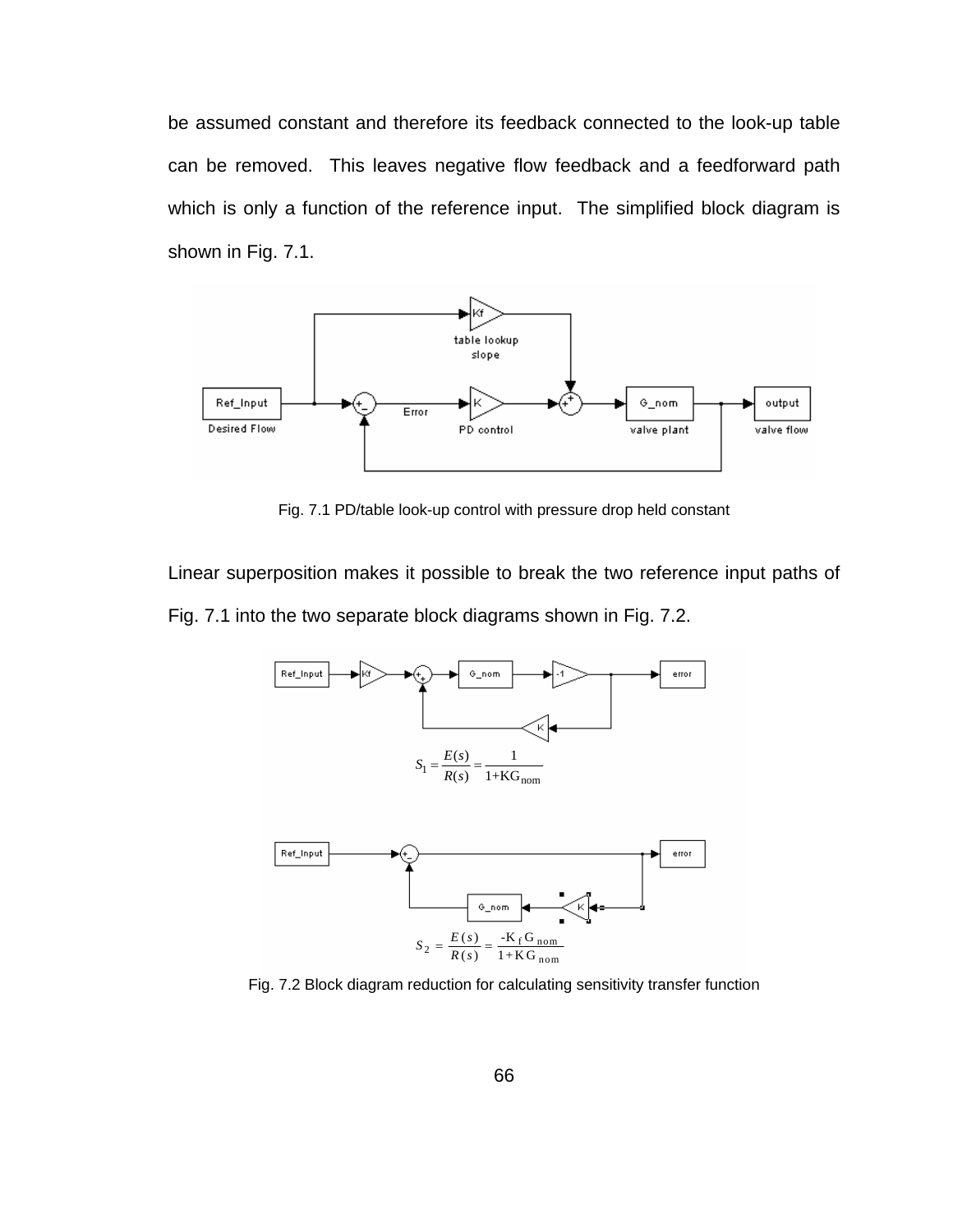be assumed constant and therefore its feedback connected to the look-up table can be removed. This leaves negative flow feedback and a feedforward path which is only a function of the reference input. The simplified block diagram is shown in Fig. 7.1.

Fig. 7.1 PD/table look-up control with pressure drop held constant

Linear superposition makes it possible to break the two reference input paths of Fig. 7.1 into the two separate block diagrams shown in Fig. 7.2.

$$S_1 = \frac{E(s)}{R(s)} = \frac{1}{1+KG_{nom}}$$

$$S_2 = \frac{E(s)}{R(s)} = \frac{-K_f G_{nom}}{1+KG_{nom}}$$

Fig. 7.2 Block diagram reduction for calculating sensitivity transfer function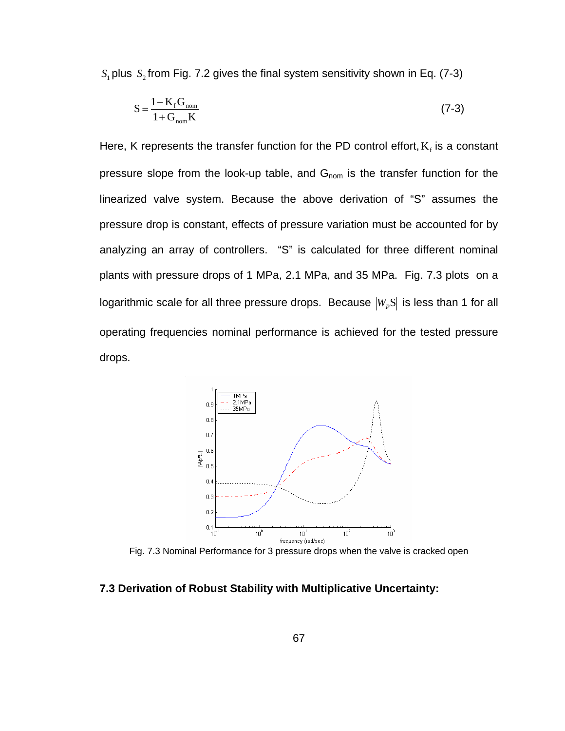$S_1$ plus $S_2$ from Fig. 7.2 gives the final system sensitivity shown in Eq. (7-3)

$$S = \frac{1 - K_f G_{nom}}{1 + G_{nom} K} \tag{7-3}$$

Here, K represents the transfer function for the PD control effort, $K_f$ is a constant pressure slope from the look-up table, and $G_{nom}$ is the transfer function for the linearized valve system. Because the above derivation of "S" assumes the pressure drop is constant, effects of pressure variation must be accounted for by analyzing an array of controllers. "S" is calculated for three different nominal plants with pressure drops of 1 MPa, 2.1 MPa, and 35 MPa. Fig. 7.3 plots on a logarithmic scale for all three pressure drops. Because $|W_p S|$ is less than 1 for all operating frequencies nominal performance is achieved for the tested pressure drops.

Fig. 7.3 Nominal Performance for 3 pressure drops when the valve is cracked open

### 7.3 Derivation of Robust Stability with Multiplicative Uncertainty: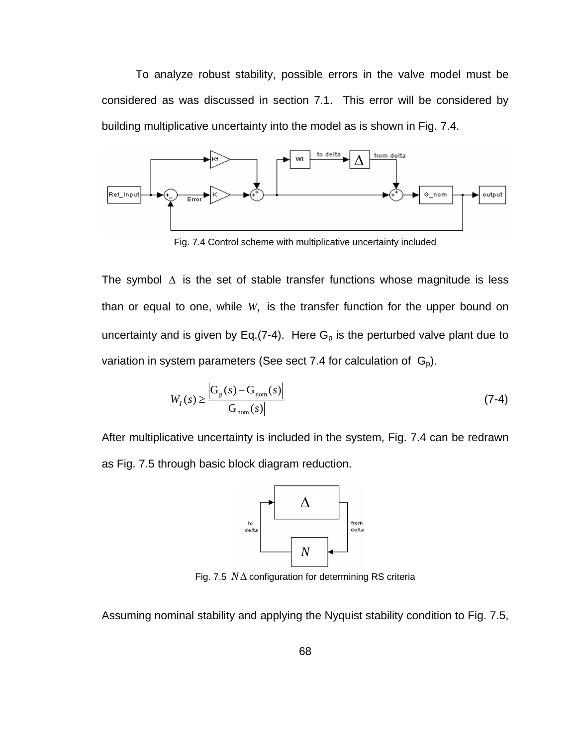To analyze robust stability, possible errors in the valve model must be considered as was discussed in section 7.1. This error will be considered by building multiplicative uncertainty into the model as is shown in Fig. 7.4.

Fig. 7.4 Control scheme with multiplicative uncertainty included

The symbol $\Delta$ is the set of stable transfer functions whose magnitude is less than or equal to one, while $W_I$ is the transfer function for the upper bound on uncertainty and is given by Eq.(7-4). Here $G_p$ is the perturbed valve plant due to variation in system parameters (See sect 7.4 for calculation of $G_p$).

$$W_I(s) \geq \frac{\left| G_p(s) - G_{nom}(s) \right|}{\left| G_{nom}(s) \right|} \tag{7-4}$$

After multiplicative uncertainty is included in the system, Fig. 7.4 can be redrawn as Fig. 7.5 through basic block diagram reduction.

Fig. 7.5 $N\Delta$ configuration for determining RS criteria

Assuming nominal stability and applying the Nyquist stability condition to Fig. 7.5,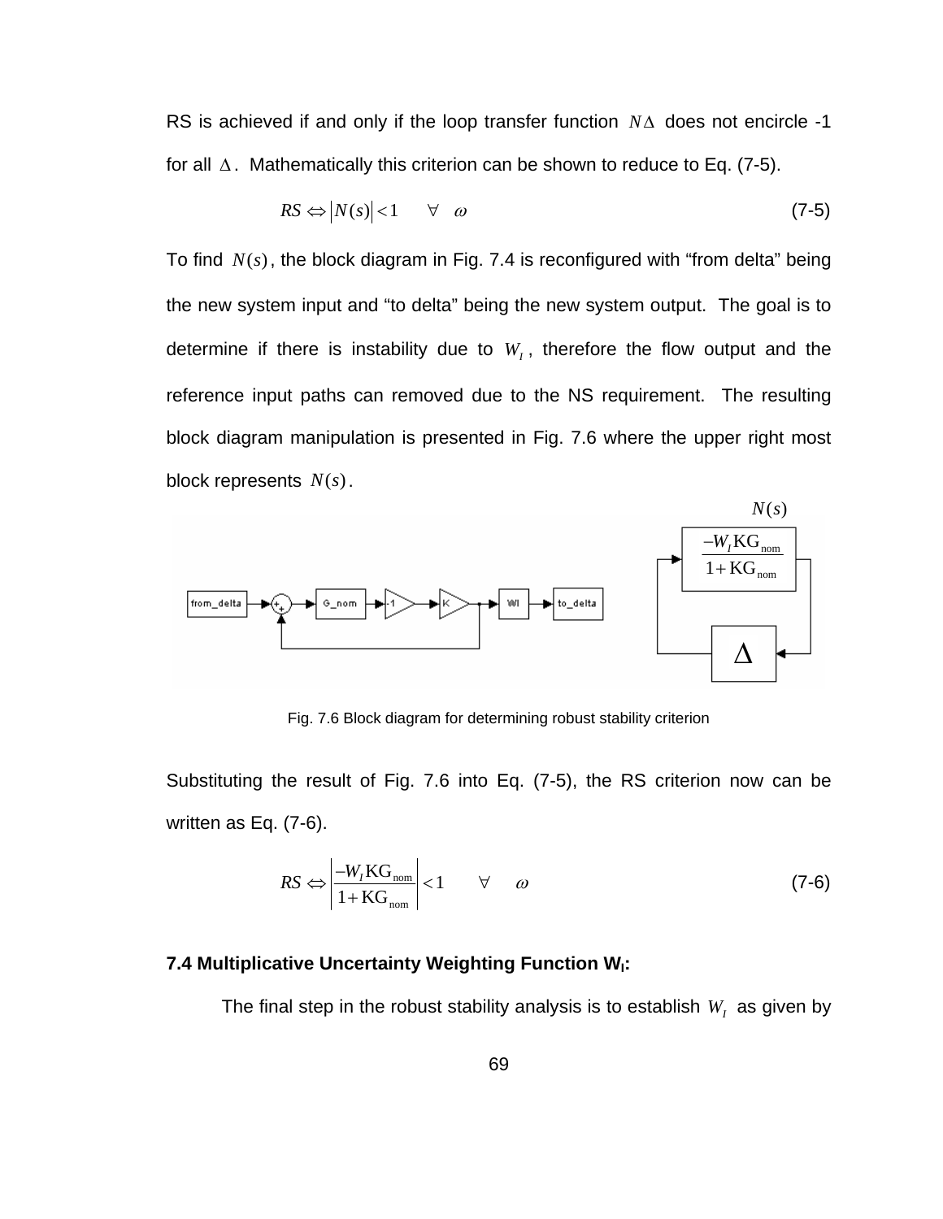RS is achieved if and only if the loop transfer function $N\Delta$ does not encircle -1 for all $\Delta$. Mathematically this criterion can be shown to reduce to Eq. (7-5).

$$RS \Leftrightarrow |N(s)| < 1 \quad \forall \quad \omega \tag{7-5}$$

To find $N(s)$, the block diagram in Fig. 7.4 is reconfigured with "from delta" being the new system input and "to delta" being the new system output. The goal is to determine if there is instability due to $W_I$, therefore the flow output and the reference input paths can removed due to the NS requirement. The resulting block diagram manipulation is presented in Fig. 7.6 where the upper right most block represents $N(s)$.

Fig. 7.6 Block diagram for determining robust stability criterion

Substituting the result of Fig. 7.6 into Eq. (7-5), the RS criterion now can be written as Eq. (7-6).

$$RS \Leftrightarrow \left| \frac{-W_I \mathrm{KG_{nom}}}{1+\mathrm{KG_{nom}}} \right| < 1 \quad \forall \quad \omega \tag{7-6}$$

### 7.4 Multiplicative Uncertainty Weighting Function $W_I$:

The final step in the robust stability analysis is to establish $W_I$ as given by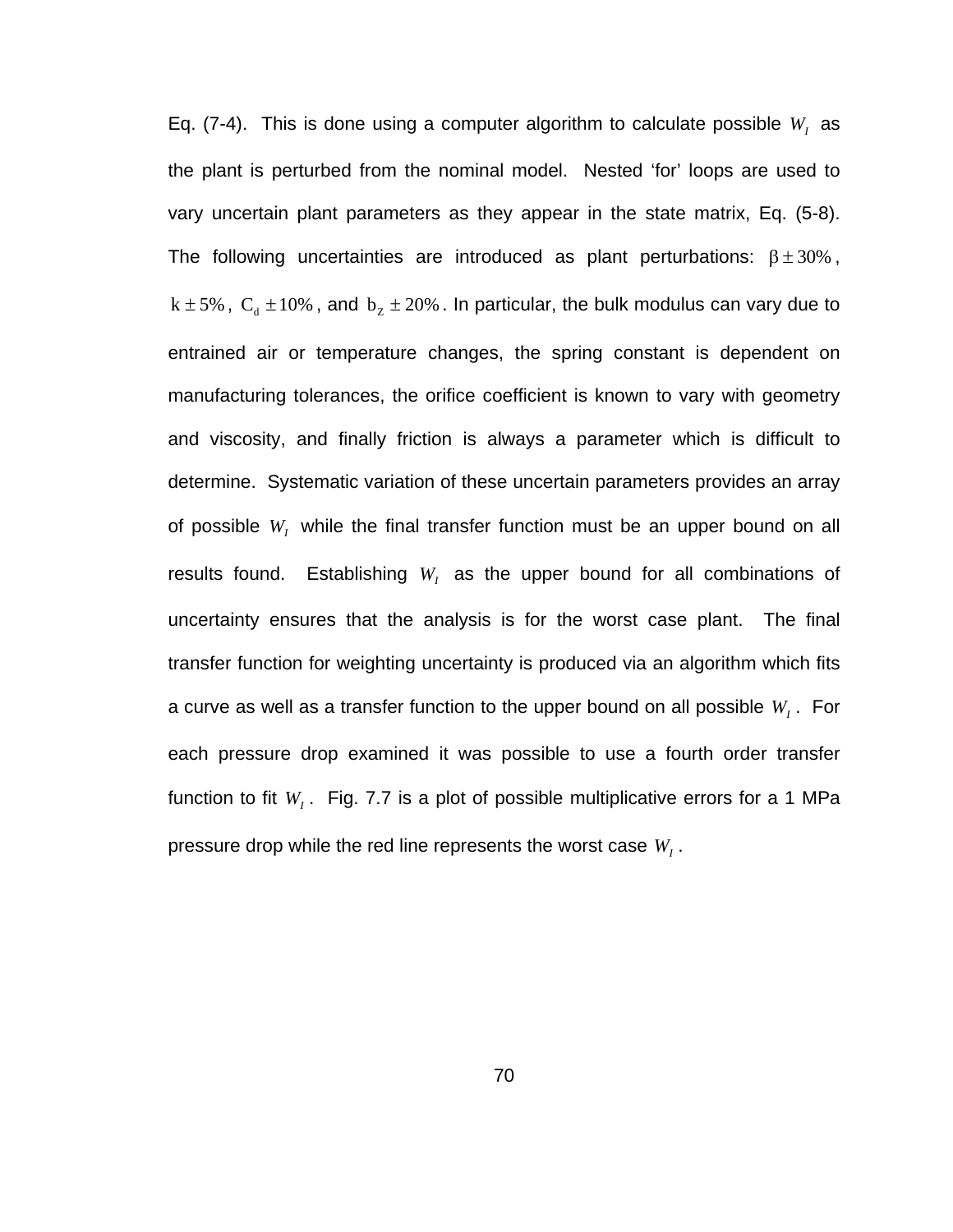Eq. (7-4). This is done using a computer algorithm to calculate possible $W_I$ as the plant is perturbed from the nominal model. Nested 'for' loops are used to vary uncertain plant parameters as they appear in the state matrix, Eq. (5-8). The following uncertainties are introduced as plant perturbations: $\beta \pm 30\%$, $k \pm 5\%$, $C_d \pm 10\%$, and $b_Z \pm 20\%$. In particular, the bulk modulus can vary due to entrained air or temperature changes, the spring constant is dependent on manufacturing tolerances, the orifice coefficient is known to vary with geometry and viscosity, and finally friction is always a parameter which is difficult to determine. Systematic variation of these uncertain parameters provides an array of possible $W_I$ while the final transfer function must be an upper bound on all results found. Establishing $W_I$ as the upper bound for all combinations of uncertainty ensures that the analysis is for the worst case plant. The final transfer function for weighting uncertainty is produced via an algorithm which fits a curve as well as a transfer function to the upper bound on all possible $W_I$. For each pressure drop examined it was possible to use a fourth order transfer function to fit $W_I$. Fig. 7.7 is a plot of possible multiplicative errors for a 1 MPa pressure drop while the red line represents the worst case $W_I$.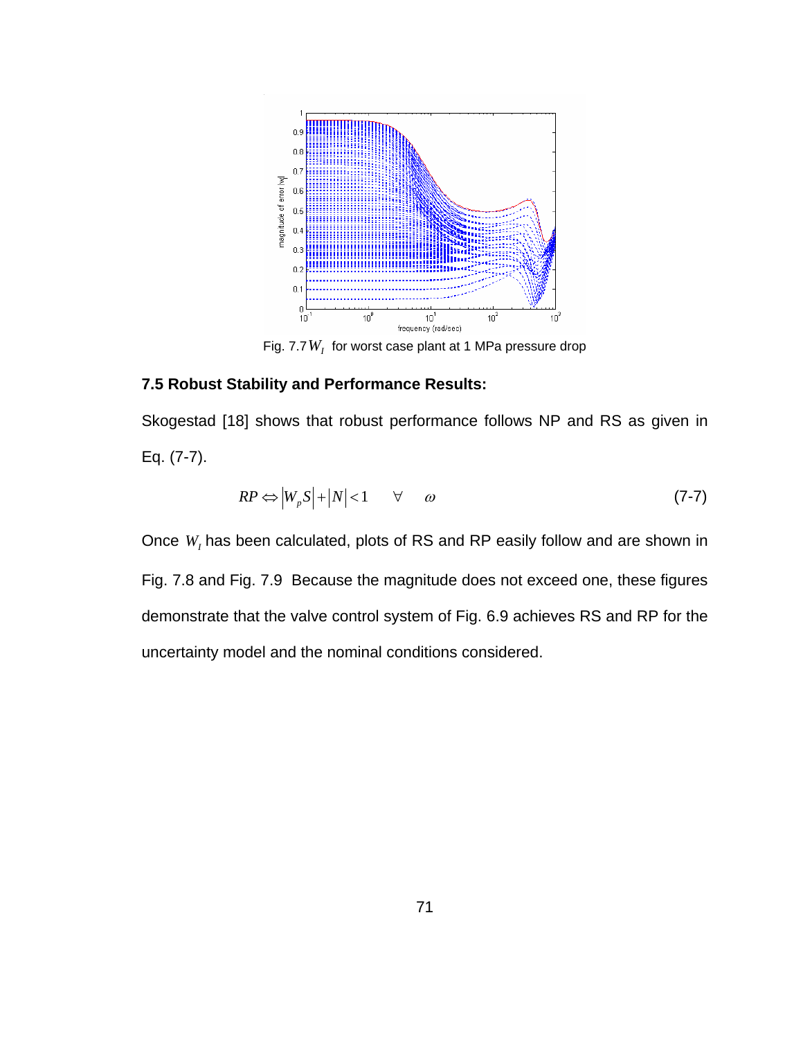Fig. 7.7 $W_I$ for worst case plant at 1 MPa pressure drop

### 7.5 Robust Stability and Performance Results:

Skogestad [18] shows that robust performance follows NP and RS as given in Eq. (7-7).

$$RP \Leftrightarrow |W_p S| + |N| < 1 \qquad \forall \quad \omega \tag{7-7}$$

Once $W_I$ has been calculated, plots of RS and RP easily follow and are shown in Fig. 7.8 and Fig. 7.9 Because the magnitude does not exceed one, these figures demonstrate that the valve control system of Fig. 6.9 achieves RS and RP for the uncertainty model and the nominal conditions considered.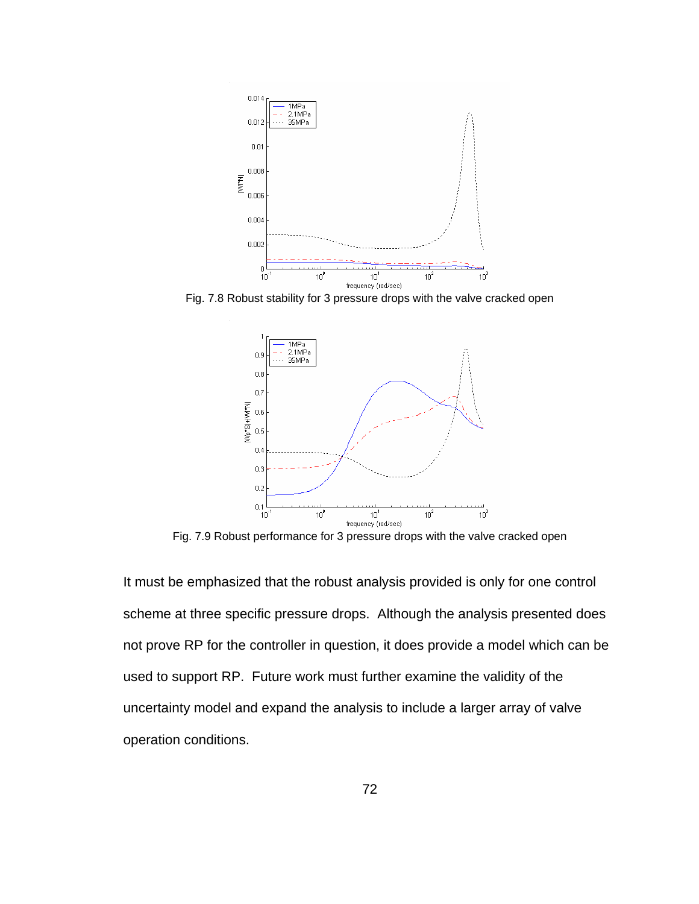Fig. 7.8 Robust stability for 3 pressure drops with the valve cracked open

Fig. 7.9 Robust performance for 3 pressure drops with the valve cracked open

It must be emphasized that the robust analysis provided is only for one control scheme at three specific pressure drops. Although the analysis presented does not prove RP for the controller in question, it does provide a model which can be used to support RP. Future work must further examine the validity of the uncertainty model and expand the analysis to include a larger array of valve operation conditions.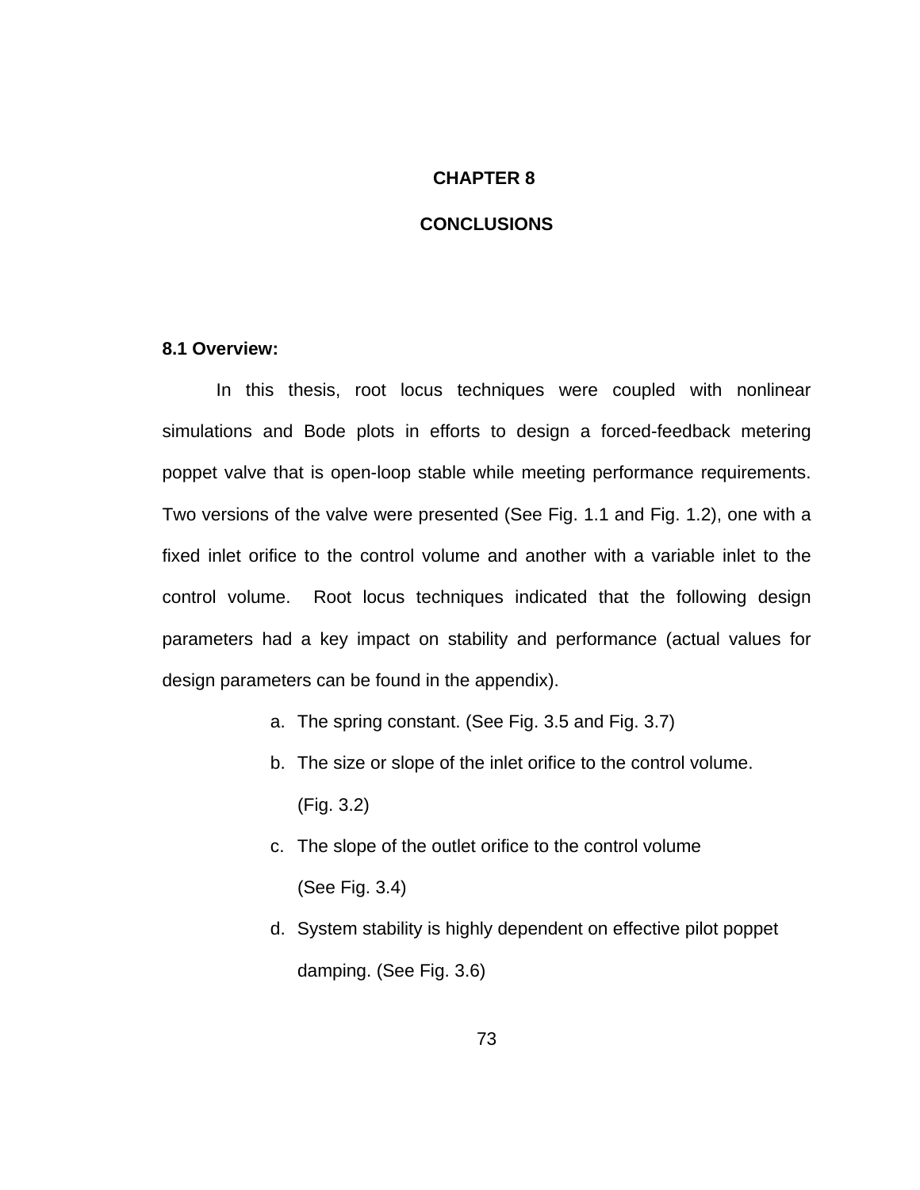# CHAPTER 8

# CONCLUSIONS

## 8.1 Overview:

In this thesis, root locus techniques were coupled with nonlinear simulations and Bode plots in efforts to design a forced-feedback metering poppet valve that is open-loop stable while meeting performance requirements. Two versions of the valve were presented (See Fig. 1.1 and Fig. 1.2), one with a fixed inlet orifice to the control volume and another with a variable inlet to the control volume. Root locus techniques indicated that the following design parameters had a key impact on stability and performance (actual values for design parameters can be found in the appendix).

a. The spring constant. (See Fig. 3.5 and Fig. 3.7)
b. The size or slope of the inlet orifice to the control volume. (Fig. 3.2)
c. The slope of the outlet orifice to the control volume (See Fig. 3.4)
d. System stability is highly dependent on effective pilot poppet damping. (See Fig. 3.6)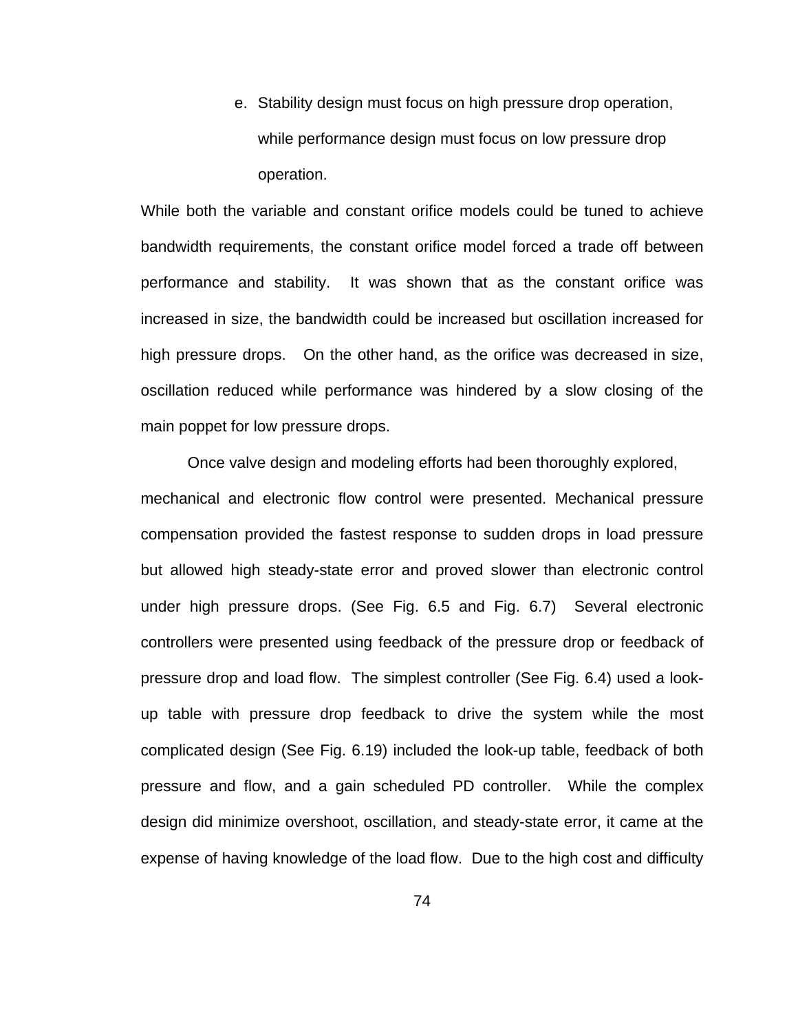e. Stability design must focus on high pressure drop operation, while performance design must focus on low pressure drop operation.

While both the variable and constant orifice models could be tuned to achieve bandwidth requirements, the constant orifice model forced a trade off between performance and stability. It was shown that as the constant orifice was increased in size, the bandwidth could be increased but oscillation increased for high pressure drops. On the other hand, as the orifice was decreased in size, oscillation reduced while performance was hindered by a slow closing of the main poppet for low pressure drops.

Once valve design and modeling efforts had been thoroughly explored, mechanical and electronic flow control were presented. Mechanical pressure compensation provided the fastest response to sudden drops in load pressure but allowed high steady-state error and proved slower than electronic control under high pressure drops. (See Fig. 6.5 and Fig. 6.7) Several electronic controllers were presented using feedback of the pressure drop or feedback of pressure drop and load flow. The simplest controller (See Fig. 6.4) used a look-up table with pressure drop feedback to drive the system while the most complicated design (See Fig. 6.19) included the look-up table, feedback of both pressure and flow, and a gain scheduled PD controller. While the complex design did minimize overshoot, oscillation, and steady-state error, it came at the expense of having knowledge of the load flow. Due to the high cost and difficulty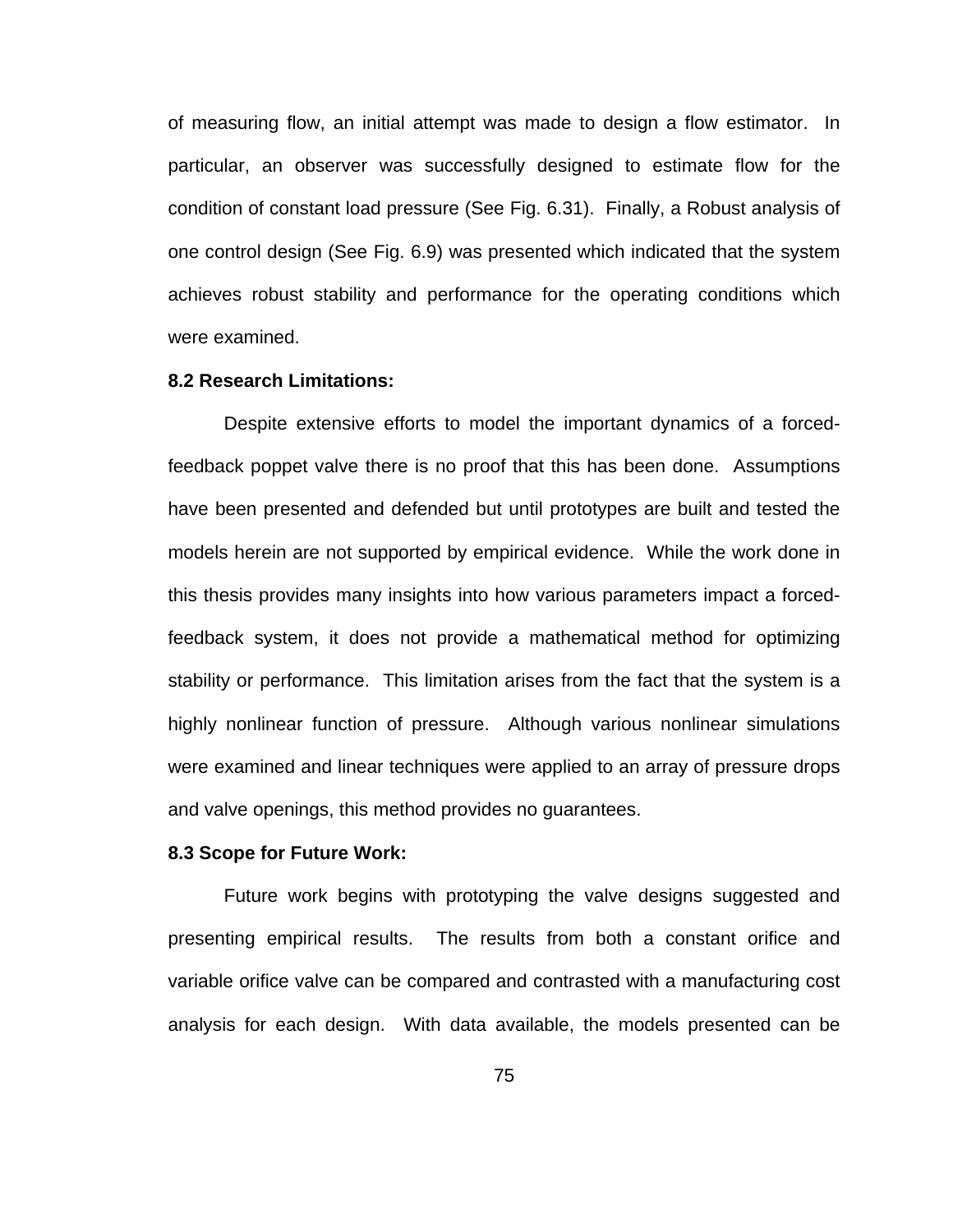of measuring flow, an initial attempt was made to design a flow estimator. In particular, an observer was successfully designed to estimate flow for the condition of constant load pressure (See Fig. 6.31). Finally, a Robust analysis of one control design (See Fig. 6.9) was presented which indicated that the system achieves robust stability and performance for the operating conditions which were examined.

**8.2 Research Limitations:**

Despite extensive efforts to model the important dynamics of a forced-feedback poppet valve there is no proof that this has been done. Assumptions have been presented and defended but until prototypes are built and tested the models herein are not supported by empirical evidence. While the work done in this thesis provides many insights into how various parameters impact a forced-feedback system, it does not provide a mathematical method for optimizing stability or performance. This limitation arises from the fact that the system is a highly nonlinear function of pressure. Although various nonlinear simulations were examined and linear techniques were applied to an array of pressure drops and valve openings, this method provides no guarantees.

**8.3 Scope for Future Work:**

Future work begins with prototyping the valve designs suggested and presenting empirical results. The results from both a constant orifice and variable orifice valve can be compared and contrasted with a manufacturing cost analysis for each design. With data available, the models presented can be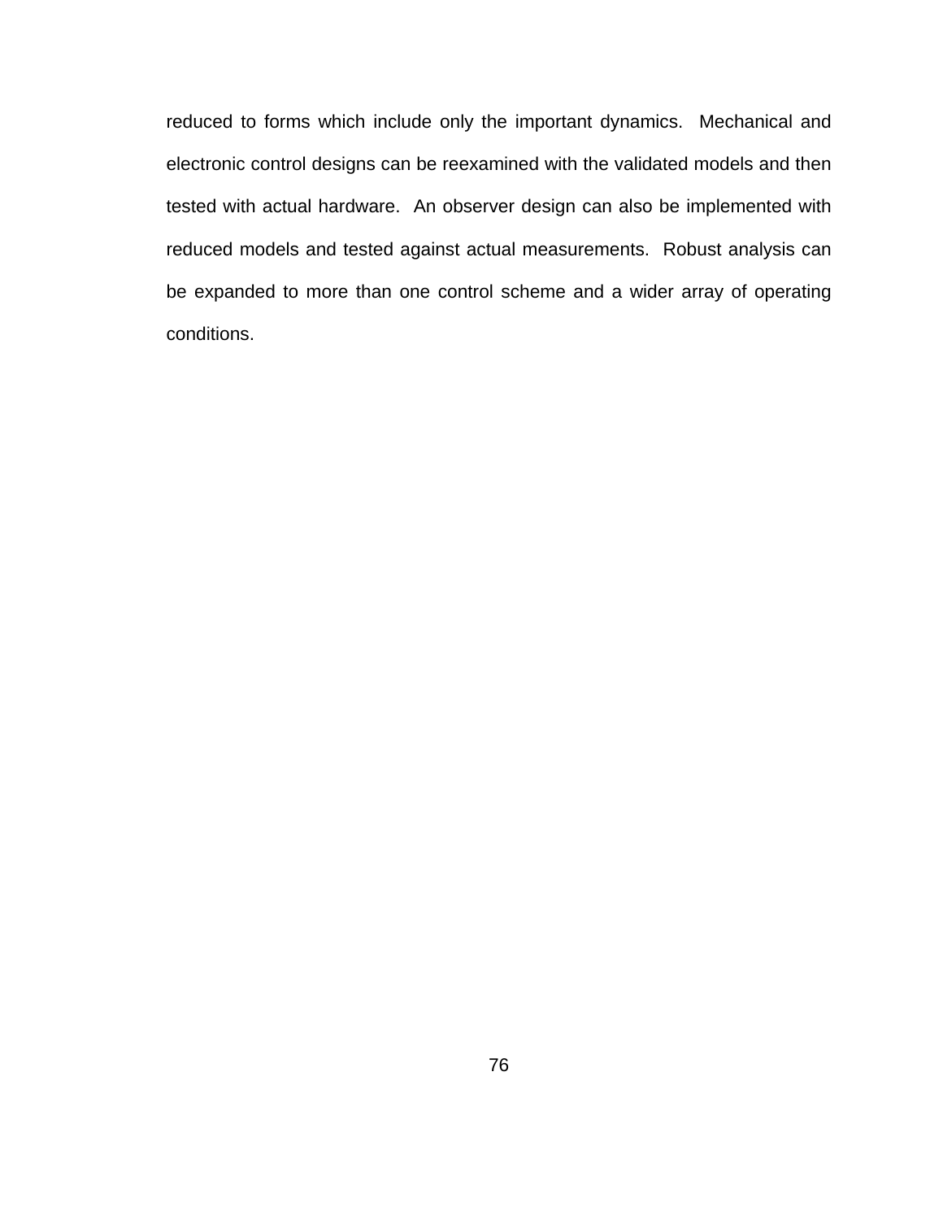reduced to forms which include only the important dynamics. Mechanical and electronic control designs can be reexamined with the validated models and then tested with actual hardware. An observer design can also be implemented with reduced models and tested against actual measurements. Robust analysis can be expanded to more than one control scheme and a wider array of operating conditions.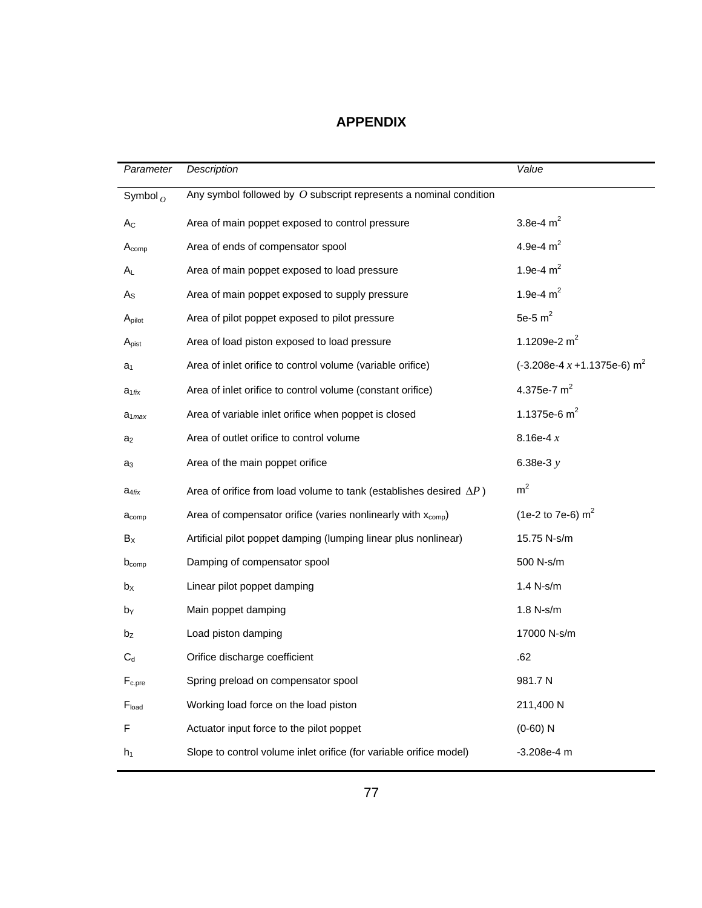# APPENDIX

| *Parameter* | *Description* | *Value* |
|---|---|---|
| Symbol $_O$ | Any symbol followed by $O$ subscript represents a nominal condition | |
| $A_C$ | Area of main poppet exposed to control pressure | 3.8e-4 $m^2$ |
| $A_{comp}$ | Area of ends of compensator spool | 4.9e-4 $m^2$ |
| $A_L$ | Area of main poppet exposed to load pressure | 1.9e-4 $m^2$ |
| $A_S$ | Area of main poppet exposed to supply pressure | 1.9e-4 $m^2$ |
| $A_{pilot}$ | Area of pilot poppet exposed to pilot pressure | 5e-5 $m^2$ |
| $A_{pist}$ | Area of load piston exposed to load pressure | 1.1209e-2 $m^2$ |
| $a_1$ | Area of inlet orifice to control volume (variable orifice) | (-3.208e-4 $x$ +1.1375e-6) $m^2$ |
| $a_{1fix}$ | Area of inlet orifice to control volume (constant orifice) | 4.375e-7 $m^2$ |
| $a_{1max}$ | Area of variable inlet orifice when poppet is closed | 1.1375e-6 $m^2$ |
| $a_2$ | Area of outlet orifice to control volume | 8.16e-4 $x$ |
| $a_3$ | Area of the main poppet orifice | 6.38e-3 $y$ |
| $a_{4fix}$ | Area of orifice from load volume to tank (establishes desired $\Delta P$) | $m^2$ |
| $a_{comp}$ | Area of compensator orifice (varies nonlinearly with $x_{comp}$) | (1e-2 to 7e-6) $m^2$ |
| $B_X$ | Artificial pilot poppet damping (lumping linear plus nonlinear) | 15.75 N-s/m |
| $b_{comp}$ | Damping of compensator spool | 500 N-s/m |
| $b_X$ | Linear pilot poppet damping | 1.4 N-s/m |
| $b_Y$ | Main poppet damping | 1.8 N-s/m |
| $b_Z$ | Load piston damping | 17000 N-s/m |
| $C_d$ | Orifice discharge coefficient | .62 |
| $F_{c.pre}$ | Spring preload on compensator spool | 981.7 N |
| $F_{load}$ | Working load force on the load piston | 211,400 N |
| F | Actuator input force to the pilot poppet | (0-60) N |
| $h_1$ | Slope to control volume inlet orifice (for variable orifice model) | -3.208e-4 m |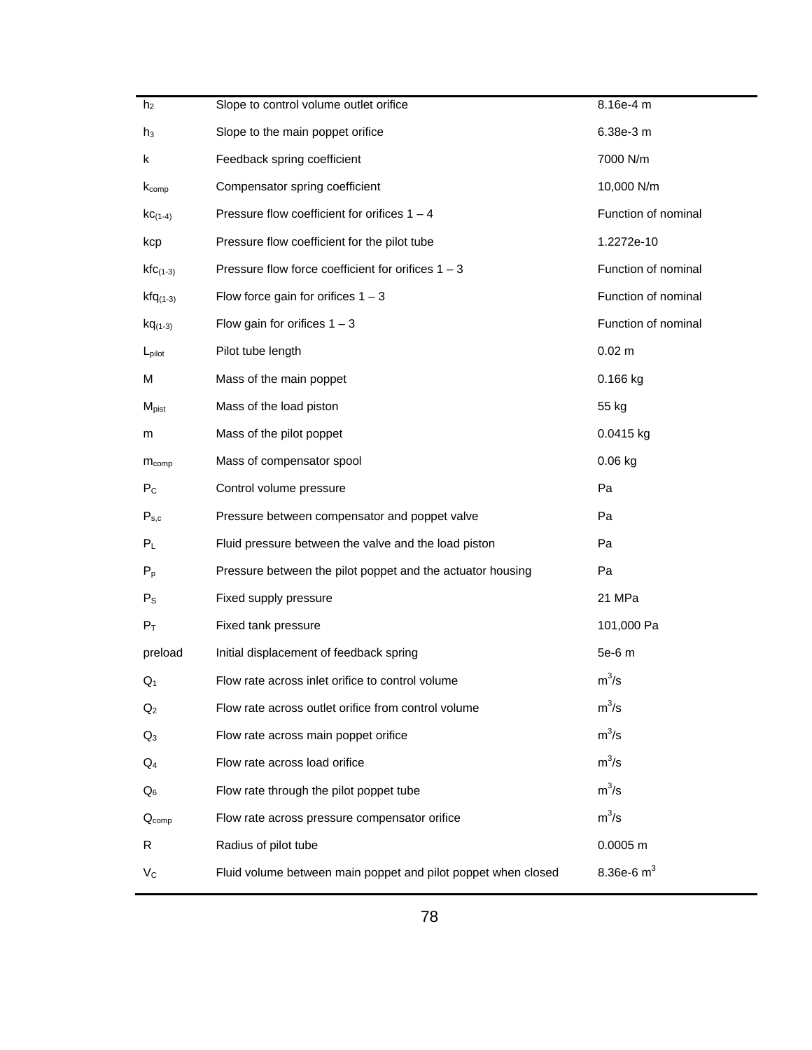| | | |
|---|---|---|
| $h_2$ | Slope to control volume outlet orifice | 8.16e-4 m |
| $h_3$ | Slope to the main poppet orifice | 6.38e-3 m |
| k | Feedback spring coefficient | 7000 N/m |
| $k_{comp}$ | Compensator spring coefficient | 10,000 N/m |
| $kc_{(1-4)}$ | Pressure flow coefficient for orifices 1 – 4 | Function of nominal |
| kcp | Pressure flow coefficient for the pilot tube | 1.2272e-10 |
| $kfc_{(1-3)}$ | Pressure flow force coefficient for orifices 1 – 3 | Function of nominal |
| $kfq_{(1-3)}$ | Flow force gain for orifices 1 – 3 | Function of nominal |
| $kq_{(1-3)}$ | Flow gain for orifices 1 – 3 | Function of nominal |
| $L_{pilot}$ | Pilot tube length | 0.02 m |
| M | Mass of the main poppet | 0.166 kg |
| $M_{pist}$ | Mass of the load piston | 55 kg |
| m | Mass of the pilot poppet | 0.0415 kg |
| $m_{comp}$ | Mass of compensator spool | 0.06 kg |
| $P_C$ | Control volume pressure | Pa |
| $P_{s,c}$ | Pressure between compensator and poppet valve | Pa |
| $P_L$ | Fluid pressure between the valve and the load piston | Pa |
| $P_p$ | Pressure between the pilot poppet and the actuator housing | Pa |
| $P_S$ | Fixed supply pressure | 21 MPa |
| $P_T$ | Fixed tank pressure | 101,000 Pa |
| preload | Initial displacement of feedback spring | 5e-6 m |
| $Q_1$ | Flow rate across inlet orifice to control volume | $m^3/s$ |
| $Q_2$ | Flow rate across outlet orifice from control volume | $m^3/s$ |
| $Q_3$ | Flow rate across main poppet orifice | $m^3/s$ |
| $Q_4$ | Flow rate across load orifice | $m^3/s$ |
| $Q_6$ | Flow rate through the pilot poppet tube | $m^3/s$ |
| $Q_{comp}$ | Flow rate across pressure compensator orifice | $m^3/s$ |
| R | Radius of pilot tube | 0.0005 m |
| $V_C$ | Fluid volume between main poppet and pilot poppet when closed | 8.36e-6 $m^3$ |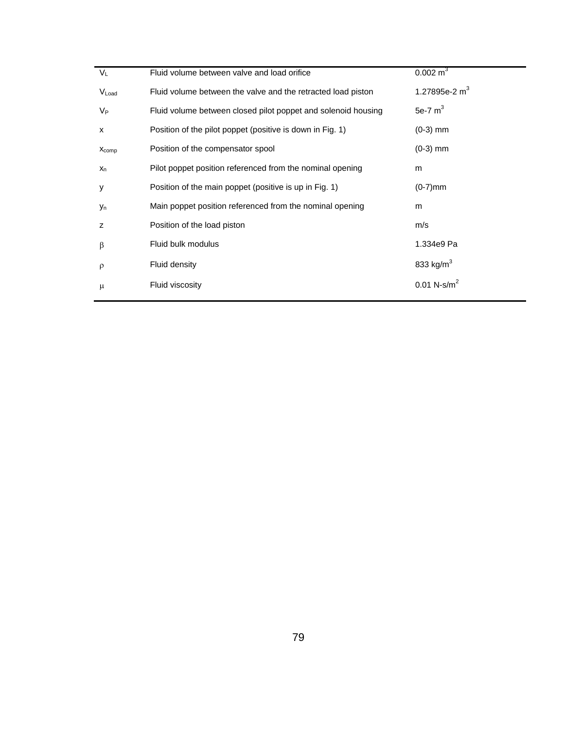| | | |
|---|---|---|
| $V_L$ | Fluid volume between valve and load orifice | 0.002 $m^3$ |
| $V_{Load}$ | Fluid volume between the valve and the retracted load piston | 1.27895e-2 $m^3$ |
| $V_P$ | Fluid volume between closed pilot poppet and solenoid housing | 5e-7 $m^3$ |
| $x$ | Position of the pilot poppet (positive is down in Fig. 1) | (0-3) mm |
| $x_{comp}$ | Position of the compensator spool | (0-3) mm |
| $x_n$ | Pilot poppet position referenced from the nominal opening | m |
| $y$ | Position of the main poppet (positive is up in Fig. 1) | (0-7)mm |
| $y_n$ | Main poppet position referenced from the nominal opening | m |
| $z$ | Position of the load piston | m/s |
| $\beta$ | Fluid bulk modulus | 1.334e9 Pa |
| $\rho$ | Fluid density | 833 kg/$m^3$ |
| $\mu$ | Fluid viscosity | 0.01 N-s/$m^2$ |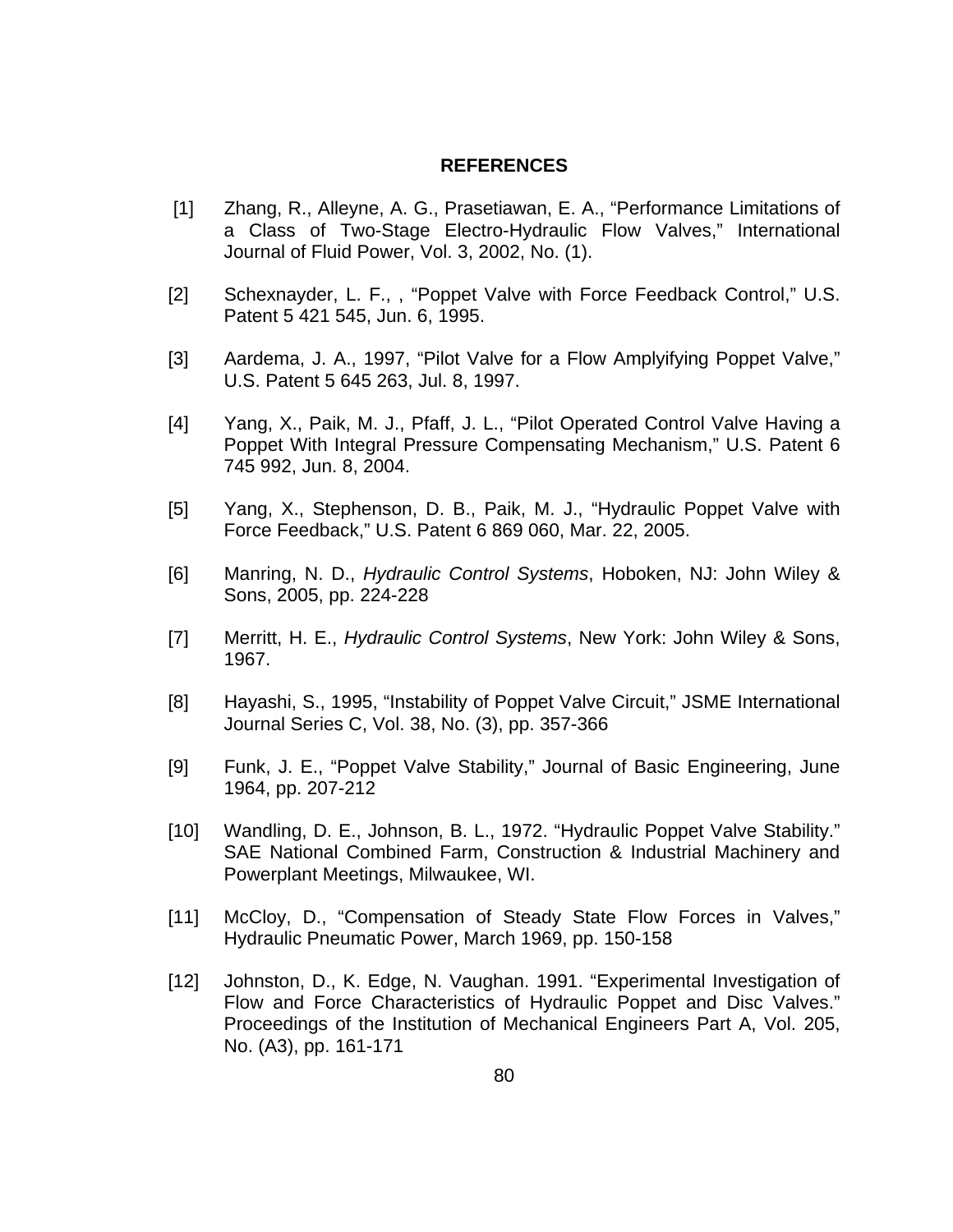# REFERENCES

[1] Zhang, R., Alleyne, A. G., Prasetiawan, E. A., "Performance Limitations of a Class of Two-Stage Electro-Hydraulic Flow Valves," International Journal of Fluid Power, Vol. 3, 2002, No. (1).

[2] Schexnayder, L. F., , "Poppet Valve with Force Feedback Control," U.S. Patent 5 421 545, Jun. 6, 1995.

[3] Aardema, J. A., 1997, "Pilot Valve for a Flow Amplyifying Poppet Valve," U.S. Patent 5 645 263, Jul. 8, 1997.

[4] Yang, X., Paik, M. J., Pfaff, J. L., "Pilot Operated Control Valve Having a Poppet With Integral Pressure Compensating Mechanism," U.S. Patent 6 745 992, Jun. 8, 2004.

[5] Yang, X., Stephenson, D. B., Paik, M. J., "Hydraulic Poppet Valve with Force Feedback," U.S. Patent 6 869 060, Mar. 22, 2005.

[6] Manring, N. D., *Hydraulic Control Systems*, Hoboken, NJ: John Wiley & Sons, 2005, pp. 224-228

[7] Merritt, H. E., *Hydraulic Control Systems*, New York: John Wiley & Sons, 1967.

[8] Hayashi, S., 1995, "Instability of Poppet Valve Circuit," JSME International Journal Series C, Vol. 38, No. (3), pp. 357-366

[9] Funk, J. E., "Poppet Valve Stability," Journal of Basic Engineering, June 1964, pp. 207-212

[10] Wandling, D. E., Johnson, B. L., 1972. "Hydraulic Poppet Valve Stability." SAE National Combined Farm, Construction & Industrial Machinery and Powerplant Meetings, Milwaukee, WI.

[11] McCloy, D., "Compensation of Steady State Flow Forces in Valves," Hydraulic Pneumatic Power, March 1969, pp. 150-158

[12] Johnston, D., K. Edge, N. Vaughan. 1991. "Experimental Investigation of Flow and Force Characteristics of Hydraulic Poppet and Disc Valves." Proceedings of the Institution of Mechanical Engineers Part A, Vol. 205, No. (A3), pp. 161-171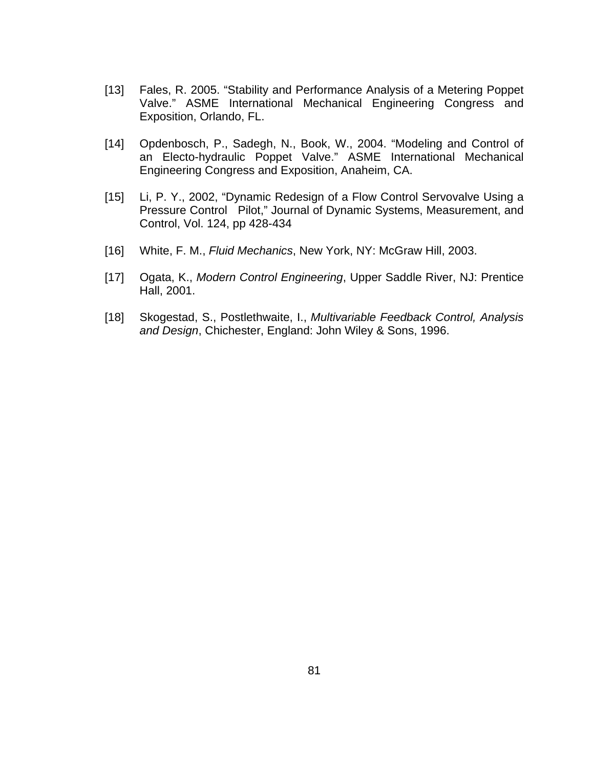[13] Fales, R. 2005. “Stability and Performance Analysis of a Metering Poppet Valve.” ASME International Mechanical Engineering Congress and Exposition, Orlando, FL.

[14] Opdenbosch, P., Sadegh, N., Book, W., 2004. “Modeling and Control of an Electo-hydraulic Poppet Valve.” ASME International Mechanical Engineering Congress and Exposition, Anaheim, CA.

[15] Li, P. Y., 2002, “Dynamic Redesign of a Flow Control Servovalve Using a Pressure Control Pilot,” Journal of Dynamic Systems, Measurement, and Control, Vol. 124, pp 428-434

[16] White, F. M., *Fluid Mechanics*, New York, NY: McGraw Hill, 2003.

[17] Ogata, K., *Modern Control Engineering*, Upper Saddle River, NJ: Prentice Hall, 2001.

[18] Skogestad, S., Postlethwaite, I., *Multivariable Feedback Control, Analysis and Design*, Chichester, England: John Wiley & Sons, 1996.